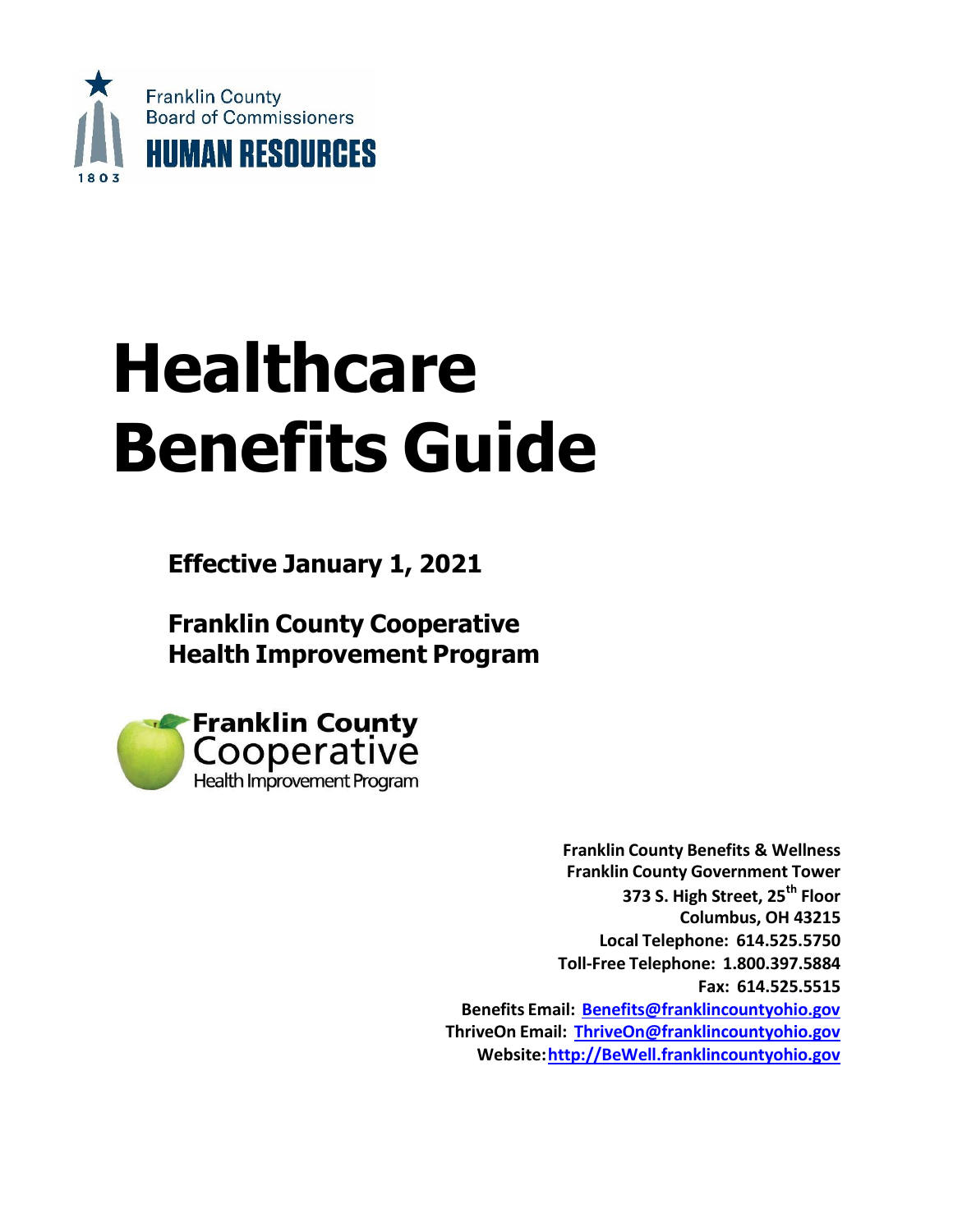Franklin County
Board of Commissioners
**HUMAN RESOURCES**

# Healthcare Benefits Guide

## Effective January 1, 2021

## Franklin County Cooperative Health Improvement Program

Franklin County Cooperative Health Improvement Program

**Franklin County Benefits & Wellness**
**Franklin County Government Tower**
**373 S. High Street, 25th Floor**
**Columbus, OH 43215**
**Local Telephone: 614.525.5750**
**Toll-Free Telephone: 1.800.397.5884**
**Fax: 614.525.5515**
**Benefits Email: Benefits@franklincountyohio.gov**
**ThriveOn Email: ThriveOn@franklincountyohio.gov**
**Website: http://BeWell.franklincountyohio.gov**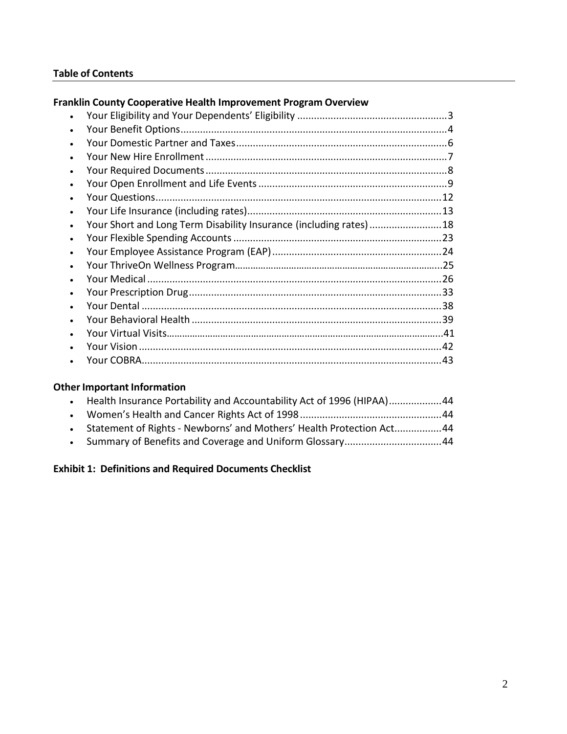## Table of Contents

### Franklin County Cooperative Health Improvement Program Overview

- Your Eligibility and Your Dependents' Eligibility ......................................................3
- Your Benefit Options...............................................................................................4
- Your Domestic Partner and Taxes...........................................................................6
- Your New Hire Enrollment......................................................................................7
- Your Required Documents......................................................................................8
- Your Open Enrollment and Life Events...................................................................9
- Your Questions......................................................................................................12
- Your Life Insurance (including rates).....................................................................13
- Your Short and Long Term Disability Insurance (including rates)..........................18
- Your Flexible Spending Accounts...........................................................................23
- Your Employee Assistance Program (EAP).............................................................24
- Your ThriveOn Wellness Program..........................................................................25
- Your Medical..........................................................................................................26
- Your Prescription Drug...........................................................................................33
- Your Dental............................................................................................................38
- Your Behavioral Health..........................................................................................39
- Your Virtual Visits...................................................................................................41
- Your Vision.............................................................................................................42
- Your COBRA............................................................................................................43

### Other Important Information

- Health Insurance Portability and Accountability Act of 1996 (HIPAA)...................44
- Women's Health and Cancer Rights Act of 1998...................................................44
- Statement of Rights - Newborns' and Mothers' Health Protection Act.................44
- Summary of Benefits and Coverage and Uniform Glossary...................................44

### Exhibit 1: Definitions and Required Documents Checklist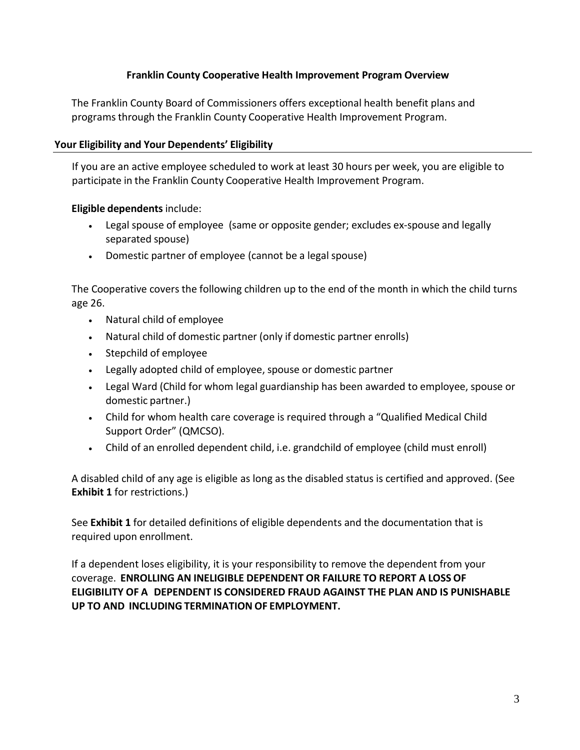# Franklin County Cooperative Health Improvement Program Overview

The Franklin County Board of Commissioners offers exceptional health benefit plans and programs through the Franklin County Cooperative Health Improvement Program.

## Your Eligibility and Your Dependents' Eligibility

If you are an active employee scheduled to work at least 30 hours per week, you are eligible to participate in the Franklin County Cooperative Health Improvement Program.

**Eligible dependents** include:

- Legal spouse of employee (same or opposite gender; excludes ex-spouse and legally separated spouse)
- Domestic partner of employee (cannot be a legal spouse)

The Cooperative covers the following children up to the end of the month in which the child turns age 26.

- Natural child of employee
- Natural child of domestic partner (only if domestic partner enrolls)
- Stepchild of employee
- Legally adopted child of employee, spouse or domestic partner
- Legal Ward (Child for whom legal guardianship has been awarded to employee, spouse or domestic partner.)
- Child for whom health care coverage is required through a "Qualified Medical Child Support Order" (QMCSO).
- Child of an enrolled dependent child, i.e. grandchild of employee (child must enroll)

A disabled child of any age is eligible as long as the disabled status is certified and approved. (See **Exhibit 1** for restrictions.)

See **Exhibit 1** for detailed definitions of eligible dependents and the documentation that is required upon enrollment.

If a dependent loses eligibility, it is your responsibility to remove the dependent from your coverage. **ENROLLING AN INELIGIBLE DEPENDENT OR FAILURE TO REPORT A LOSS OF ELIGIBILITY OF A DEPENDENT IS CONSIDERED FRAUD AGAINST THE PLAN AND IS PUNISHABLE UP TO AND INCLUDING TERMINATION OF EMPLOYMENT.**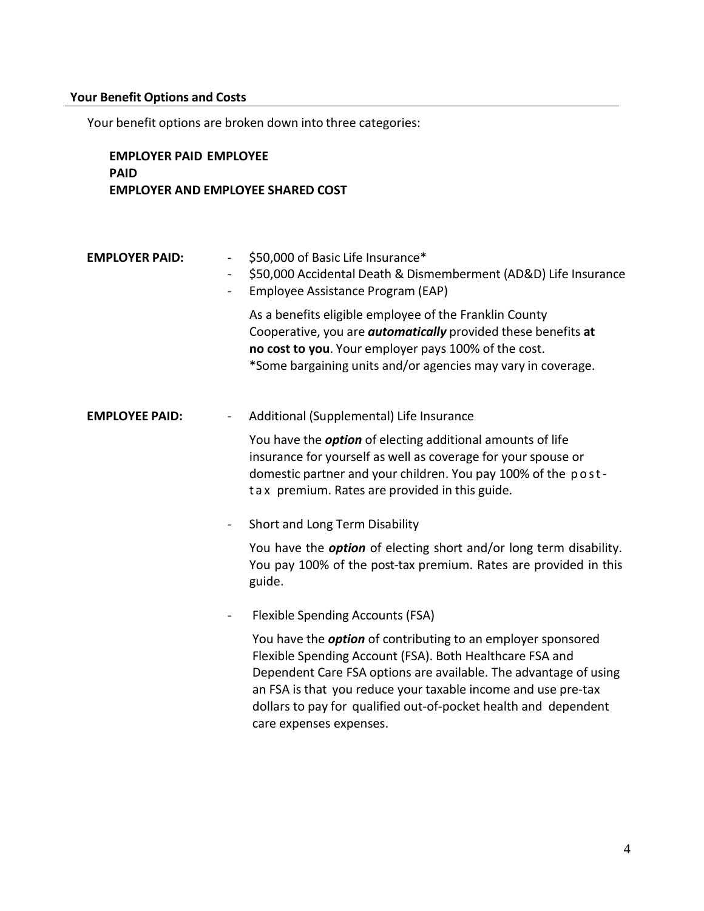## Your Benefit Options and Costs

Your benefit options are broken down into three categories:

**EMPLOYER PAID EMPLOYEE PAID**
**EMPLOYER AND EMPLOYEE SHARED COST**

**EMPLOYER PAID:**

- $50,000 of Basic Life Insurance*
- $50,000 Accidental Death & Dismemberment (AD&D) Life Insurance
- Employee Assistance Program (EAP)

As a benefits eligible employee of the Franklin County Cooperative, you are ***automatically*** provided these benefits **at no cost to you**. Your employer pays 100% of the cost.
*Some bargaining units and/or agencies may vary in coverage.

**EMPLOYEE PAID:**

- Additional (Supplemental) Life Insurance

  You have the ***option*** of electing additional amounts of life insurance for yourself as well as coverage for your spouse or domestic partner and your children. You pay 100% of the post-tax premium. Rates are provided in this guide.

- Short and Long Term Disability

  You have the ***option*** of electing short and/or long term disability. You pay 100% of the post-tax premium. Rates are provided in this guide.

- Flexible Spending Accounts (FSA)

  You have the ***option*** of contributing to an employer sponsored Flexible Spending Account (FSA). Both Healthcare FSA and Dependent Care FSA options are available. The advantage of using an FSA is that you reduce your taxable income and use pre-tax dollars to pay for qualified out-of-pocket health and dependent care expenses expenses.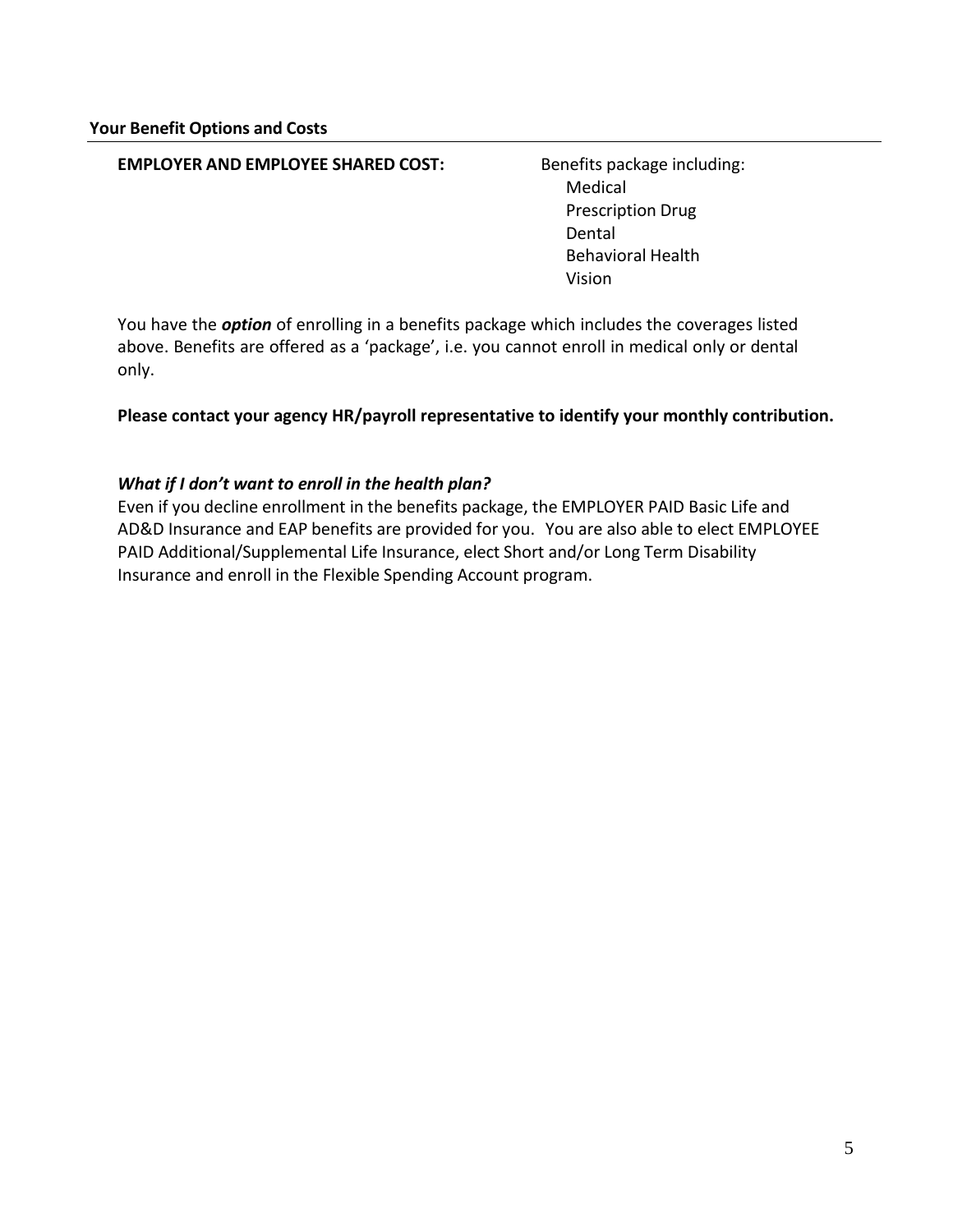## Your Benefit Options and Costs

**EMPLOYER AND EMPLOYEE SHARED COST:**

Benefits package including:

- Medical
- Prescription Drug
- Dental
- Behavioral Health
- Vision

You have the ***option*** of enrolling in a benefits package which includes the coverages listed above. Benefits are offered as a 'package', i.e. you cannot enroll in medical only or dental only.

**Please contact your agency HR/payroll representative to identify your monthly contribution.**

***What if I don't want to enroll in the health plan?***

Even if you decline enrollment in the benefits package, the EMPLOYER PAID Basic Life and AD&D Insurance and EAP benefits are provided for you. You are also able to elect EMPLOYEE PAID Additional/Supplemental Life Insurance, elect Short and/or Long Term Disability Insurance and enroll in the Flexible Spending Account program.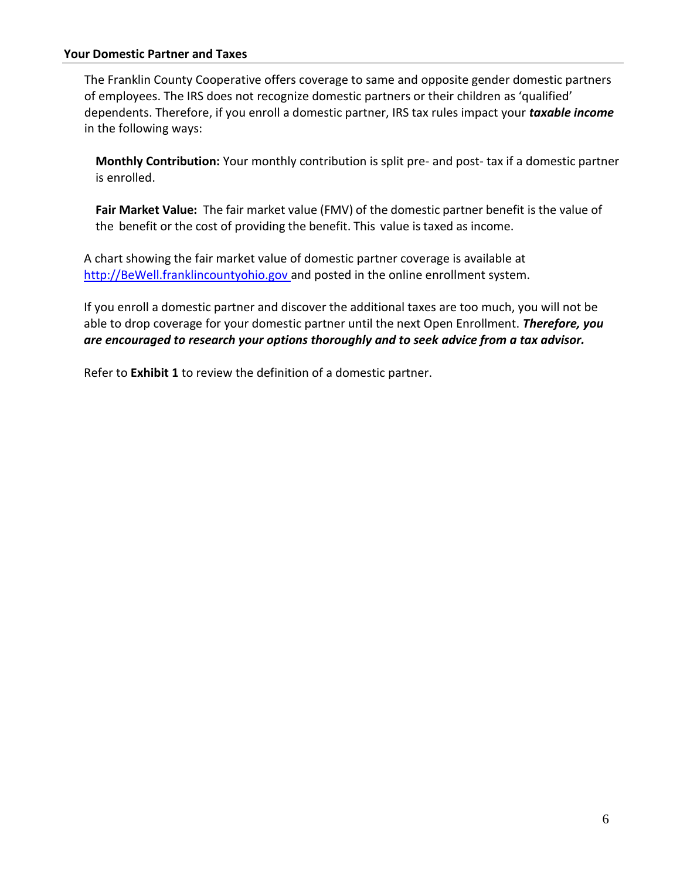## Your Domestic Partner and Taxes

The Franklin County Cooperative offers coverage to same and opposite gender domestic partners of employees. The IRS does not recognize domestic partners or their children as 'qualified' dependents. Therefore, if you enroll a domestic partner, IRS tax rules impact your ***taxable income*** in the following ways:

**Monthly Contribution:** Your monthly contribution is split pre- and post- tax if a domestic partner is enrolled.

**Fair Market Value:** The fair market value (FMV) of the domestic partner benefit is the value of the benefit or the cost of providing the benefit. This value is taxed as income.

A chart showing the fair market value of domestic partner coverage is available at [http://BeWell.franklincountyohio.gov](http://BeWell.franklincountyohio.gov) and posted in the online enrollment system.

If you enroll a domestic partner and discover the additional taxes are too much, you will not be able to drop coverage for your domestic partner until the next Open Enrollment. ***Therefore, you are encouraged to research your options thoroughly and to seek advice from a tax advisor.***

Refer to **Exhibit 1** to review the definition of a domestic partner.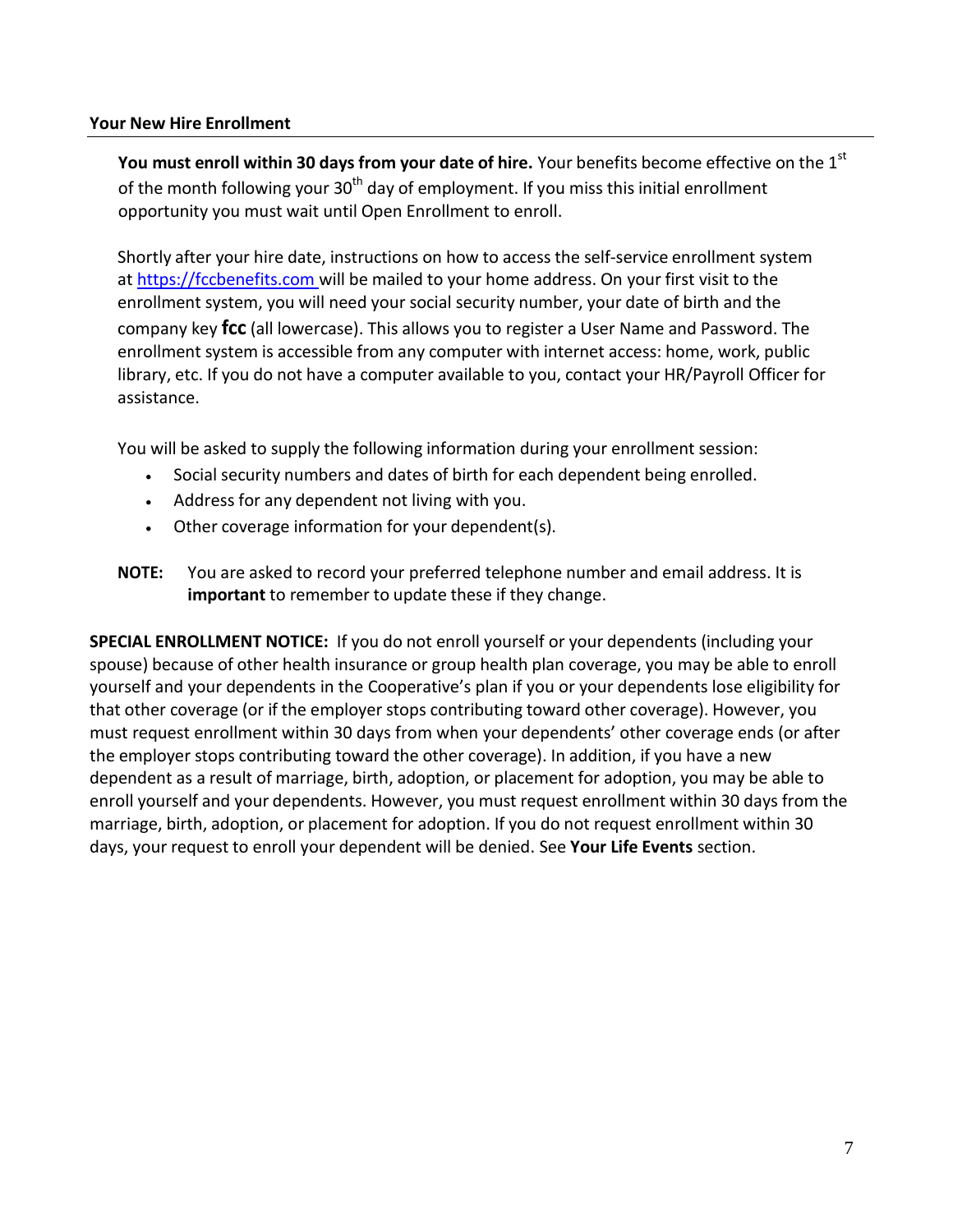### Your New Hire Enrollment

**You must enroll within 30 days from your date of hire.** Your benefits become effective on the 1st of the month following your 30th day of employment. If you miss this initial enrollment opportunity you must wait until Open Enrollment to enroll.

Shortly after your hire date, instructions on how to access the self-service enrollment system at [https://fccbenefits.com](https://fccbenefits.com) will be mailed to your home address. On your first visit to the enrollment system, you will need your social security number, your date of birth and the company key **fcc** (all lowercase). This allows you to register a User Name and Password. The enrollment system is accessible from any computer with internet access: home, work, public library, etc. If you do not have a computer available to you, contact your HR/Payroll Officer for assistance.

You will be asked to supply the following information during your enrollment session:

- Social security numbers and dates of birth for each dependent being enrolled.
- Address for any dependent not living with you.
- Other coverage information for your dependent(s).

**NOTE:** You are asked to record your preferred telephone number and email address. It is **important** to remember to update these if they change.

**SPECIAL ENROLLMENT NOTICE:** If you do not enroll yourself or your dependents (including your spouse) because of other health insurance or group health plan coverage, you may be able to enroll yourself and your dependents in the Cooperative's plan if you or your dependents lose eligibility for that other coverage (or if the employer stops contributing toward other coverage). However, you must request enrollment within 30 days from when your dependents' other coverage ends (or after the employer stops contributing toward the other coverage). In addition, if you have a new dependent as a result of marriage, birth, adoption, or placement for adoption, you may be able to enroll yourself and your dependents. However, you must request enrollment within 30 days from the marriage, birth, adoption, or placement for adoption. If you do not request enrollment within 30 days, your request to enroll your dependent will be denied. See **Your Life Events** section.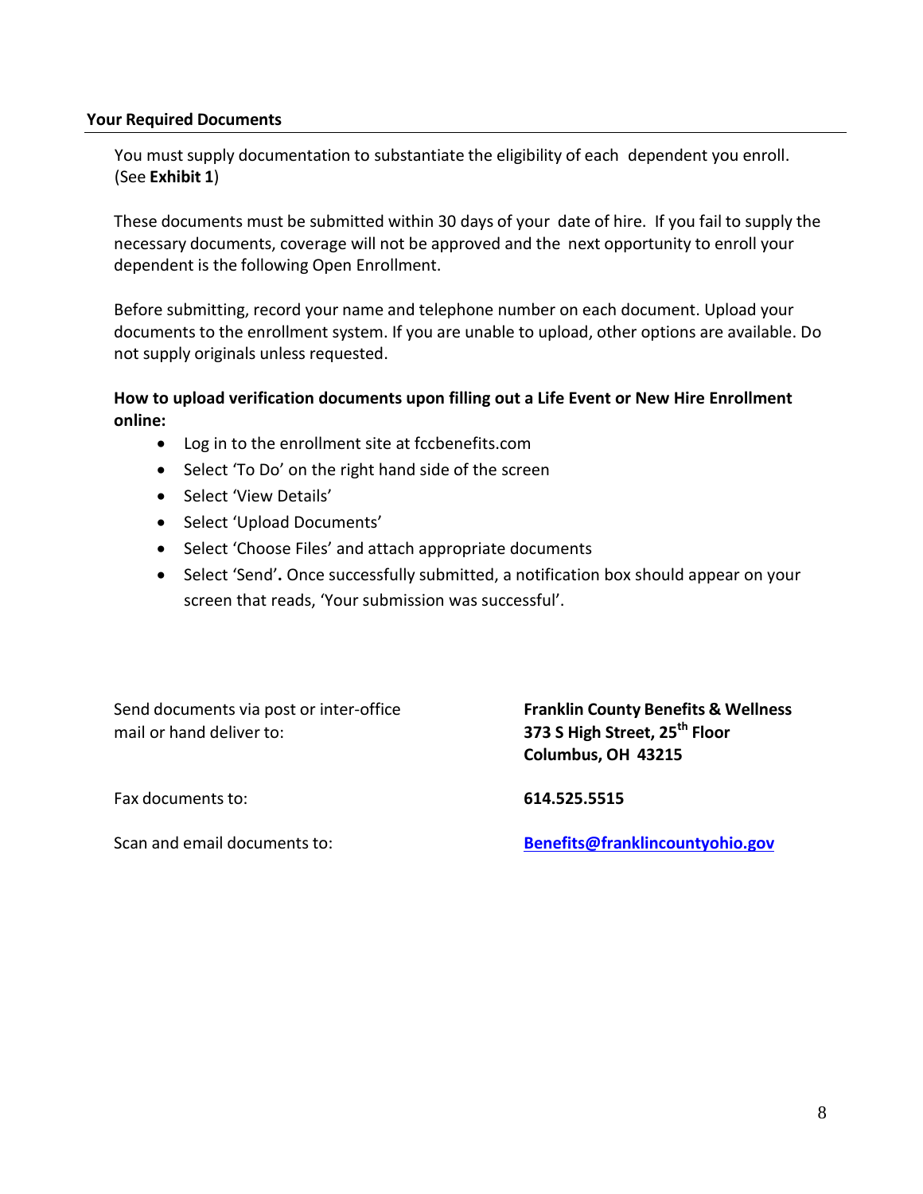## Your Required Documents

You must supply documentation to substantiate the eligibility of each dependent you enroll. (See **Exhibit 1**)

These documents must be submitted within 30 days of your date of hire. If you fail to supply the necessary documents, coverage will not be approved and the next opportunity to enroll your dependent is the following Open Enrollment.

Before submitting, record your name and telephone number on each document. Upload your documents to the enrollment system. If you are unable to upload, other options are available. Do not supply originals unless requested.

**How to upload verification documents upon filling out a Life Event or New Hire Enrollment online:**

- Log in to the enrollment site at fccbenefits.com
- Select 'To Do' on the right hand side of the screen
- Select 'View Details'
- Select 'Upload Documents'
- Select 'Choose Files' and attach appropriate documents
- Select 'Send'**.** Once successfully submitted, a notification box should appear on your screen that reads, 'Your submission was successful'.

| | |
|---|---|
| Send documents via post or inter-office mail or hand deliver to: | **Franklin County Benefits & Wellness**<br>**373 S High Street, 25th Floor**<br>**Columbus, OH 43215** |
| Fax documents to: | **614.525.5515** |
| Scan and email documents to: | **Benefits@franklincountyohio.gov** |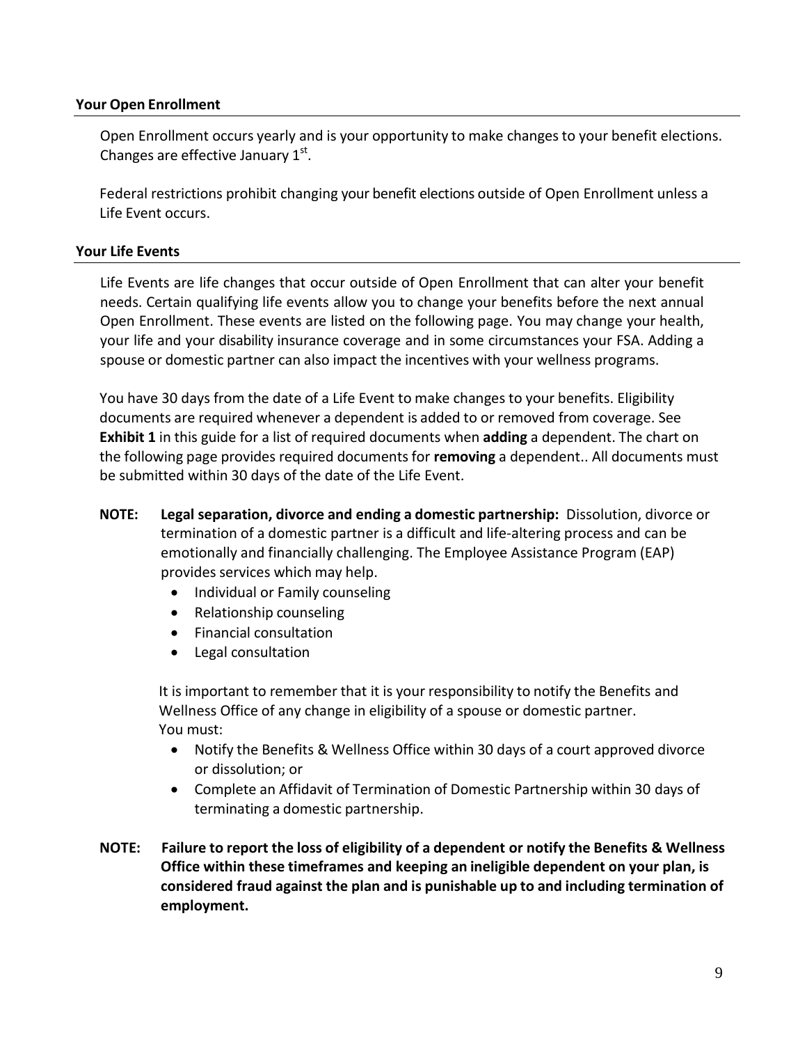## Your Open Enrollment

Open Enrollment occurs yearly and is your opportunity to make changes to your benefit elections. Changes are effective January 1st.

Federal restrictions prohibit changing your benefit elections outside of Open Enrollment unless a Life Event occurs.

## Your Life Events

Life Events are life changes that occur outside of Open Enrollment that can alter your benefit needs. Certain qualifying life events allow you to change your benefits before the next annual Open Enrollment. These events are listed on the following page. You may change your health, your life and your disability insurance coverage and in some circumstances your FSA. Adding a spouse or domestic partner can also impact the incentives with your wellness programs.

You have 30 days from the date of a Life Event to make changes to your benefits. Eligibility documents are required whenever a dependent is added to or removed from coverage. See **Exhibit 1** in this guide for a list of required documents when **adding** a dependent. The chart on the following page provides required documents for **removing** a dependent.. All documents must be submitted within 30 days of the date of the Life Event.

**NOTE: Legal separation, divorce and ending a domestic partnership:** Dissolution, divorce or termination of a domestic partner is a difficult and life-altering process and can be emotionally and financially challenging. The Employee Assistance Program (EAP) provides services which may help.

- Individual or Family counseling
- Relationship counseling
- Financial consultation
- Legal consultation

It is important to remember that it is your responsibility to notify the Benefits and Wellness Office of any change in eligibility of a spouse or domestic partner. You must:

- Notify the Benefits & Wellness Office within 30 days of a court approved divorce or dissolution; or
- Complete an Affidavit of Termination of Domestic Partnership within 30 days of terminating a domestic partnership.

**NOTE: Failure to report the loss of eligibility of a dependent or notify the Benefits & Wellness Office within these timeframes and keeping an ineligible dependent on your plan, is considered fraud against the plan and is punishable up to and including termination of employment.**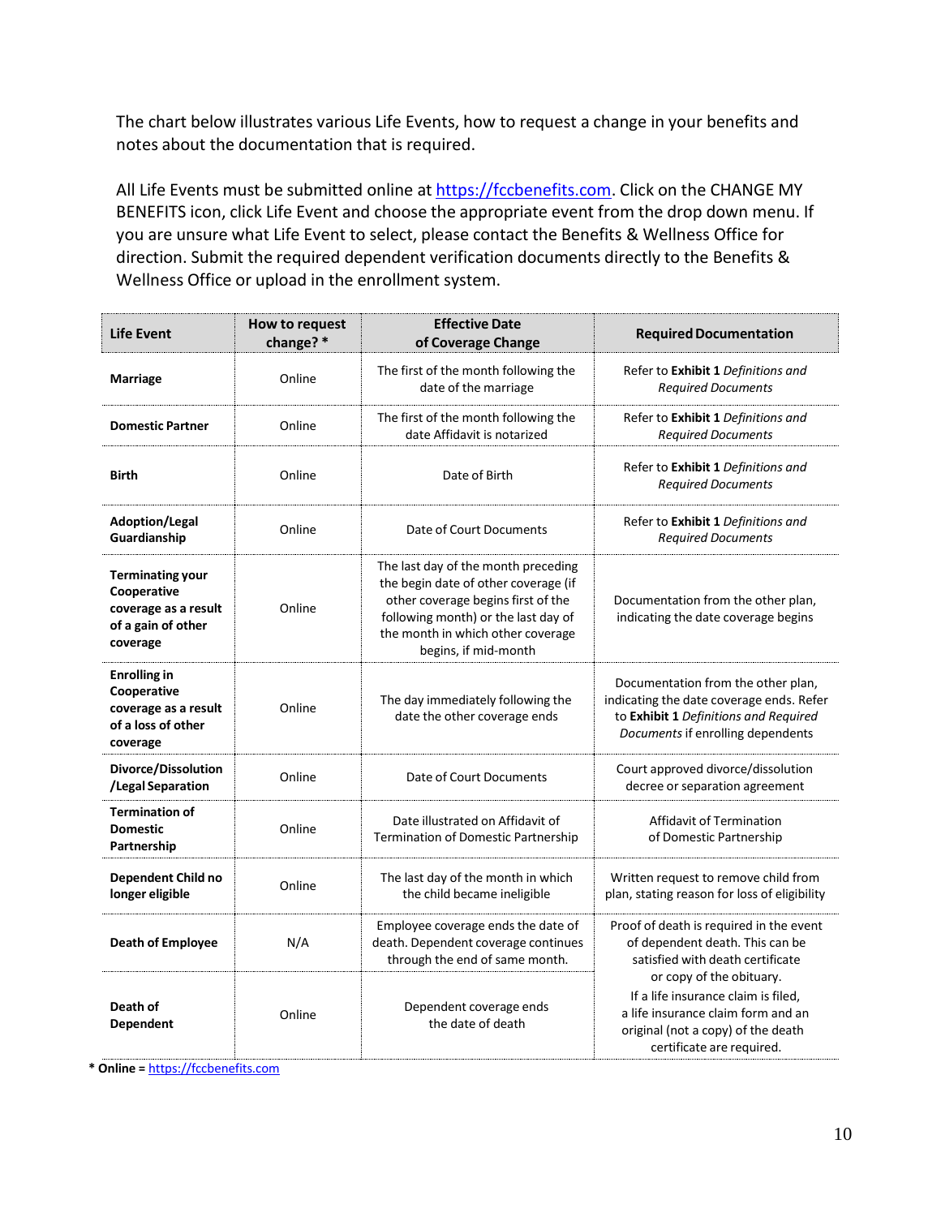The chart below illustrates various Life Events, how to request a change in your benefits and notes about the documentation that is required.

All Life Events must be submitted online at https://fccbenefits.com. Click on the CHANGE MY BENEFITS icon, click Life Event and choose the appropriate event from the drop down menu. If you are unsure what Life Event to select, please contact the Benefits & Wellness Office for direction. Submit the required dependent verification documents directly to the Benefits & Wellness Office or upload in the enrollment system.

| Life Event | How to request change? * | Effective Date of Coverage Change | Required Documentation |
|---|---|---|---|
| **Marriage** | Online | The first of the month following the date of the marriage | Refer to **Exhibit 1** *Definitions and Required Documents* |
| **Domestic Partner** | Online | The first of the month following the date Affidavit is notarized | Refer to **Exhibit 1** *Definitions and Required Documents* |
| **Birth** | Online | Date of Birth | Refer to **Exhibit 1** *Definitions and Required Documents* |
| **Adoption/Legal Guardianship** | Online | Date of Court Documents | Refer to **Exhibit 1** *Definitions and Required Documents* |
| **Terminating your Cooperative coverage as a result of a gain of other coverage** | Online | The last day of the month preceding the begin date of other coverage (if other coverage begins first of the following month) or the last day of the month in which other coverage begins, if mid-month | Documentation from the other plan, indicating the date coverage begins |
| **Enrolling in Cooperative coverage as a result of a loss of other coverage** | Online | The day immediately following the date the other coverage ends | Documentation from the other plan, indicating the date coverage ends. Refer to **Exhibit 1** *Definitions and Required Documents* if enrolling dependents |
| **Divorce/Dissolution /Legal Separation** | Online | Date of Court Documents | Court approved divorce/dissolution decree or separation agreement |
| **Termination of Domestic Partnership** | Online | Date illustrated on Affidavit of Termination of Domestic Partnership | Affidavit of Termination of Domestic Partnership |
| **Dependent Child no longer eligible** | Online | The last day of the month in which the child became ineligible | Written request to remove child from plan, stating reason for loss of eligibility |
| **Death of Employee** | N/A | Employee coverage ends the date of death. Dependent coverage continues through the end of same month. | Proof of death is required in the event of dependent death. This can be satisfied with death certificate or copy of the obituary. If a life insurance claim is filed, a life insurance claim form and an original (not a copy) of the death certificate are required. |
| **Death of Dependent** | Online | Dependent coverage ends the date of death | |

**\* Online =** https://fccbenefits.com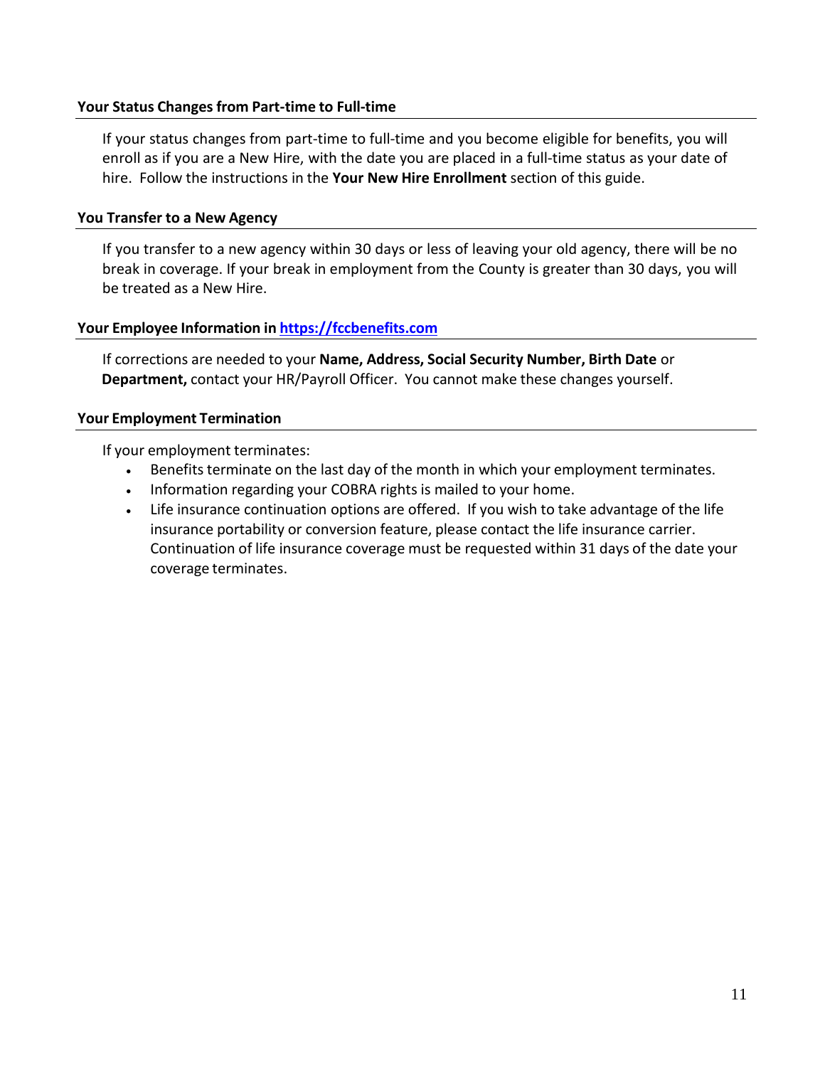### Your Status Changes from Part-time to Full-time

If your status changes from part-time to full-time and you become eligible for benefits, you will enroll as if you are a New Hire, with the date you are placed in a full-time status as your date of hire. Follow the instructions in the **Your New Hire Enrollment** section of this guide.

### You Transfer to a New Agency

If you transfer to a new agency within 30 days or less of leaving your old agency, there will be no break in coverage. If your break in employment from the County is greater than 30 days, you will be treated as a New Hire.

### Your Employee Information in https://fccbenefits.com

If corrections are needed to your **Name, Address, Social Security Number, Birth Date** or **Department,** contact your HR/Payroll Officer. You cannot make these changes yourself.

### Your Employment Termination

If your employment terminates:

- Benefits terminate on the last day of the month in which your employment terminates.
- Information regarding your COBRA rights is mailed to your home.
- Life insurance continuation options are offered. If you wish to take advantage of the life insurance portability or conversion feature, please contact the life insurance carrier. Continuation of life insurance coverage must be requested within 31 days of the date your coverage terminates.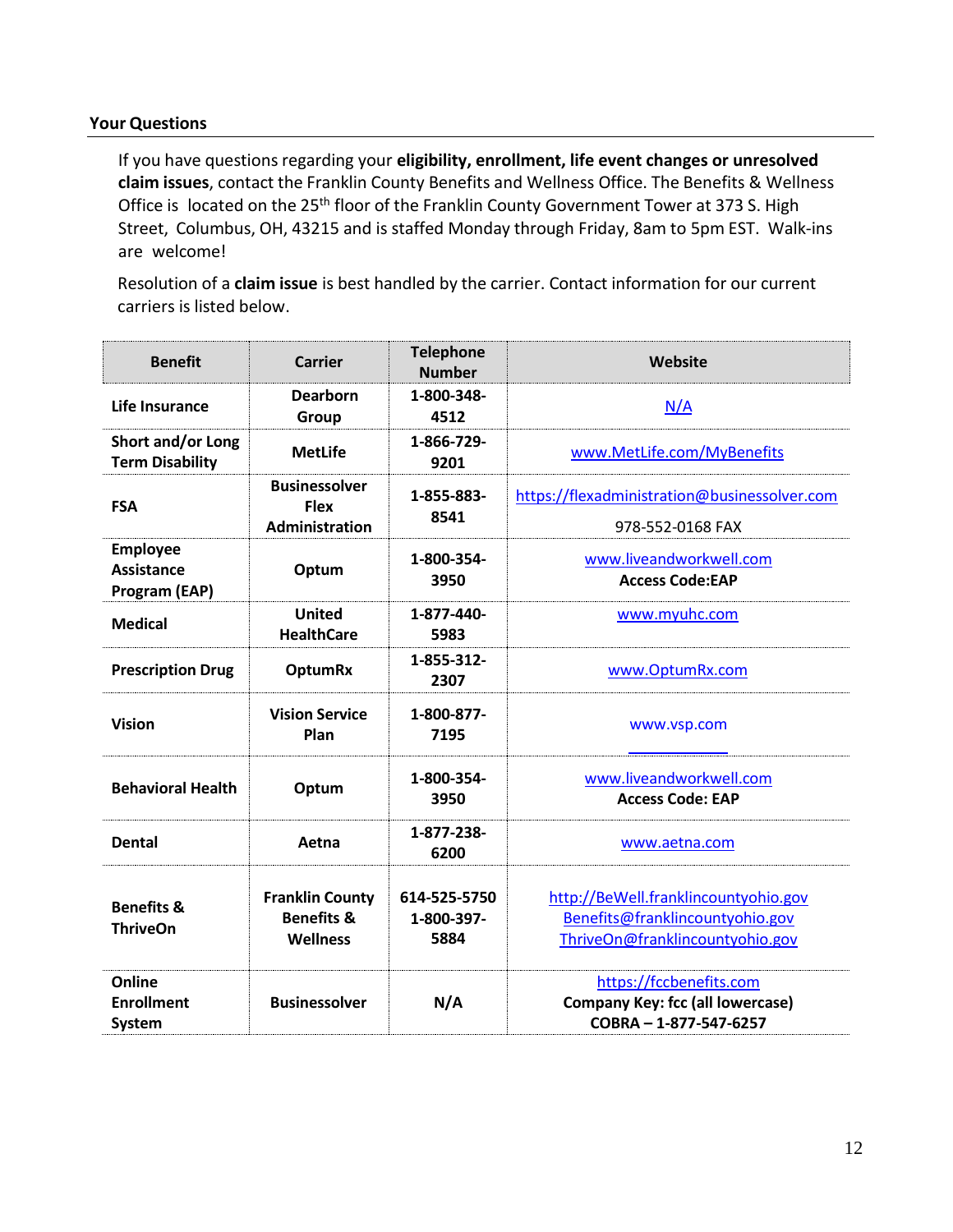## Your Questions

If you have questions regarding your **eligibility, enrollment, life event changes or unresolved claim issues**, contact the Franklin County Benefits and Wellness Office. The Benefits & Wellness Office is located on the 25th floor of the Franklin County Government Tower at 373 S. High Street, Columbus, OH, 43215 and is staffed Monday through Friday, 8am to 5pm EST. Walk-ins are welcome!

Resolution of a **claim issue** is best handled by the carrier. Contact information for our current carriers is listed below.

| Benefit | Carrier | Telephone Number | Website |
|---|---|---|---|
| **Life Insurance** | **Dearborn Group** | **1-800-348-4512** | N/A |
| **Short and/or Long Term Disability** | **MetLife** | **1-866-729-9201** | www.MetLife.com/MyBenefits |
| **FSA** | **Businessolver Flex Administration** | **1-855-883-8541** | https://flexadministration@businessolver.com<br>978-552-0168 FAX |
| **Employee Assistance Program (EAP)** | **Optum** | **1-800-354-3950** | www.liveandworkwell.com<br>**Access Code:EAP** |
| **Medical** | **United HealthCare** | **1-877-440-5983** | www.myuhc.com |
| **Prescription Drug** | **OptumRx** | **1-855-312-2307** | www.OptumRx.com |
| **Vision** | **Vision Service Plan** | **1-800-877-7195** | www.vsp.com |
| **Behavioral Health** | **Optum** | **1-800-354-3950** | www.liveandworkwell.com<br>**Access Code: EAP** |
| **Dental** | **Aetna** | **1-877-238-6200** | www.aetna.com |
| **Benefits & ThriveOn** | **Franklin County Benefits & Wellness** | **614-525-5750<br>1-800-397-5884** | http://BeWell.franklincountyohio.gov<br>Benefits@franklincountyohio.gov<br>ThriveOn@franklincountyohio.gov |
| **Online Enrollment System** | **Businessolver** | **N/A** | https://fccbenefits.com<br>**Company Key: fcc (all lowercase)**<br>**COBRA – 1-877-547-6257** |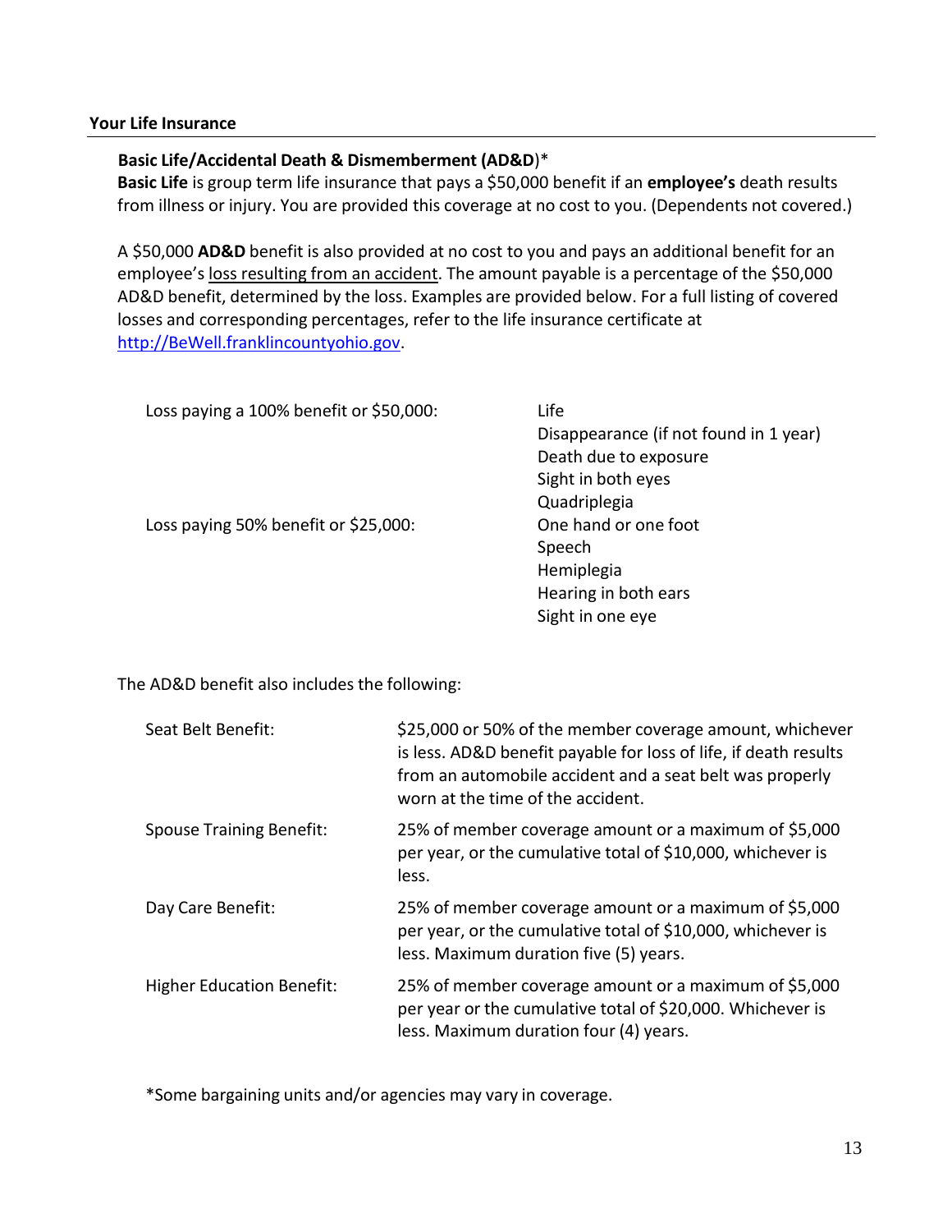## Your Life Insurance

### Basic Life/Accidental Death & Dismemberment (AD&D)*

**Basic Life** is group term life insurance that pays a $50,000 benefit if an **employee's** death results from illness or injury. You are provided this coverage at no cost to you. (Dependents not covered.)

A $50,000 **AD&D** benefit is also provided at no cost to you and pays an additional benefit for an employee's loss resulting from an accident. The amount payable is a percentage of the $50,000 AD&D benefit, determined by the loss. Examples are provided below. For a full listing of covered losses and corresponding percentages, refer to the life insurance certificate at http://BeWell.franklincountyohio.gov.

| | |
|---|---|
| Loss paying a 100% benefit or $50,000: | Life<br>Disappearance (if not found in 1 year)<br>Death due to exposure<br>Sight in both eyes<br>Quadriplegia |
| Loss paying 50% benefit or $25,000: | One hand or one foot<br>Speech<br>Hemiplegia<br>Hearing in both ears<br>Sight in one eye |

The AD&D benefit also includes the following:

| | |
|---|---|
| Seat Belt Benefit: | $25,000 or 50% of the member coverage amount, whichever is less. AD&D benefit payable for loss of life, if death results from an automobile accident and a seat belt was properly worn at the time of the accident. |
| Spouse Training Benefit: | 25% of member coverage amount or a maximum of $5,000 per year, or the cumulative total of $10,000, whichever is less. |
| Day Care Benefit: | 25% of member coverage amount or a maximum of $5,000 per year, or the cumulative total of $10,000, whichever is less. Maximum duration five (5) years. |
| Higher Education Benefit: | 25% of member coverage amount or a maximum of $5,000 per year or the cumulative total of $20,000. Whichever is less. Maximum duration four (4) years. |

*Some bargaining units and/or agencies may vary in coverage.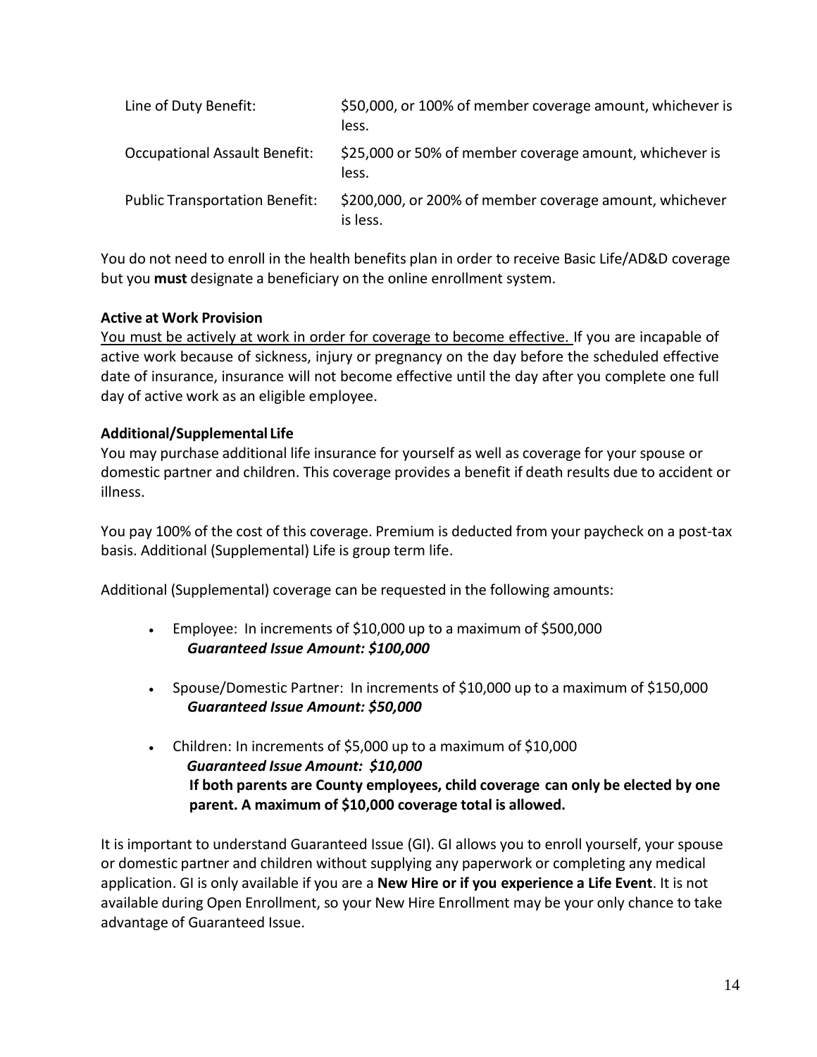| | |
|---|---|
| Line of Duty Benefit: | $50,000, or 100% of member coverage amount, whichever is less. |
| Occupational Assault Benefit: | $25,000 or 50% of member coverage amount, whichever is less. |
| Public Transportation Benefit: | $200,000, or 200% of member coverage amount, whichever is less. |

You do not need to enroll in the health benefits plan in order to receive Basic Life/AD&D coverage but you **must** designate a beneficiary on the online enrollment system.

**Active at Work Provision**

<u>You must be actively at work in order for coverage to become effective.</u> If you are incapable of active work because of sickness, injury or pregnancy on the day before the scheduled effective date of insurance, insurance will not become effective until the day after you complete one full day of active work as an eligible employee.

**Additional/Supplemental Life**

You may purchase additional life insurance for yourself as well as coverage for your spouse or domestic partner and children. This coverage provides a benefit if death results due to accident or illness.

You pay 100% of the cost of this coverage. Premium is deducted from your paycheck on a post-tax basis. Additional (Supplemental) Life is group term life.

Additional (Supplemental) coverage can be requested in the following amounts:

- Employee: In increments of $10,000 up to a maximum of $500,000
  ***Guaranteed Issue Amount: $100,000***

- Spouse/Domestic Partner: In increments of $10,000 up to a maximum of $150,000
  ***Guaranteed Issue Amount: $50,000***

- Children: In increments of $5,000 up to a maximum of $10,000
  ***Guaranteed Issue Amount: $10,000***
  **If both parents are County employees, child coverage can only be elected by one parent. A maximum of $10,000 coverage total is allowed.**

It is important to understand Guaranteed Issue (GI). GI allows you to enroll yourself, your spouse or domestic partner and children without supplying any paperwork or completing any medical application. GI is only available if you are a **New Hire or if you experience a Life Event**. It is not available during Open Enrollment, so your New Hire Enrollment may be your only chance to take advantage of Guaranteed Issue.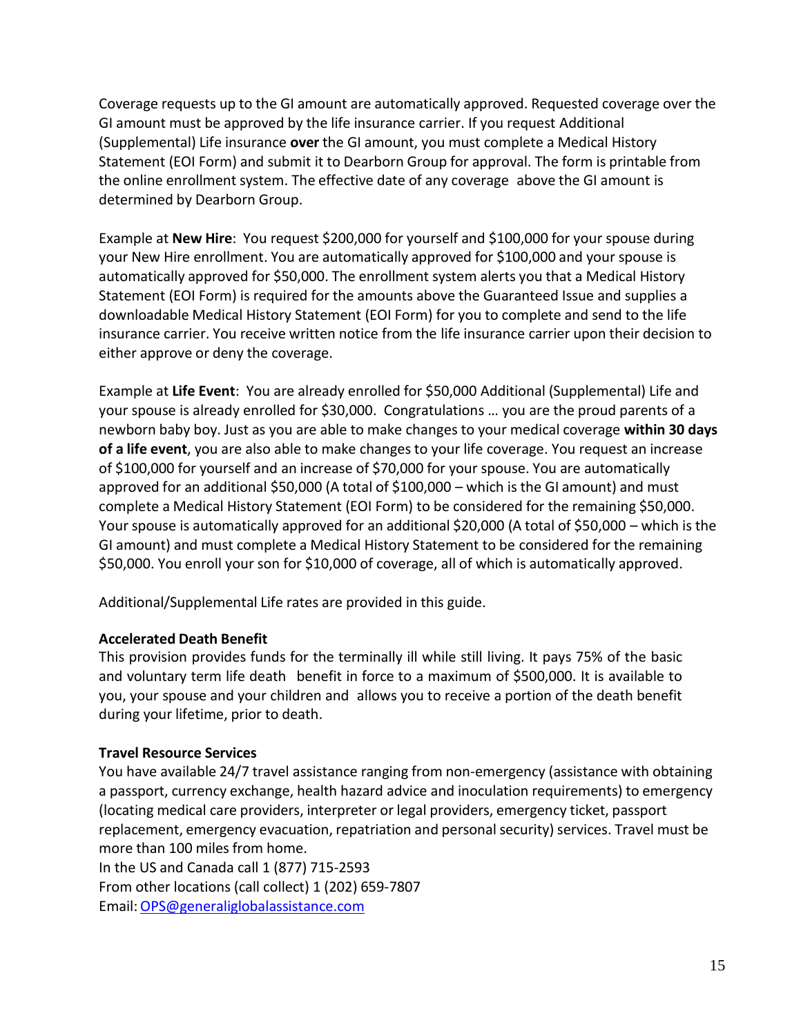Coverage requests up to the GI amount are automatically approved. Requested coverage over the GI amount must be approved by the life insurance carrier. If you request Additional (Supplemental) Life insurance **over** the GI amount, you must complete a Medical History Statement (EOI Form) and submit it to Dearborn Group for approval. The form is printable from the online enrollment system. The effective date of any coverage above the GI amount is determined by Dearborn Group.

Example at **New Hire**: You request $200,000 for yourself and $100,000 for your spouse during your New Hire enrollment. You are automatically approved for $100,000 and your spouse is automatically approved for $50,000. The enrollment system alerts you that a Medical History Statement (EOI Form) is required for the amounts above the Guaranteed Issue and supplies a downloadable Medical History Statement (EOI Form) for you to complete and send to the life insurance carrier. You receive written notice from the life insurance carrier upon their decision to either approve or deny the coverage.

Example at **Life Event**: You are already enrolled for $50,000 Additional (Supplemental) Life and your spouse is already enrolled for $30,000. Congratulations … you are the proud parents of a newborn baby boy. Just as you are able to make changes to your medical coverage **within 30 days of a life event**, you are also able to make changes to your life coverage. You request an increase of $100,000 for yourself and an increase of $70,000 for your spouse. You are automatically approved for an additional $50,000 (A total of $100,000 – which is the GI amount) and must complete a Medical History Statement (EOI Form) to be considered for the remaining $50,000. Your spouse is automatically approved for an additional $20,000 (A total of $50,000 – which is the GI amount) and must complete a Medical History Statement to be considered for the remaining $50,000. You enroll your son for $10,000 of coverage, all of which is automatically approved.

Additional/Supplemental Life rates are provided in this guide.

**Accelerated Death Benefit**

This provision provides funds for the terminally ill while still living. It pays 75% of the basic and voluntary term life death benefit in force to a maximum of $500,000. It is available to you, your spouse and your children and allows you to receive a portion of the death benefit during your lifetime, prior to death.

**Travel Resource Services**

You have available 24/7 travel assistance ranging from non-emergency (assistance with obtaining a passport, currency exchange, health hazard advice and inoculation requirements) to emergency (locating medical care providers, interpreter or legal providers, emergency ticket, passport replacement, emergency evacuation, repatriation and personal security) services. Travel must be more than 100 miles from home.

In the US and Canada call 1 (877) 715-2593

From other locations (call collect) 1 (202) 659-7807

Email: OPS@generaliglobalassistance.com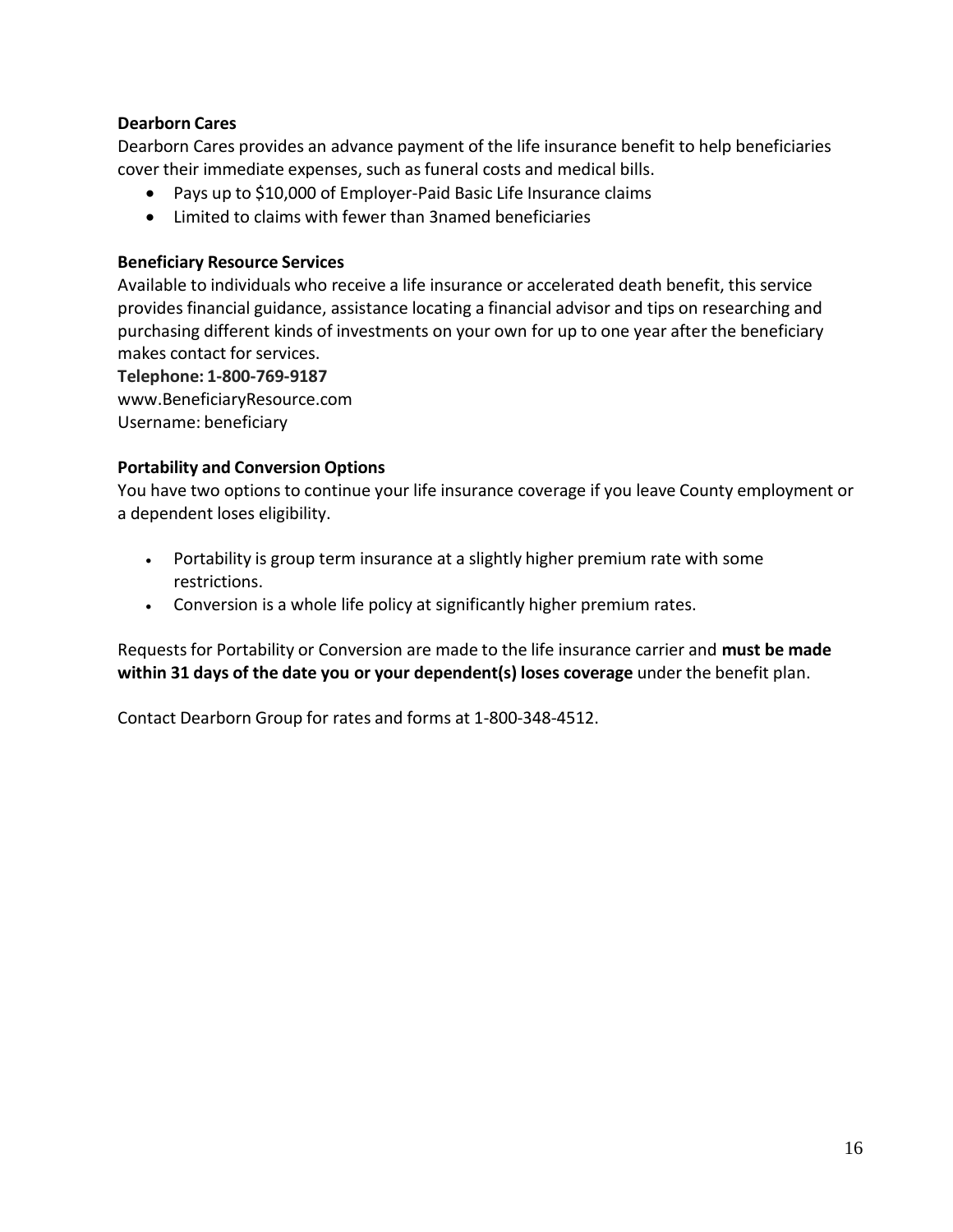**Dearborn Cares**

Dearborn Cares provides an advance payment of the life insurance benefit to help beneficiaries cover their immediate expenses, such as funeral costs and medical bills.

- Pays up to $10,000 of Employer-Paid Basic Life Insurance claims
- Limited to claims with fewer than 3named beneficiaries

**Beneficiary Resource Services**

Available to individuals who receive a life insurance or accelerated death benefit, this service provides financial guidance, assistance locating a financial advisor and tips on researching and purchasing different kinds of investments on your own for up to one year after the beneficiary makes contact for services.

**Telephone: 1-800-769-9187**
www.BeneficiaryResource.com
Username: beneficiary

**Portability and Conversion Options**

You have two options to continue your life insurance coverage if you leave County employment or a dependent loses eligibility.

- Portability is group term insurance at a slightly higher premium rate with some restrictions.
- Conversion is a whole life policy at significantly higher premium rates.

Requests for Portability or Conversion are made to the life insurance carrier and **must be made within 31 days of the date you or your dependent(s) loses coverage** under the benefit plan.

Contact Dearborn Group for rates and forms at 1-800-348-4512.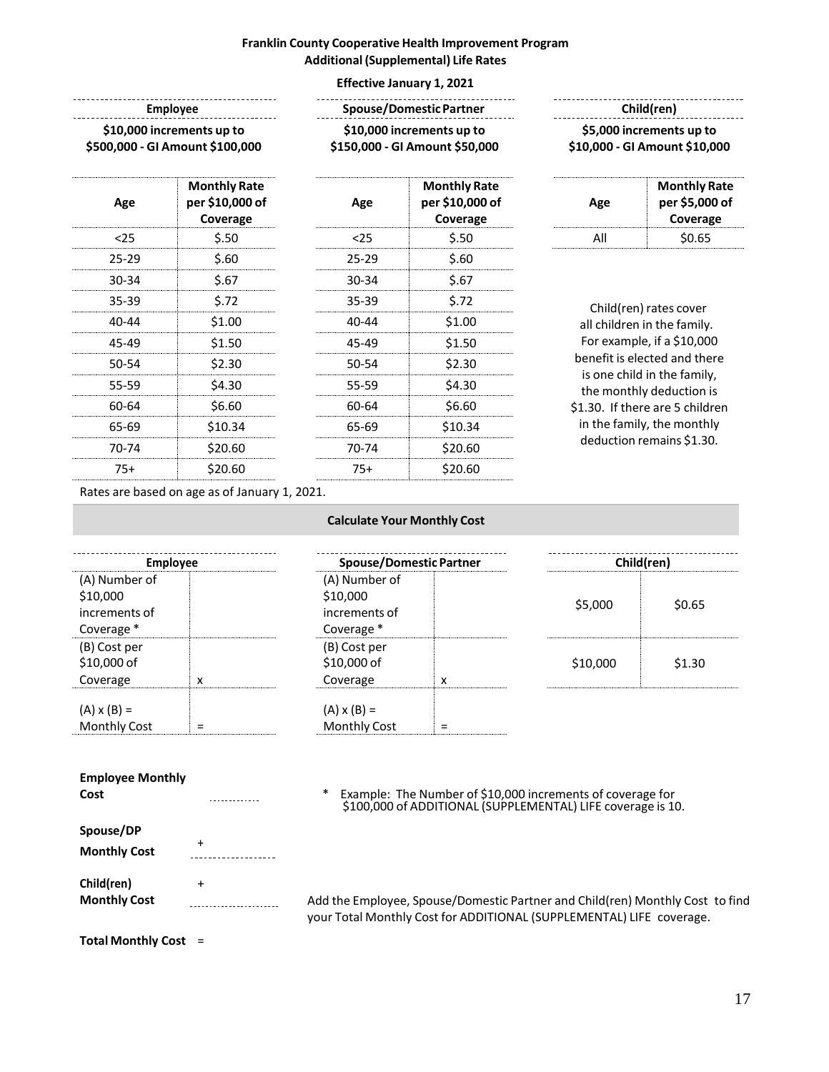**Franklin County Cooperative Health Improvement Program**
**Additional (Supplemental) Life Rates**

**Effective January 1, 2021**

**Employee**

**$10,000 increments up to $500,000 - GI Amount $100,000**

| Age | Monthly Rate per $10,000 of Coverage |
|---|---|
| <25 | $.50 |
| 25-29 | $.60 |
| 30-34 | $.67 |
| 35-39 | $.72 |
| 40-44 | $1.00 |
| 45-49 | $1.50 |
| 50-54 | $2.30 |
| 55-59 | $4.30 |
| 60-64 | $6.60 |
| 65-69 | $10.34 |
| 70-74 | $20.60 |
| 75+ | $20.60 |

**Spouse/Domestic Partner**

**$10,000 increments up to $150,000 - GI Amount $50,000**

| Age | Monthly Rate per $10,000 of Coverage |
|---|---|
| <25 | $.50 |
| 25-29 | $.60 |
| 30-34 | $.67 |
| 35-39 | $.72 |
| 40-44 | $1.00 |
| 45-49 | $1.50 |
| 50-54 | $2.30 |
| 55-59 | $4.30 |
| 60-64 | $6.60 |
| 65-69 | $10.34 |
| 70-74 | $20.60 |
| 75+ | $20.60 |

**Child(ren)**

**$5,000 increments up to $10,000 - GI Amount $10,000**

| Age | Monthly Rate per $5,000 of Coverage |
|---|---|
| All | $0.65 |

Child(ren) rates cover all children in the family. For example, if a $10,000 benefit is elected and there is one child in the family, the monthly deduction is $1.30. If there are 5 children in the family, the monthly deduction remains $1.30.

Rates are based on age as of January 1, 2021.

**Calculate Your Monthly Cost**

| Employee | |
|---|---|
| (A) Number of $10,000 increments of Coverage * | |
| (B) Cost per $10,000 of Coverage | x |
| (A) x (B) = Monthly Cost | = |

| Spouse/Domestic Partner | |
|---|---|
| (A) Number of $10,000 increments of Coverage * | |
| (B) Cost per $10,000 of Coverage | x |
| (A) x (B) = Monthly Cost | = |

| Child(ren) | |
|---|---|
| $5,000 | $0.65 |
| $10,000 | $1.30 |

**Employee Monthly Cost** ____________

**Spouse/DP Monthly Cost** + ____________

**Child(ren) Monthly Cost** + ____________

**Total Monthly Cost** =

\* Example: The Number of $10,000 increments of coverage for $100,000 of ADDITIONAL (SUPPLEMENTAL) LIFE coverage is 10.

Add the Employee, Spouse/Domestic Partner and Child(ren) Monthly Cost to find your Total Monthly Cost for ADDITIONAL (SUPPLEMENTAL) LIFE coverage.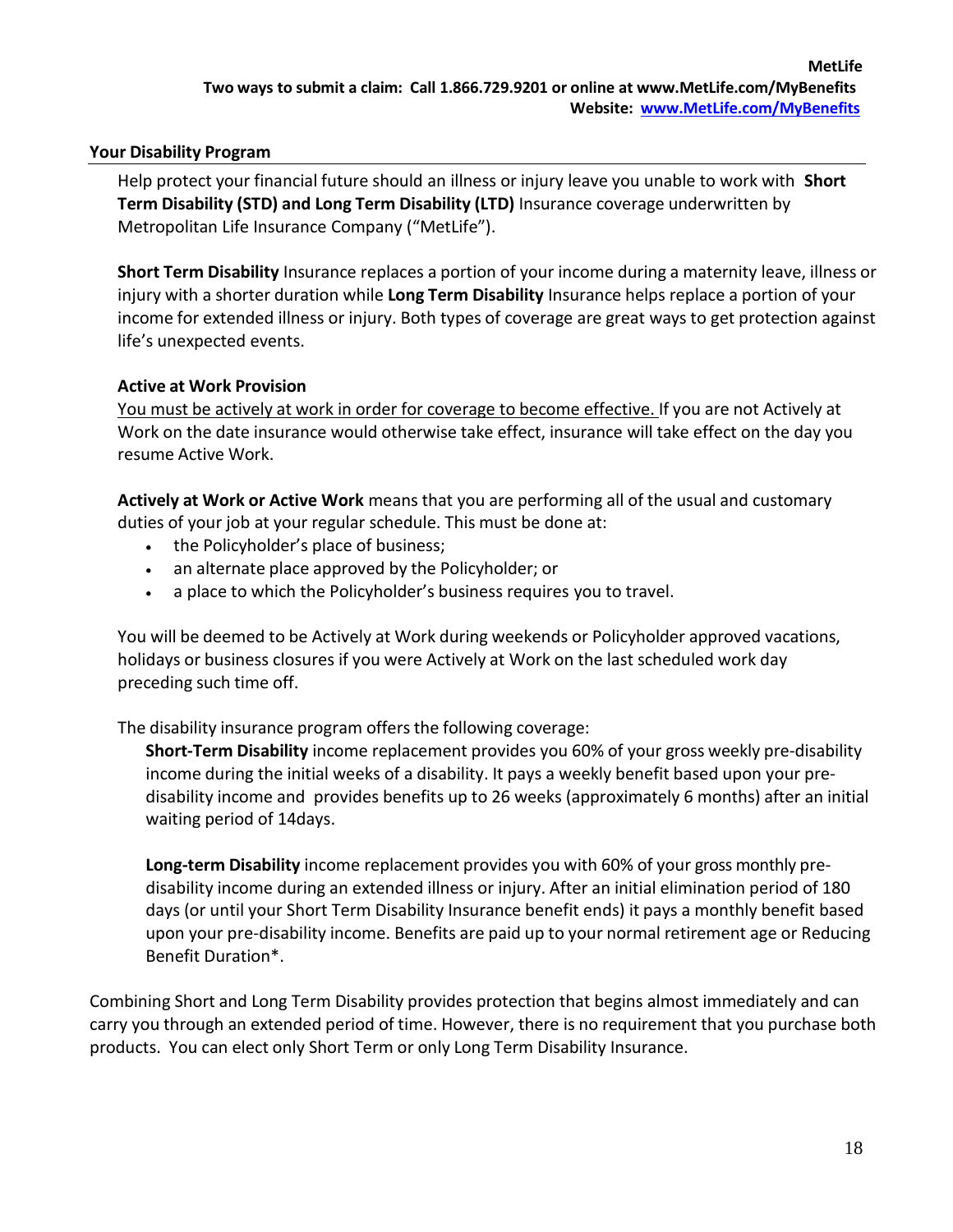**MetLife**
**Two ways to submit a claim: Call 1.866.729.9201 or online at www.MetLife.com/MyBenefits**
**Website: [www.MetLife.com/MyBenefits](http://www.MetLife.com/MyBenefits)**

## Your Disability Program

Help protect your financial future should an illness or injury leave you unable to work with **Short Term Disability (STD) and Long Term Disability (LTD)** Insurance coverage underwritten by Metropolitan Life Insurance Company ("MetLife").

**Short Term Disability** Insurance replaces a portion of your income during a maternity leave, illness or injury with a shorter duration while **Long Term Disability** Insurance helps replace a portion of your income for extended illness or injury. Both types of coverage are great ways to get protection against life's unexpected events.

### Active at Work Provision

<u>You must be actively at work in order for coverage to become effective.</u> If you are not Actively at Work on the date insurance would otherwise take effect, insurance will take effect on the day you resume Active Work.

**Actively at Work or Active Work** means that you are performing all of the usual and customary duties of your job at your regular schedule. This must be done at:

- the Policyholder's place of business;
- an alternate place approved by the Policyholder; or
- a place to which the Policyholder's business requires you to travel.

You will be deemed to be Actively at Work during weekends or Policyholder approved vacations, holidays or business closures if you were Actively at Work on the last scheduled work day preceding such time off.

The disability insurance program offers the following coverage:

**Short-Term Disability** income replacement provides you 60% of your gross weekly pre-disability income during the initial weeks of a disability. It pays a weekly benefit based upon your pre-disability income and provides benefits up to 26 weeks (approximately 6 months) after an initial waiting period of 14days.

**Long-term Disability** income replacement provides you with 60% of your gross monthly pre-disability income during an extended illness or injury. After an initial elimination period of 180 days (or until your Short Term Disability Insurance benefit ends) it pays a monthly benefit based upon your pre-disability income. Benefits are paid up to your normal retirement age or Reducing Benefit Duration*.

Combining Short and Long Term Disability provides protection that begins almost immediately and can carry you through an extended period of time. However, there is no requirement that you purchase both products. You can elect only Short Term or only Long Term Disability Insurance.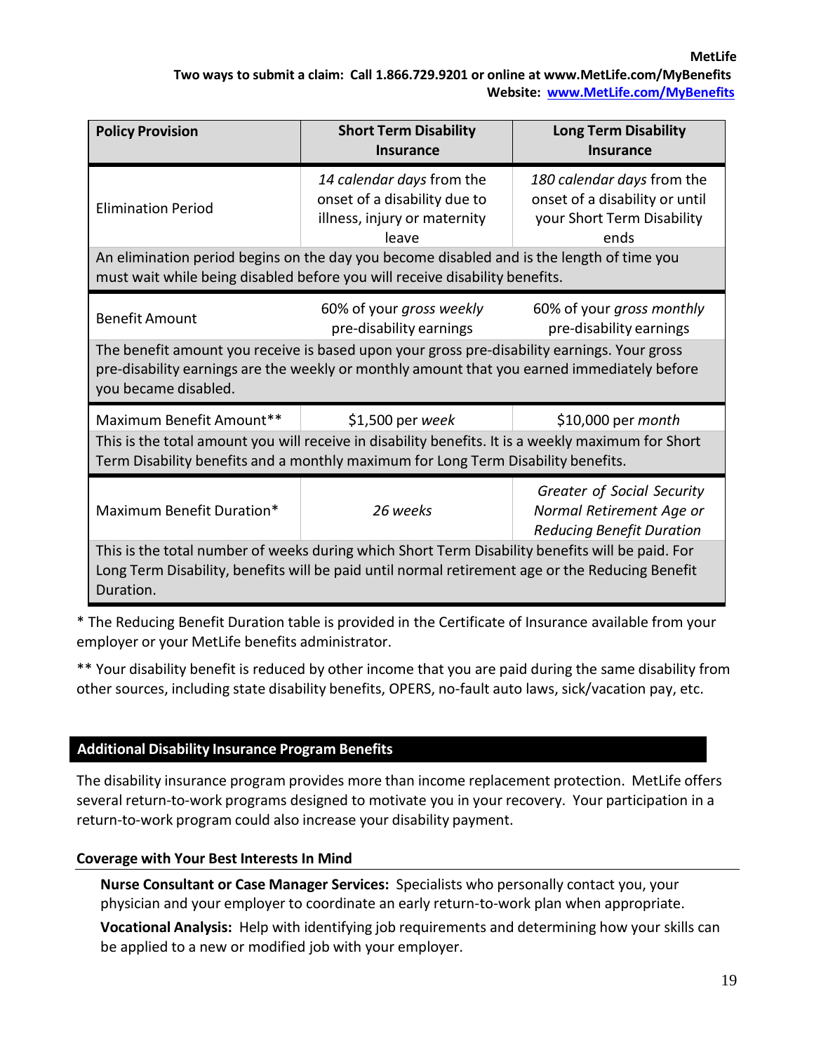**MetLife**
**Two ways to submit a claim: Call 1.866.729.9201 or online at www.MetLife.com/MyBenefits**
**Website: [www.MetLife.com/MyBenefits](http://www.MetLife.com/MyBenefits)**

| **Policy Provision** | **Short Term Disability Insurance** | **Long Term Disability Insurance** |
|---|---|---|
| Elimination Period | *14 calendar days* from the onset of a disability due to illness, injury or maternity leave | *180 calendar days* from the onset of a disability or until your Short Term Disability ends |
| An elimination period begins on the day you become disabled and is the length of time you must wait while being disabled before you will receive disability benefits. | | |
| Benefit Amount | 60% of your *gross weekly* pre-disability earnings | 60% of your *gross monthly* pre-disability earnings |
| The benefit amount you receive is based upon your gross pre-disability earnings. Your gross pre-disability earnings are the weekly or monthly amount that you earned immediately before you became disabled. | | |
| Maximum Benefit Amount** | $1,500 per *week* | $10,000 per *month* |
| This is the total amount you will receive in disability benefits. It is a weekly maximum for Short Term Disability benefits and a monthly maximum for Long Term Disability benefits. | | |
| Maximum Benefit Duration* | *26 weeks* | *Greater of Social Security Normal Retirement Age or Reducing Benefit Duration* |
| This is the total number of weeks during which Short Term Disability benefits will be paid. For Long Term Disability, benefits will be paid until normal retirement age or the Reducing Benefit Duration. | | |

\* The Reducing Benefit Duration table is provided in the Certificate of Insurance available from your employer or your MetLife benefits administrator.

\*\* Your disability benefit is reduced by other income that you are paid during the same disability from other sources, including state disability benefits, OPERS, no-fault auto laws, sick/vacation pay, etc.

## Additional Disability Insurance Program Benefits

The disability insurance program provides more than income replacement protection. MetLife offers several return-to-work programs designed to motivate you in your recovery. Your participation in a return-to-work program could also increase your disability payment.

### Coverage with Your Best Interests In Mind

**Nurse Consultant or Case Manager Services:** Specialists who personally contact you, your physician and your employer to coordinate an early return-to-work plan when appropriate.

**Vocational Analysis:** Help with identifying job requirements and determining how your skills can be applied to a new or modified job with your employer.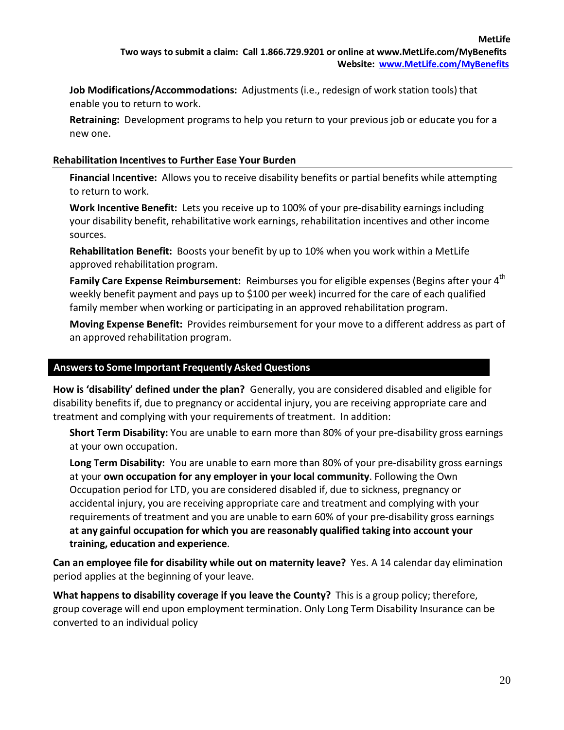**Job Modifications/Accommodations:** Adjustments (i.e., redesign of work station tools) that enable you to return to work.

**Retraining:** Development programs to help you return to your previous job or educate you for a new one.

### Rehabilitation Incentives to Further Ease Your Burden

**Financial Incentive:** Allows you to receive disability benefits or partial benefits while attempting to return to work.

**Work Incentive Benefit:** Lets you receive up to 100% of your pre-disability earnings including your disability benefit, rehabilitative work earnings, rehabilitation incentives and other income sources.

**Rehabilitation Benefit:** Boosts your benefit by up to 10% when you work within a MetLife approved rehabilitation program.

**Family Care Expense Reimbursement:** Reimburses you for eligible expenses (Begins after your 4th weekly benefit payment and pays up to $100 per week) incurred for the care of each qualified family member when working or participating in an approved rehabilitation program.

**Moving Expense Benefit:** Provides reimbursement for your move to a different address as part of an approved rehabilitation program.

## Answers to Some Important Frequently Asked Questions

**How is 'disability' defined under the plan?** Generally, you are considered disabled and eligible for disability benefits if, due to pregnancy or accidental injury, you are receiving appropriate care and treatment and complying with your requirements of treatment. In addition:

**Short Term Disability:** You are unable to earn more than 80% of your pre-disability gross earnings at your own occupation.

**Long Term Disability:** You are unable to earn more than 80% of your pre-disability gross earnings at your **own occupation for any employer in your local community**. Following the Own Occupation period for LTD, you are considered disabled if, due to sickness, pregnancy or accidental injury, you are receiving appropriate care and treatment and complying with your requirements of treatment and you are unable to earn 60% of your pre-disability gross earnings **at any gainful occupation for which you are reasonably qualified taking into account your training, education and experience**.

**Can an employee file for disability while out on maternity leave?** Yes. A 14 calendar day elimination period applies at the beginning of your leave.

**What happens to disability coverage if you leave the County?** This is a group policy; therefore, group coverage will end upon employment termination. Only Long Term Disability Insurance can be converted to an individual policy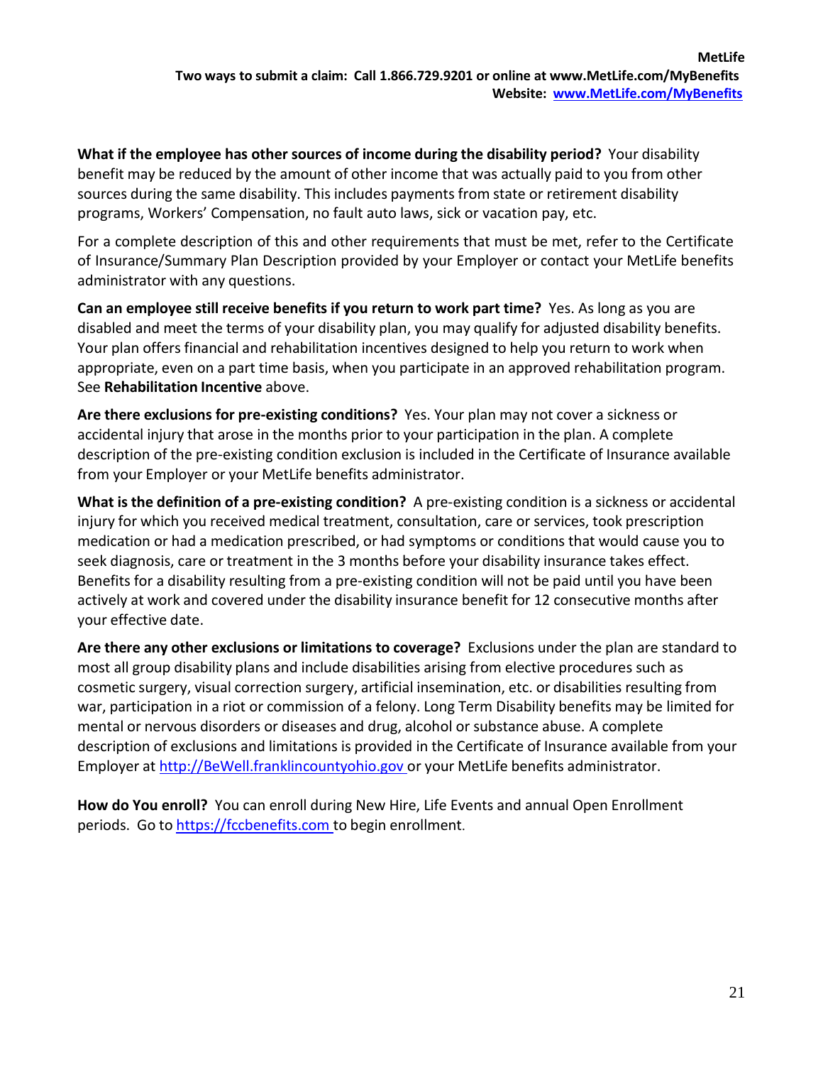What if the employee has other sources of income during the disability period? Your disability benefit may be reduced by the amount of other income that was actually paid to you from other sources during the same disability. This includes payments from state or retirement disability programs, Workers' Compensation, no fault auto laws, sick or vacation pay, etc.

For a complete description of this and other requirements that must be met, refer to the Certificate of Insurance/Summary Plan Description provided by your Employer or contact your MetLife benefits administrator with any questions.

**Can an employee still receive benefits if you return to work part time?** Yes. As long as you are disabled and meet the terms of your disability plan, you may qualify for adjusted disability benefits. Your plan offers financial and rehabilitation incentives designed to help you return to work when appropriate, even on a part time basis, when you participate in an approved rehabilitation program. See **Rehabilitation Incentive** above.

**Are there exclusions for pre-existing conditions?** Yes. Your plan may not cover a sickness or accidental injury that arose in the months prior to your participation in the plan. A complete description of the pre-existing condition exclusion is included in the Certificate of Insurance available from your Employer or your MetLife benefits administrator.

**What is the definition of a pre-existing condition?** A pre-existing condition is a sickness or accidental injury for which you received medical treatment, consultation, care or services, took prescription medication or had a medication prescribed, or had symptoms or conditions that would cause you to seek diagnosis, care or treatment in the 3 months before your disability insurance takes effect. Benefits for a disability resulting from a pre-existing condition will not be paid until you have been actively at work and covered under the disability insurance benefit for 12 consecutive months after your effective date.

**Are there any other exclusions or limitations to coverage?** Exclusions under the plan are standard to most all group disability plans and include disabilities arising from elective procedures such as cosmetic surgery, visual correction surgery, artificial insemination, etc. or disabilities resulting from war, participation in a riot or commission of a felony. Long Term Disability benefits may be limited for mental or nervous disorders or diseases and drug, alcohol or substance abuse. A complete description of exclusions and limitations is provided in the Certificate of Insurance available from your Employer at http://BeWell.franklincountyohio.gov or your MetLife benefits administrator.

**How do You enroll?** You can enroll during New Hire, Life Events and annual Open Enrollment periods. Go to https://fccbenefits.com to begin enrollment.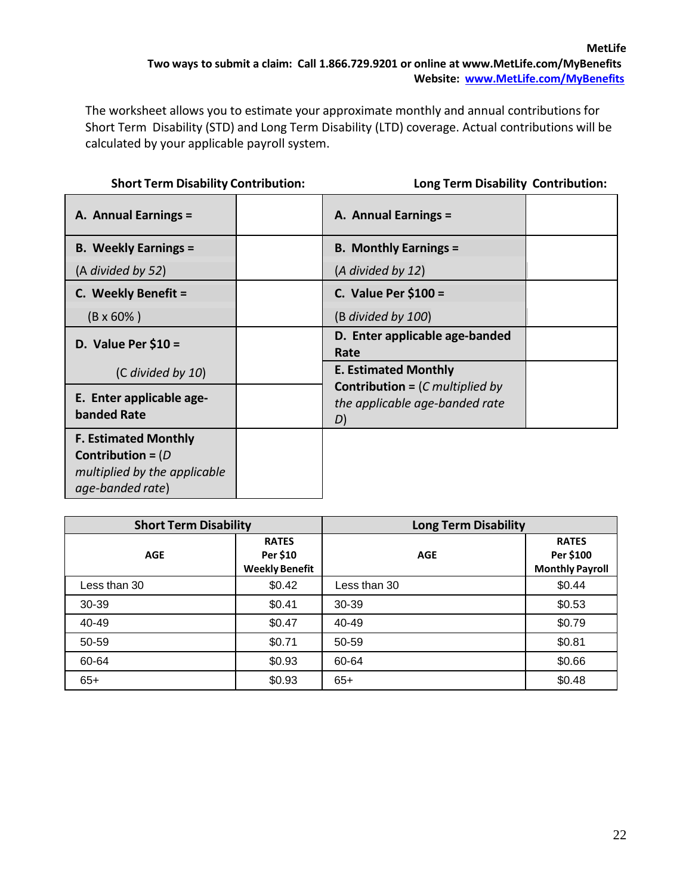**MetLife**
**Two ways to submit a claim: Call 1.866.729.9201 or online at www.MetLife.com/MyBenefits**
**Website: [www.MetLife.com/MyBenefits](www.MetLife.com/MyBenefits)**

The worksheet allows you to estimate your approximate monthly and annual contributions for Short Term Disability (STD) and Long Term Disability (LTD) coverage. Actual contributions will be calculated by your applicable payroll system.

**Short Term Disability Contribution:**

| | |
|---|---|
| **A. Annual Earnings =** | |
| **B. Weekly Earnings =** (A *divided by 52*) | |
| **C. Weekly Benefit =** (B x 60% ) | |
| **D. Value Per $10 =** (C *divided by 10*) | |
| **E. Enter applicable age-banded Rate** | |
| **F. Estimated Monthly Contribution =** (*D multiplied by the applicable age-banded rate*) | |

**Long Term Disability Contribution:**

| | |
|---|---|
| **A. Annual Earnings =** | |
| **B. Monthly Earnings =** (*A divided by 12*) | |
| **C. Value Per $100 =** (B *divided by 100*) | |
| **D. Enter applicable age-banded Rate** | |
| **E. Estimated Monthly Contribution =** (*C multiplied by the applicable age-banded rate D*) | |

| Short Term Disability | | Long Term Disability | |
|---|---|---|---|
| **AGE** | **RATES Per $10 Weekly Benefit** | **AGE** | **RATES Per $100 Monthly Payroll** |
| Less than 30 | $0.42 | Less than 30 | $0.44 |
| 30-39 | $0.41 | 30-39 | $0.53 |
| 40-49 | $0.47 | 40-49 | $0.79 |
| 50-59 | $0.71 | 50-59 | $0.81 |
| 60-64 | $0.93 | 60-64 | $0.66 |
| 65+ | $0.93 | 65+ | $0.48 |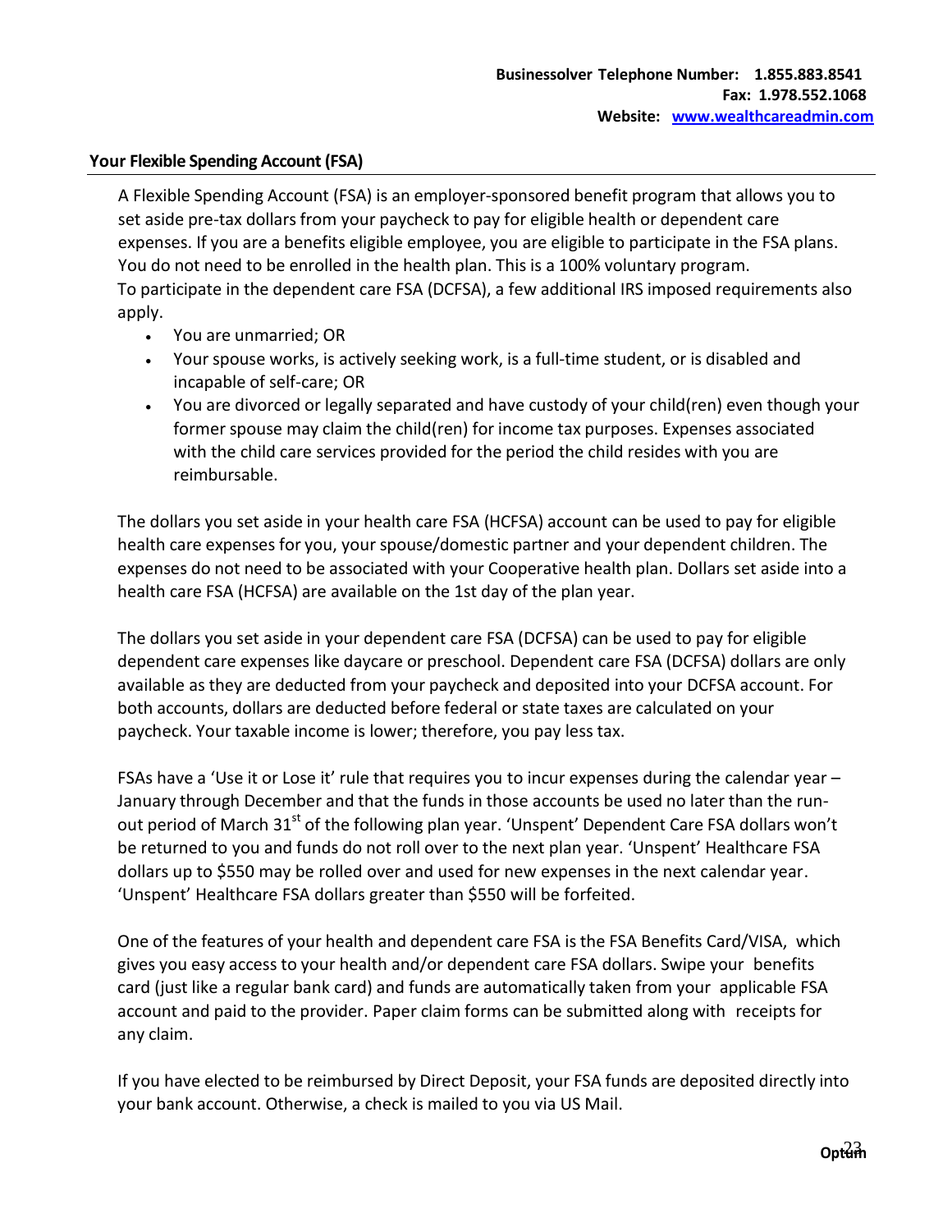**Businessolver Telephone Number: 1.855.883.8541**
**Fax: 1.978.552.1068**
**Website: [www.wealthcareadmin.com](http://www.wealthcareadmin.com)**

## Your Flexible Spending Account (FSA)

A Flexible Spending Account (FSA) is an employer-sponsored benefit program that allows you to set aside pre-tax dollars from your paycheck to pay for eligible health or dependent care expenses. If you are a benefits eligible employee, you are eligible to participate in the FSA plans. You do not need to be enrolled in the health plan. This is a 100% voluntary program.
To participate in the dependent care FSA (DCFSA), a few additional IRS imposed requirements also apply.

- You are unmarried; OR
- Your spouse works, is actively seeking work, is a full-time student, or is disabled and incapable of self-care; OR
- You are divorced or legally separated and have custody of your child(ren) even though your former spouse may claim the child(ren) for income tax purposes. Expenses associated with the child care services provided for the period the child resides with you are reimbursable.

The dollars you set aside in your health care FSA (HCFSA) account can be used to pay for eligible health care expenses for you, your spouse/domestic partner and your dependent children. The expenses do not need to be associated with your Cooperative health plan. Dollars set aside into a health care FSA (HCFSA) are available on the 1st day of the plan year.

The dollars you set aside in your dependent care FSA (DCFSA) can be used to pay for eligible dependent care expenses like daycare or preschool. Dependent care FSA (DCFSA) dollars are only available as they are deducted from your paycheck and deposited into your DCFSA account. For both accounts, dollars are deducted before federal or state taxes are calculated on your paycheck. Your taxable income is lower; therefore, you pay less tax.

FSAs have a 'Use it or Lose it' rule that requires you to incur expenses during the calendar year – January through December and that the funds in those accounts be used no later than the run-out period of March 31st of the following plan year. 'Unspent' Dependent Care FSA dollars won't be returned to you and funds do not roll over to the next plan year. 'Unspent' Healthcare FSA dollars up to $550 may be rolled over and used for new expenses in the next calendar year. 'Unspent' Healthcare FSA dollars greater than $550 will be forfeited.

One of the features of your health and dependent care FSA is the FSA Benefits Card/VISA, which gives you easy access to your health and/or dependent care FSA dollars. Swipe your benefits card (just like a regular bank card) and funds are automatically taken from your applicable FSA account and paid to the provider. Paper claim forms can be submitted along with receipts for any claim.

If you have elected to be reimbursed by Direct Deposit, your FSA funds are deposited directly into your bank account. Otherwise, a check is mailed to you via US Mail.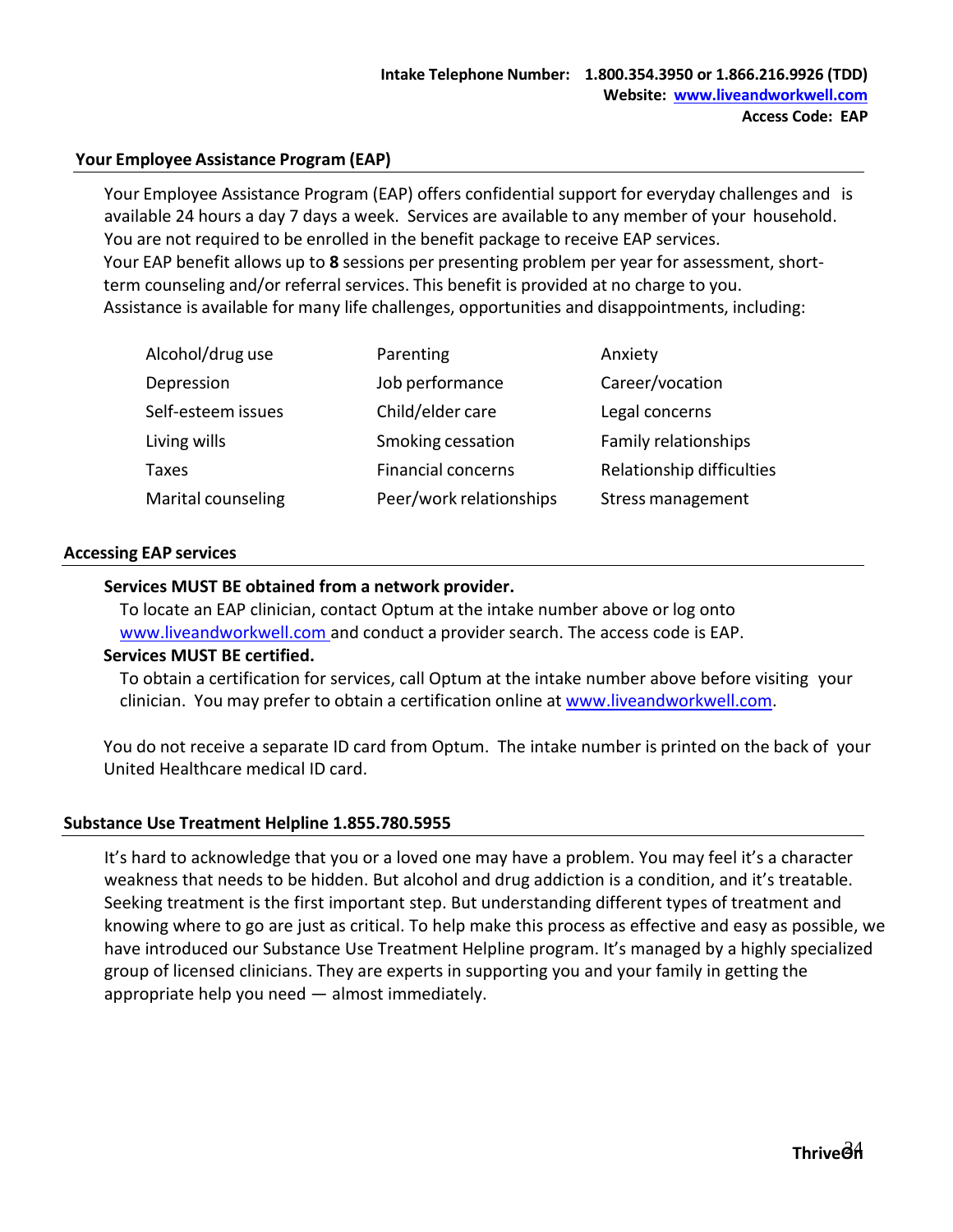**Intake Telephone Number: 1.800.354.3950 or 1.866.216.9926 (TDD)**
**Website: [www.liveandworkwell.com](http://www.liveandworkwell.com)**
**Access Code: EAP**

## Your Employee Assistance Program (EAP)

Your Employee Assistance Program (EAP) offers confidential support for everyday challenges and is available 24 hours a day 7 days a week. Services are available to any member of your household. You are not required to be enrolled in the benefit package to receive EAP services.
Your EAP benefit allows up to **8** sessions per presenting problem per year for assessment, short-term counseling and/or referral services. This benefit is provided at no charge to you.
Assistance is available for many life challenges, opportunities and disappointments, including:

| | | |
|---|---|---|
| Alcohol/drug use | Parenting | Anxiety |
| Depression | Job performance | Career/vocation |
| Self-esteem issues | Child/elder care | Legal concerns |
| Living wills | Smoking cessation | Family relationships |
| Taxes | Financial concerns | Relationship difficulties |
| Marital counseling | Peer/work relationships | Stress management |

## Accessing EAP services

**Services MUST BE obtained from a network provider.**

To locate an EAP clinician, contact Optum at the intake number above or log onto [www.liveandworkwell.com](http://www.liveandworkwell.com) and conduct a provider search. The access code is EAP.

**Services MUST BE certified.**

To obtain a certification for services, call Optum at the intake number above before visiting your clinician. You may prefer to obtain a certification online at [www.liveandworkwell.com](http://www.liveandworkwell.com).

You do not receive a separate ID card from Optum. The intake number is printed on the back of your United Healthcare medical ID card.

## Substance Use Treatment Helpline 1.855.780.5955

It's hard to acknowledge that you or a loved one may have a problem. You may feel it's a character weakness that needs to be hidden. But alcohol and drug addiction is a condition, and it's treatable. Seeking treatment is the first important step. But understanding different types of treatment and knowing where to go are just as critical. To help make this process as effective and easy as possible, we have introduced our Substance Use Treatment Helpline program. It's managed by a highly specialized group of licensed clinicians. They are experts in supporting you and your family in getting the appropriate help you need — almost immediately.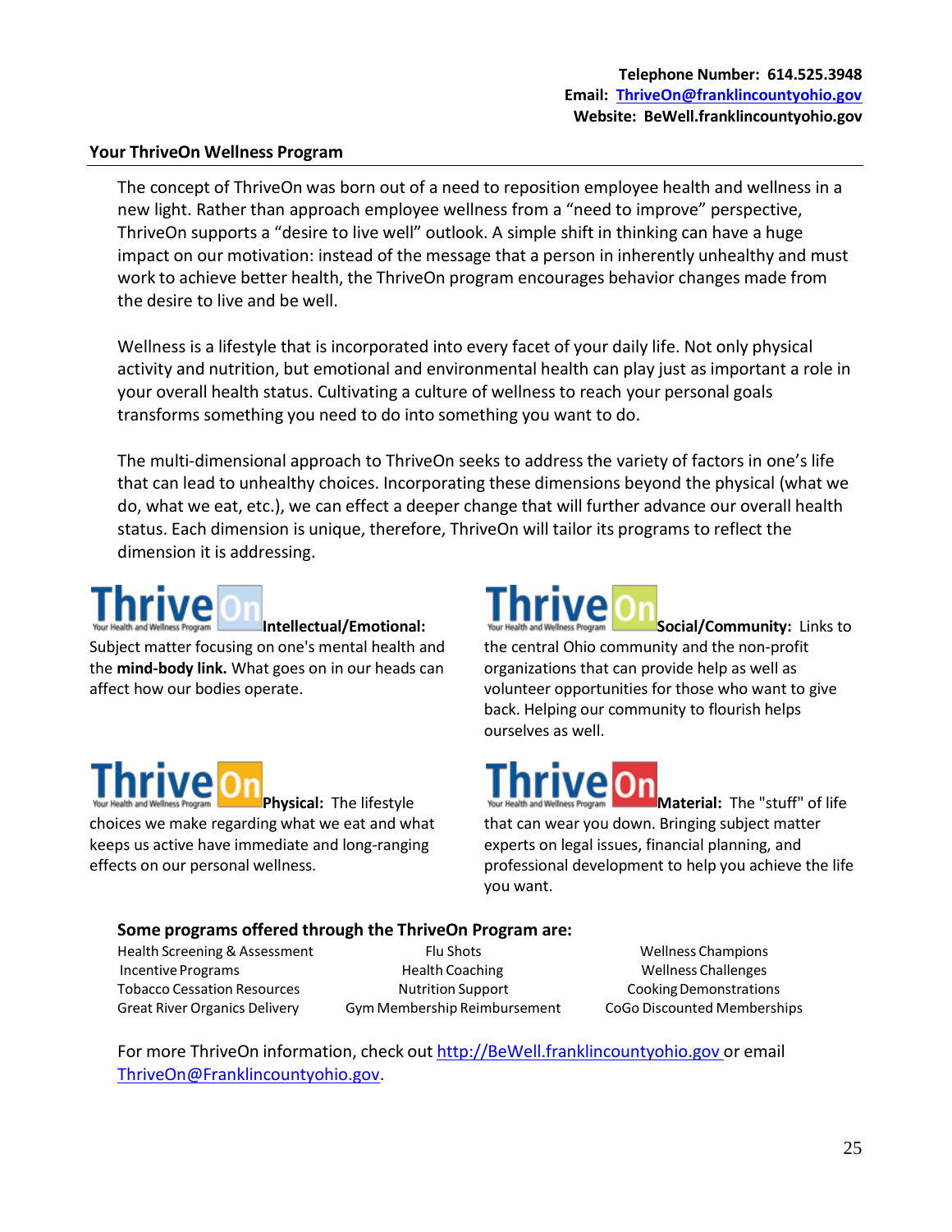**Telephone Number: 614.525.3948**
**Email: ThriveOn@franklincountyohio.gov**
**Website: BeWell.franklincountyohio.gov**

## Your ThriveOn Wellness Program

The concept of ThriveOn was born out of a need to reposition employee health and wellness in a new light. Rather than approach employee wellness from a "need to improve" perspective, ThriveOn supports a "desire to live well" outlook. A simple shift in thinking can have a huge impact on our motivation: instead of the message that a person in inherently unhealthy and must work to achieve better health, the ThriveOn program encourages behavior changes made from the desire to live and be well.

Wellness is a lifestyle that is incorporated into every facet of your daily life. Not only physical activity and nutrition, but emotional and environmental health can play just as important a role in your overall health status. Cultivating a culture of wellness to reach your personal goals transforms something you need to do into something you want to do.

The multi-dimensional approach to ThriveOn seeks to address the variety of factors in one's life that can lead to unhealthy choices. Incorporating these dimensions beyond the physical (what we do, what we eat, etc.), we can effect a deeper change that will further advance our overall health status. Each dimension is unique, therefore, ThriveOn will tailor its programs to reflect the dimension it is addressing.

ThriveOn Your Health and Wellness Program **Intellectual/Emotional:** Subject matter focusing on one's mental health and the **mind-body link.** What goes on in our heads can affect how our bodies operate.

ThriveOn Your Health and Wellness Program **Social/Community:** Links to the central Ohio community and the non-profit organizations that can provide help as well as volunteer opportunities for those who want to give back. Helping our community to flourish helps ourselves as well.

ThriveOn Your Health and Wellness Program **Physical:** The lifestyle choices we make regarding what we eat and what keeps us active have immediate and long-ranging effects on our personal wellness.

ThriveOn Your Health and Wellness Program **Material:** The "stuff" of life that can wear you down. Bringing subject matter experts on legal issues, financial planning, and professional development to help you achieve the life you want.

**Some programs offered through the ThriveOn Program are:**

| | | |
|---|---|---|
| Health Screening & Assessment | Flu Shots | Wellness Champions |
| Incentive Programs | Health Coaching | Wellness Challenges |
| Tobacco Cessation Resources | Nutrition Support | Cooking Demonstrations |
| Great River Organics Delivery | Gym Membership Reimbursement | CoGo Discounted Memberships |

For more ThriveOn information, check out http://BeWell.franklincountyohio.gov or email ThriveOn@Franklincountyohio.gov.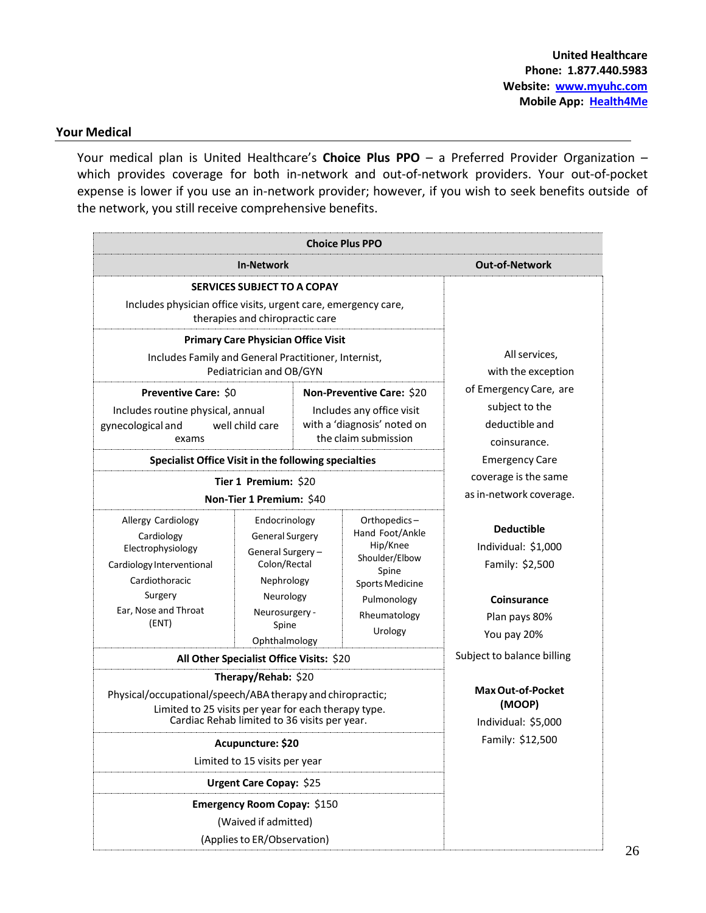**United Healthcare**
**Phone: 1.877.440.5983**
**Website: www.myuhc.com**
**Mobile App: Health4Me**

## Your Medical

Your medical plan is United Healthcare's **Choice Plus PPO** – a Preferred Provider Organization – which provides coverage for both in-network and out-of-network providers. Your out-of-pocket expense is lower if you use an in-network provider; however, if you wish to seek benefits outside of the network, you still receive comprehensive benefits.

| Choice Plus PPO | |
|---|---|
| **In-Network** | **Out-of-Network** |
| **SERVICES SUBJECT TO A COPAY**<br>Includes physician office visits, urgent care, emergency care, therapies and chiropractic care | All services, with the exception of Emergency Care, are subject to the deductible and coinsurance. Emergency Care coverage is the same as in-network coverage.<br><br>**Deductible**<br>Individual: $1,000<br>Family: $2,500<br><br>**Coinsurance**<br>Plan pays 80%<br>You pay 20%<br>Subject to balance billing<br><br>**Max Out-of-Pocket (MOOP)**<br>Individual: $5,000<br>Family: $12,500 |
| **Primary Care Physician Office Visit**<br>Includes Family and General Practitioner, Internist, Pediatrician and OB/GYN | |
| **Preventive Care:** $0<br>Includes routine physical, annual gynecological and well child care exams<br><br>**Non-Preventive Care:** $20<br>Includes any office visit with a 'diagnosis' noted on the claim submission | |
| **Specialist Office Visit in the following specialties**<br>**Tier 1 Premium:** $20<br>**Non-Tier 1 Premium:** $40 | |
| Allergy Cardiology; Cardiology Electrophysiology; Cardiology Interventional; Cardiothoracic Surgery; Ear, Nose and Throat (ENT); Endocrinology; General Surgery; General Surgery – Colon/Rectal; Nephrology; Neurology; Neurosurgery - Spine; Ophthalmology; Orthopedics – Hand Foot/Ankle Hip/Knee Shoulder/Elbow Spine; Sports Medicine; Pulmonology; Rheumatology; Urology | |
| **All Other Specialist Office Visits:** $20 | |
| **Therapy/Rehab:** $20<br>Physical/occupational/speech/ABA therapy and chiropractic; Limited to 25 visits per year for each therapy type. Cardiac Rehab limited to 36 visits per year. | |
| **Acupuncture: $20**<br>Limited to 15 visits per year | |
| **Urgent Care Copay:** $25 | |
| **Emergency Room Copay:** $150<br>(Waived if admitted)<br>(Applies to ER/Observation) | |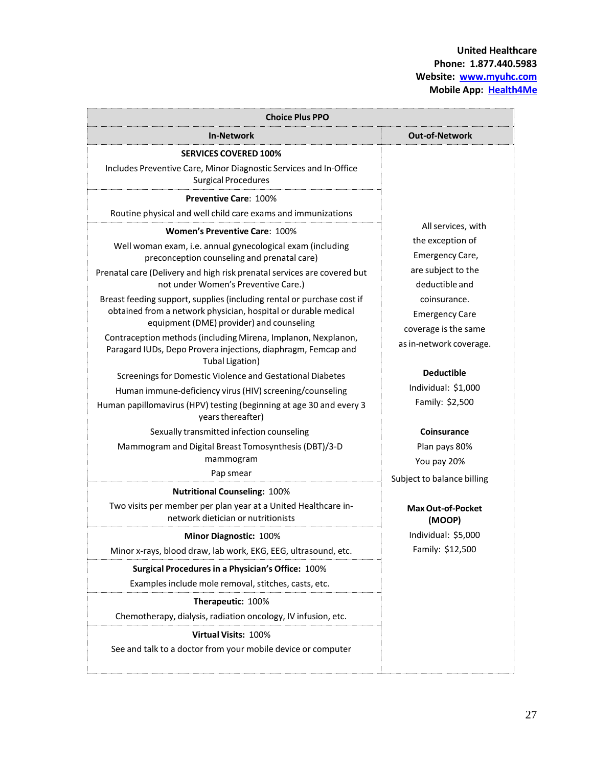**United Healthcare**
**Phone: 1.877.440.5983**
**Website: www.myuhc.com**
**Mobile App: Health4Me**

| Choice Plus PPO | |
|---|---|
| **In-Network** | **Out-of-Network** |
| **SERVICES COVERED 100%**<br>Includes Preventive Care, Minor Diagnostic Services and In-Office Surgical Procedures | All services, with the exception of Emergency Care, are subject to the deductible and coinsurance. Emergency Care coverage is the same as in-network coverage.<br><br>**Deductible**<br>Individual: $1,000<br>Family: $2,500<br><br>**Coinsurance**<br>Plan pays 80%<br>You pay 20%<br>Subject to balance billing<br><br>**Max Out-of-Pocket (MOOP)**<br>Individual: $5,000<br>Family: $12,500 |
| **Preventive Care**: 100%<br>Routine physical and well child care exams and immunizations | |
| **Women's Preventive Care**: 100%<br>Well woman exam, i.e. annual gynecological exam (including preconception counseling and prenatal care)<br>Prenatal care (Delivery and high risk prenatal services are covered but not under Women's Preventive Care.)<br>Breast feeding support, supplies (including rental or purchase cost if obtained from a network physician, hospital or durable medical equipment (DME) provider) and counseling<br>Contraception methods (including Mirena, Implanon, Nexplanon, Paragard IUDs, Depo Provera injections, diaphragm, Femcap and Tubal Ligation)<br>Screenings for Domestic Violence and Gestational Diabetes<br>Human immune-deficiency virus (HIV) screening/counseling<br>Human papillomavirus (HPV) testing (beginning at age 30 and every 3 years thereafter)<br>Sexually transmitted infection counseling<br>Mammogram and Digital Breast Tomosynthesis (DBT)/3-D mammogram<br>Pap smear | |
| **Nutritional Counseling:** 100%<br>Two visits per member per plan year at a United Healthcare in-network dietician or nutritionists | |
| **Minor Diagnostic:** 100%<br>Minor x-rays, blood draw, lab work, EKG, EEG, ultrasound, etc. | |
| **Surgical Procedures in a Physician's Office:** 100%<br>Examples include mole removal, stitches, casts, etc. | |
| **Therapeutic:** 100%<br>Chemotherapy, dialysis, radiation oncology, IV infusion, etc. | |
| **Virtual Visits:** 100%<br>See and talk to a doctor from your mobile device or computer | |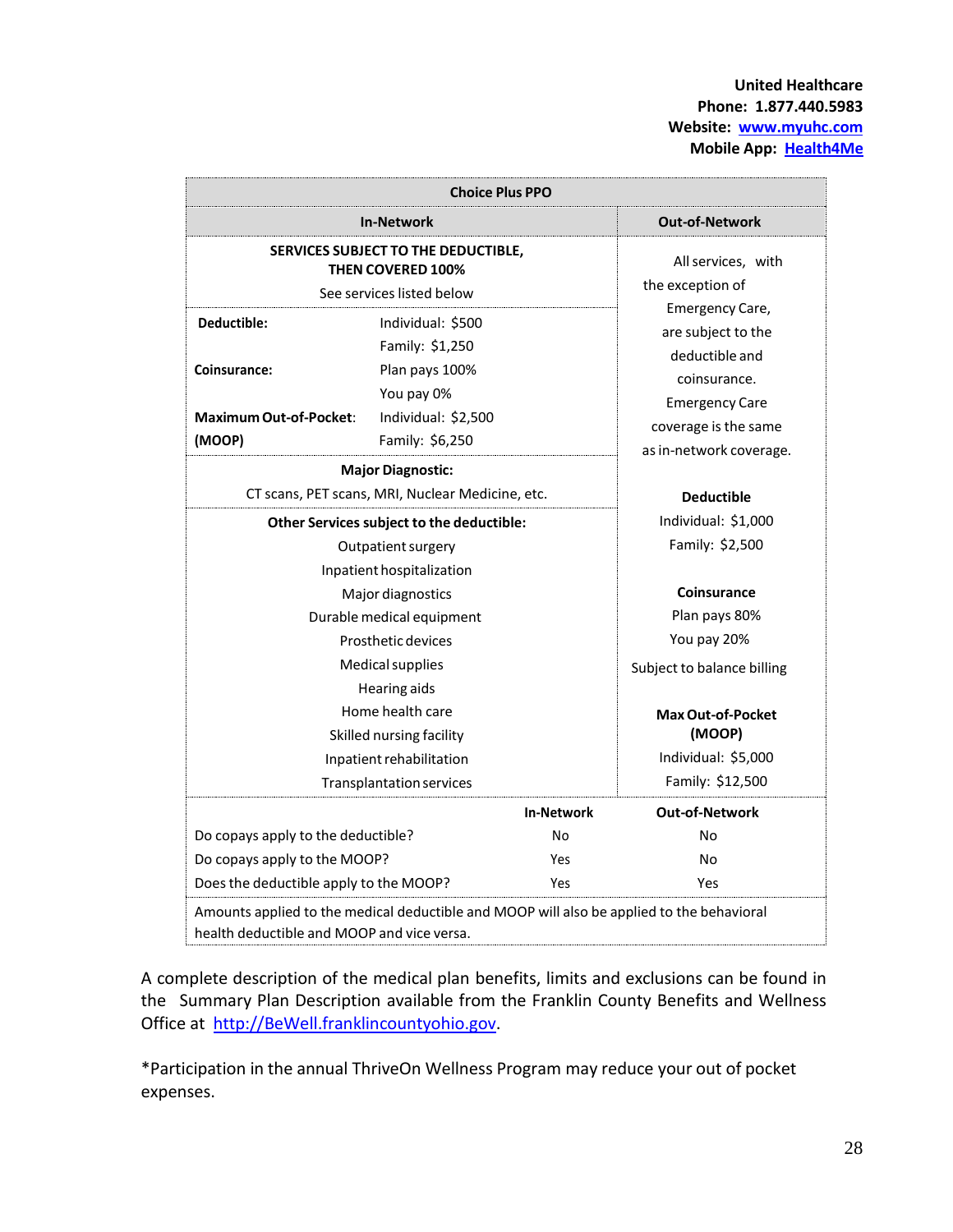**United Healthcare**
**Phone: 1.877.440.5983**
**Website: [www.myuhc.com](http://www.myuhc.com)**
**Mobile App: Health4Me**

| Choice Plus PPO | | |
|---|---|---|
| **In-Network** | | **Out-of-Network** |
| **SERVICES SUBJECT TO THE DEDUCTIBLE, THEN COVERED 100%**<br>See services listed below | | All services, with the exception of Emergency Care, are subject to the deductible and coinsurance. Emergency Care coverage is the same as in-network coverage. |
| **Deductible:** | Individual: $500<br>Family: $1,250 | **Deductible**<br>Individual: $1,000<br>Family: $2,500 |
| **Coinsurance:** | Plan pays 100%<br>You pay 0% | **Coinsurance**<br>Plan pays 80%<br>You pay 20%<br>Subject to balance billing |
| **Maximum Out-of-Pocket: (MOOP)** | Individual: $2,500<br>Family: $6,250 | **Max Out-of-Pocket (MOOP)**<br>Individual: $5,000<br>Family: $12,500 |
| **Major Diagnostic:**<br>CT scans, PET scans, MRI, Nuclear Medicine, etc. | | |
| **Other Services subject to the deductible:**<br>Outpatient surgery<br>Inpatient hospitalization<br>Major diagnostics<br>Durable medical equipment<br>Prosthetic devices<br>Medical supplies<br>Hearing aids<br>Home health care<br>Skilled nursing facility<br>Inpatient rehabilitation<br>Transplantation services | | |

| | In-Network | Out-of-Network |
|---|---|---|
| Do copays apply to the deductible? | No | No |
| Do copays apply to the MOOP? | Yes | No |
| Does the deductible apply to the MOOP? | Yes | Yes |

Amounts applied to the medical deductible and MOOP will also be applied to the behavioral health deductible and MOOP and vice versa.

A complete description of the medical plan benefits, limits and exclusions can be found in the Summary Plan Description available from the Franklin County Benefits and Wellness Office at [http://BeWell.franklincountyohio.gov](http://BeWell.franklincountyohio.gov).

*Participation in the annual ThriveOn Wellness Program may reduce your out of pocket expenses.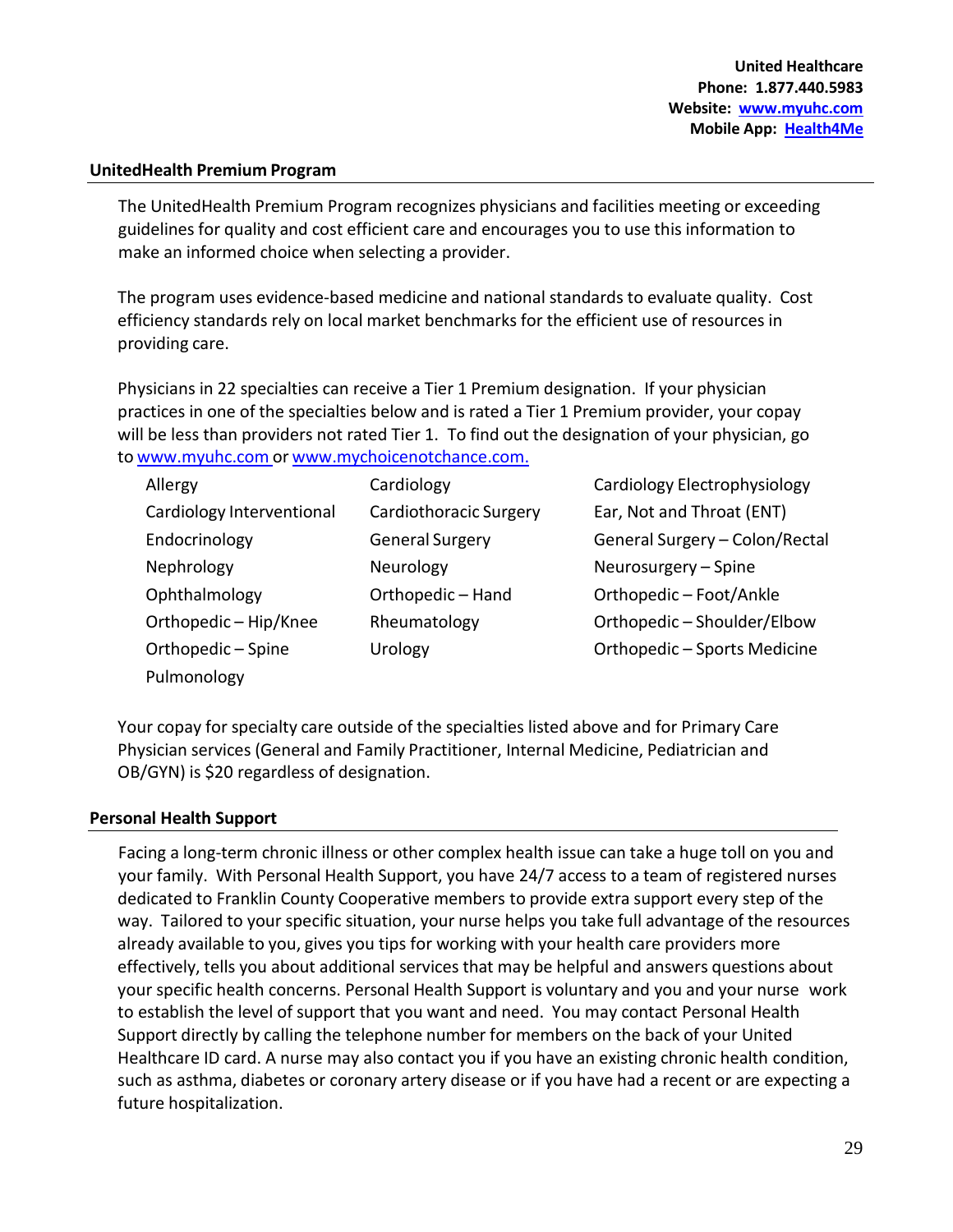**United Healthcare**
**Phone: 1.877.440.5983**
**Website: [www.myuhc.com](www.myuhc.com)**
**Mobile App: [Health4Me](Health4Me)**

## UnitedHealth Premium Program

The UnitedHealth Premium Program recognizes physicians and facilities meeting or exceeding guidelines for quality and cost efficient care and encourages you to use this information to make an informed choice when selecting a provider.

The program uses evidence-based medicine and national standards to evaluate quality. Cost efficiency standards rely on local market benchmarks for the efficient use of resources in providing care.

Physicians in 22 specialties can receive a Tier 1 Premium designation. If your physician practices in one of the specialties below and is rated a Tier 1 Premium provider, your copay will be less than providers not rated Tier 1. To find out the designation of your physician, go to [www.myuhc.com](www.myuhc.com) or [www.mychoicenotchance.com.](www.mychoicenotchance.com)

| | | |
|---|---|---|
| Allergy | Cardiology | Cardiology Electrophysiology |
| Cardiology Interventional | Cardiothoracic Surgery | Ear, Not and Throat (ENT) |
| Endocrinology | General Surgery | General Surgery – Colon/Rectal |
| Nephrology | Neurology | Neurosurgery – Spine |
| Ophthalmology | Orthopedic – Hand | Orthopedic – Foot/Ankle |
| Orthopedic – Hip/Knee | Rheumatology | Orthopedic – Shoulder/Elbow |
| Orthopedic – Spine | Urology | Orthopedic – Sports Medicine |
| Pulmonology | | |

Your copay for specialty care outside of the specialties listed above and for Primary Care Physician services (General and Family Practitioner, Internal Medicine, Pediatrician and OB/GYN) is $20 regardless of designation.

## Personal Health Support

Facing a long-term chronic illness or other complex health issue can take a huge toll on you and your family. With Personal Health Support, you have 24/7 access to a team of registered nurses dedicated to Franklin County Cooperative members to provide extra support every step of the way. Tailored to your specific situation, your nurse helps you take full advantage of the resources already available to you, gives you tips for working with your health care providers more effectively, tells you about additional services that may be helpful and answers questions about your specific health concerns. Personal Health Support is voluntary and you and your nurse work to establish the level of support that you want and need. You may contact Personal Health Support directly by calling the telephone number for members on the back of your United Healthcare ID card. A nurse may also contact you if you have an existing chronic health condition, such as asthma, diabetes or coronary artery disease or if you have had a recent or are expecting a future hospitalization.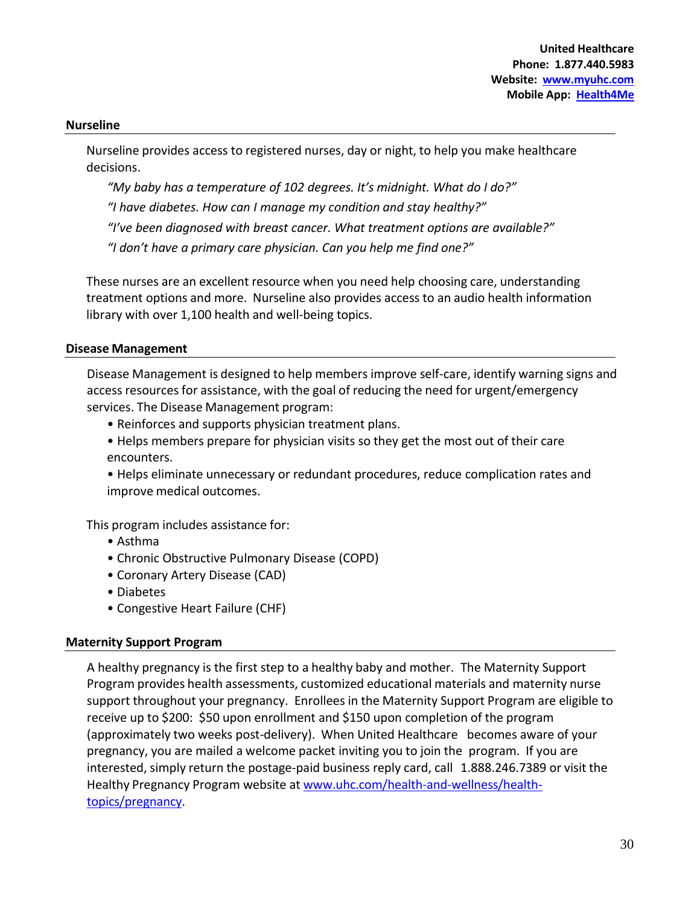**United Healthcare**
**Phone: 1.877.440.5983**
**Website: [www.myuhc.com](http://www.myuhc.com)**
**Mobile App: [Health4Me](#)**

## Nurseline

Nurseline provides access to registered nurses, day or night, to help you make healthcare decisions.

*"My baby has a temperature of 102 degrees. It's midnight. What do I do?"*

*"I have diabetes. How can I manage my condition and stay healthy?"*

*"I've been diagnosed with breast cancer. What treatment options are available?"*

*"I don't have a primary care physician. Can you help me find one?"*

These nurses are an excellent resource when you need help choosing care, understanding treatment options and more. Nurseline also provides access to an audio health information library with over 1,100 health and well-being topics.

## Disease Management

Disease Management is designed to help members improve self-care, identify warning signs and access resources for assistance, with the goal of reducing the need for urgent/emergency services. The Disease Management program:

- Reinforces and supports physician treatment plans.
- Helps members prepare for physician visits so they get the most out of their care encounters.
- Helps eliminate unnecessary or redundant procedures, reduce complication rates and improve medical outcomes.

This program includes assistance for:

- Asthma
- Chronic Obstructive Pulmonary Disease (COPD)
- Coronary Artery Disease (CAD)
- Diabetes
- Congestive Heart Failure (CHF)

## Maternity Support Program

A healthy pregnancy is the first step to a healthy baby and mother. The Maternity Support Program provides health assessments, customized educational materials and maternity nurse support throughout your pregnancy. Enrollees in the Maternity Support Program are eligible to receive up to $200: $50 upon enrollment and $150 upon completion of the program (approximately two weeks post-delivery). When United Healthcare becomes aware of your pregnancy, you are mailed a welcome packet inviting you to join the program. If you are interested, simply return the postage-paid business reply card, call 1.888.246.7389 or visit the Healthy Pregnancy Program website at [www.uhc.com/health-and-wellness/health-topics/pregnancy](http://www.uhc.com/health-and-wellness/health-topics/pregnancy).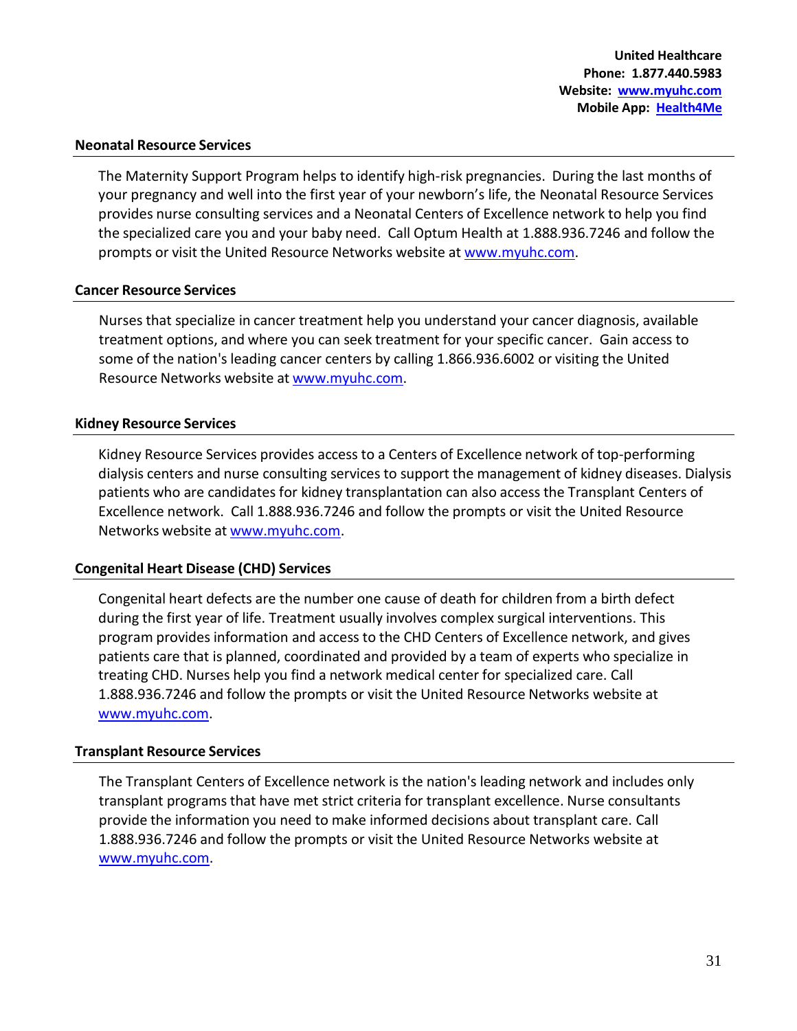**United Healthcare**
**Phone: 1.877.440.5983**
**Website: www.myuhc.com**
**Mobile App: Health4Me**

### Neonatal Resource Services

The Maternity Support Program helps to identify high-risk pregnancies. During the last months of your pregnancy and well into the first year of your newborn's life, the Neonatal Resource Services provides nurse consulting services and a Neonatal Centers of Excellence network to help you find the specialized care you and your baby need. Call Optum Health at 1.888.936.7246 and follow the prompts or visit the United Resource Networks website at www.myuhc.com.

### Cancer Resource Services

Nurses that specialize in cancer treatment help you understand your cancer diagnosis, available treatment options, and where you can seek treatment for your specific cancer. Gain access to some of the nation's leading cancer centers by calling 1.866.936.6002 or visiting the United Resource Networks website at www.myuhc.com.

### Kidney Resource Services

Kidney Resource Services provides access to a Centers of Excellence network of top-performing dialysis centers and nurse consulting services to support the management of kidney diseases. Dialysis patients who are candidates for kidney transplantation can also access the Transplant Centers of Excellence network. Call 1.888.936.7246 and follow the prompts or visit the United Resource Networks website at www.myuhc.com.

### Congenital Heart Disease (CHD) Services

Congenital heart defects are the number one cause of death for children from a birth defect during the first year of life. Treatment usually involves complex surgical interventions. This program provides information and access to the CHD Centers of Excellence network, and gives patients care that is planned, coordinated and provided by a team of experts who specialize in treating CHD. Nurses help you find a network medical center for specialized care. Call 1.888.936.7246 and follow the prompts or visit the United Resource Networks website at www.myuhc.com.

### Transplant Resource Services

The Transplant Centers of Excellence network is the nation's leading network and includes only transplant programs that have met strict criteria for transplant excellence. Nurse consultants provide the information you need to make informed decisions about transplant care. Call 1.888.936.7246 and follow the prompts or visit the United Resource Networks website at www.myuhc.com.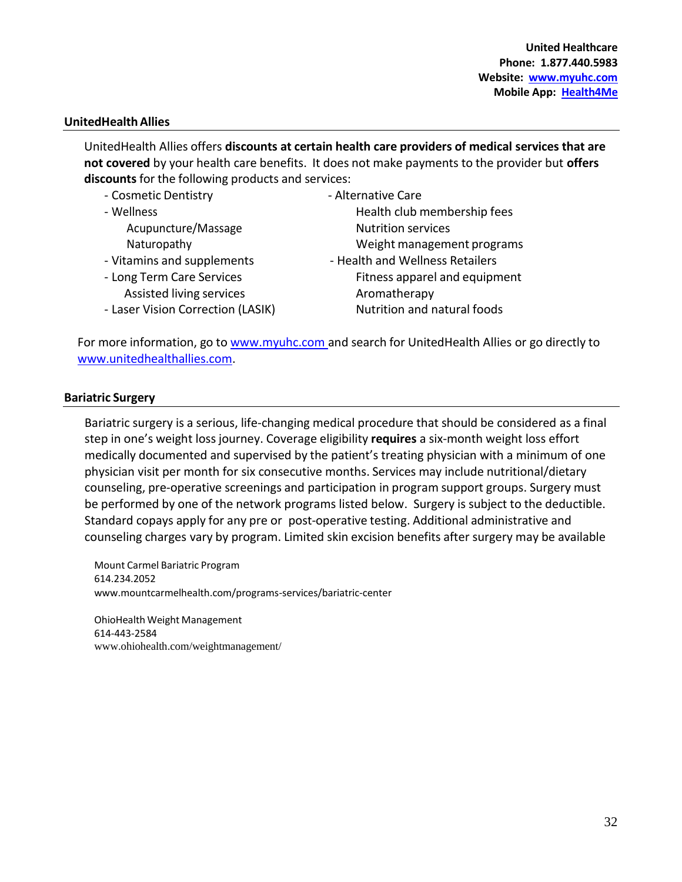**United Healthcare**
**Phone: 1.877.440.5983**
**Website: [www.myuhc.com](http://www.myuhc.com)**
**Mobile App: [Health4Me](#)**

## UnitedHealth Allies

UnitedHealth Allies offers **discounts at certain health care providers of medical services that are not covered** by your health care benefits. It does not make payments to the provider but **offers discounts** for the following products and services:

- Cosmetic Dentistry
- Wellness
  - Acupuncture/Massage
  - Naturopathy
- Vitamins and supplements
- Long Term Care Services
  - Assisted living services
- Laser Vision Correction (LASIK)
- Alternative Care
  - Health club membership fees
  - Nutrition services
  - Weight management programs
- Health and Wellness Retailers
  - Fitness apparel and equipment
  - Aromatherapy
  - Nutrition and natural foods

For more information, go to [www.myuhc.com](http://www.myuhc.com) and search for UnitedHealth Allies or go directly to [www.unitedhealthallies.com](http://www.unitedhealthallies.com).

## Bariatric Surgery

Bariatric surgery is a serious, life-changing medical procedure that should be considered as a final step in one's weight loss journey. Coverage eligibility **requires** a six-month weight loss effort medically documented and supervised by the patient's treating physician with a minimum of one physician visit per month for six consecutive months. Services may include nutritional/dietary counseling, pre-operative screenings and participation in program support groups. Surgery must be performed by one of the network programs listed below. Surgery is subject to the deductible. Standard copays apply for any pre or post-operative testing. Additional administrative and counseling charges vary by program. Limited skin excision benefits after surgery may be available

Mount Carmel Bariatric Program
614.234.2052
www.mountcarmelhealth.com/programs-services/bariatric-center

OhioHealth Weight Management
614-443-2584
www.ohiohealth.com/weightmanagement/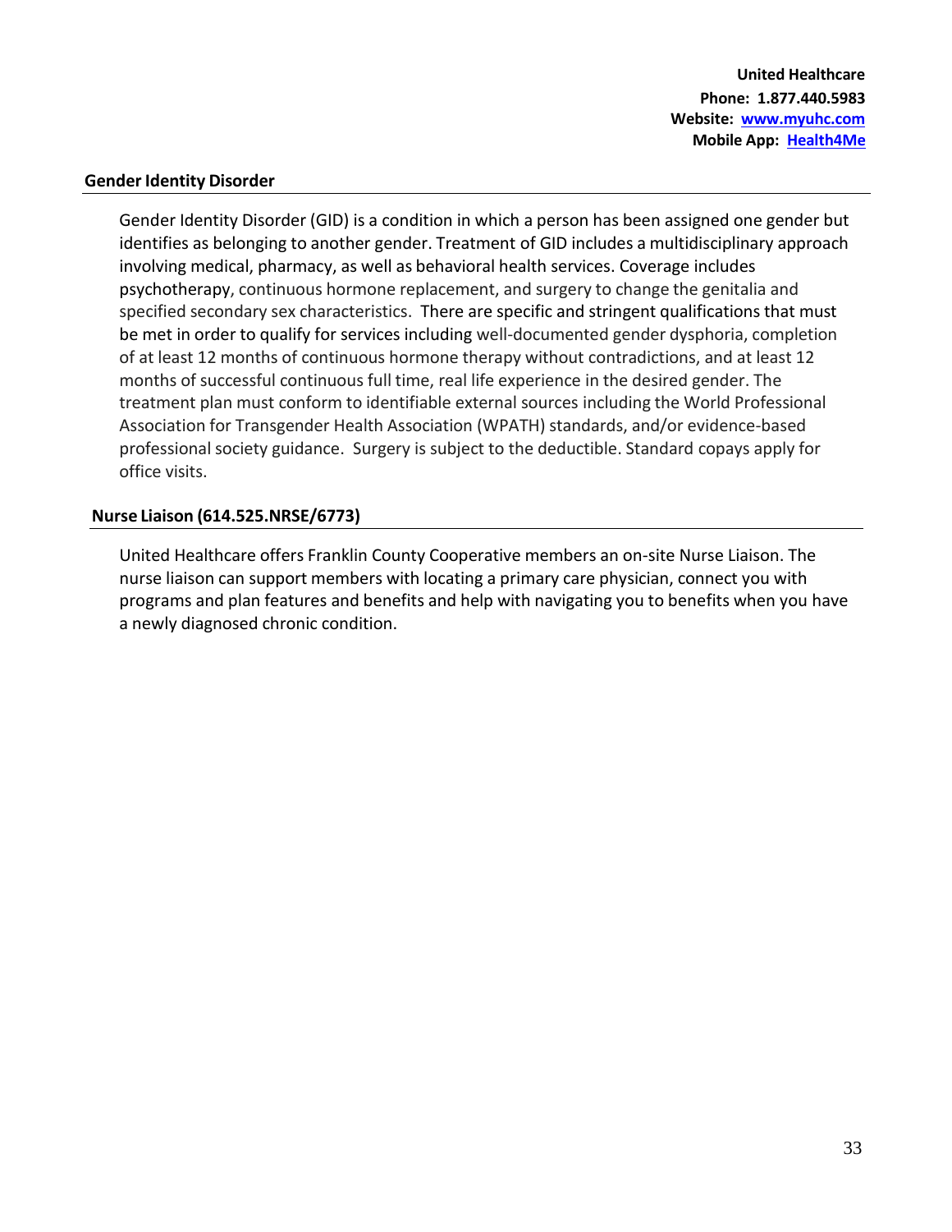**United Healthcare**
**Phone: 1.877.440.5983**
**Website: [www.myuhc.com](http://www.myuhc.com)**
**Mobile App: [Health4Me](#)**

## Gender Identity Disorder

Gender Identity Disorder (GID) is a condition in which a person has been assigned one gender but identifies as belonging to another gender. Treatment of GID includes a multidisciplinary approach involving medical, pharmacy, as well as behavioral health services. Coverage includes psychotherapy, continuous hormone replacement, and surgery to change the genitalia and specified secondary sex characteristics. There are specific and stringent qualifications that must be met in order to qualify for services including well-documented gender dysphoria, completion of at least 12 months of continuous hormone therapy without contradictions, and at least 12 months of successful continuous full time, real life experience in the desired gender. The treatment plan must conform to identifiable external sources including the World Professional Association for Transgender Health Association (WPATH) standards, and/or evidence-based professional society guidance. Surgery is subject to the deductible. Standard copays apply for office visits.

## Nurse Liaison (614.525.NRSE/6773)

United Healthcare offers Franklin County Cooperative members an on-site Nurse Liaison. The nurse liaison can support members with locating a primary care physician, connect you with programs and plan features and benefits and help with navigating you to benefits when you have a newly diagnosed chronic condition.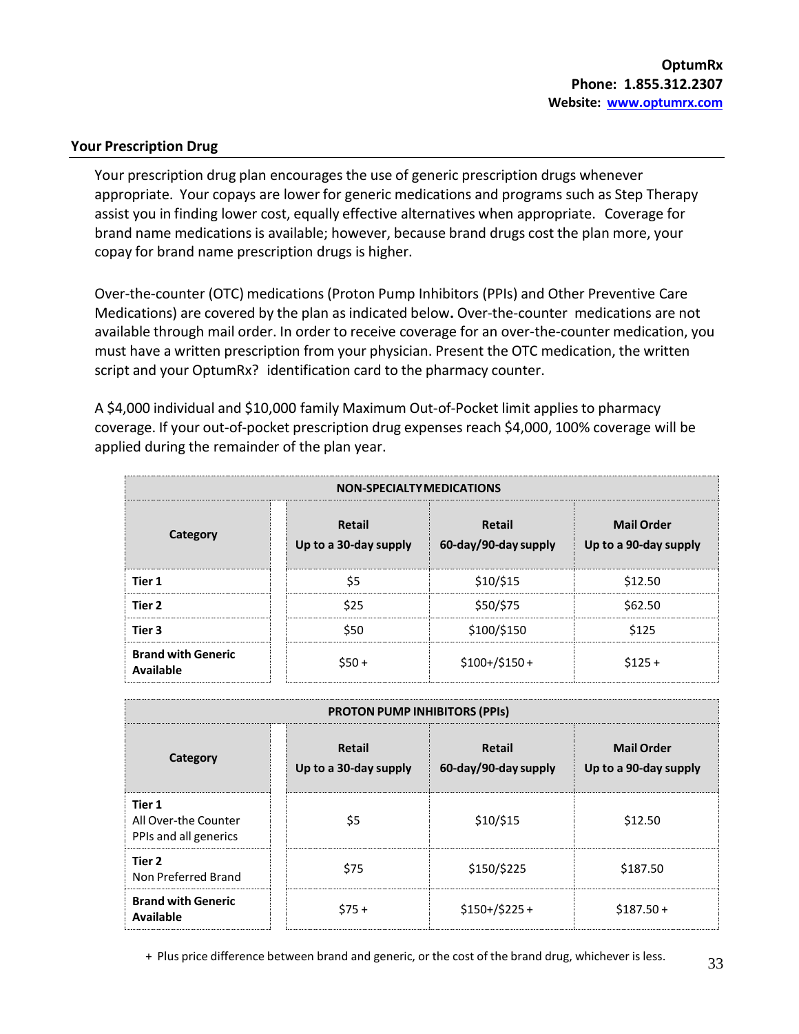**OptumRx**
**Phone: 1.855.312.2307**
**Website: www.optumrx.com**

## Your Prescription Drug

Your prescription drug plan encourages the use of generic prescription drugs whenever appropriate. Your copays are lower for generic medications and programs such as Step Therapy assist you in finding lower cost, equally effective alternatives when appropriate. Coverage for brand name medications is available; however, because brand drugs cost the plan more, your copay for brand name prescription drugs is higher.

Over-the-counter (OTC) medications (Proton Pump Inhibitors (PPIs) and Other Preventive Care Medications) are covered by the plan as indicated below**.** Over-the-counter medications are not available through mail order. In order to receive coverage for an over-the-counter medication, you must have a written prescription from your physician. Present the OTC medication, the written script and your OptumRx? identification card to the pharmacy counter.

A $4,000 individual and $10,000 family Maximum Out-of-Pocket limit applies to pharmacy coverage. If your out-of-pocket prescription drug expenses reach $4,000, 100% coverage will be applied during the remainder of the plan year.

| NON-SPECIALTY MEDICATIONS | | | |
|---|---|---|---|
| **Category** | **Retail Up to a 30-day supply** | **Retail 60-day/90-day supply** | **Mail Order Up to a 90-day supply** |
| **Tier 1** | $5 | $10/$15 | $12.50 |
| **Tier 2** | $25 | $50/$75 | $62.50 |
| **Tier 3** | $50 | $100/$150 | $125 |
| **Brand with Generic Available** | $50 + | $100+/$150 + | $125 + |

| PROTON PUMP INHIBITORS (PPIs) | | | |
|---|---|---|---|
| **Category** | **Retail Up to a 30-day supply** | **Retail 60-day/90-day supply** | **Mail Order Up to a 90-day supply** |
| **Tier 1** All Over-the Counter PPIs and all generics | $5 | $10/$15 | $12.50 |
| **Tier 2** Non Preferred Brand | $75 | $150/$225 | $187.50 |
| **Brand with Generic Available** | $75 + | $150+/$225 + | $187.50 + |

+ Plus price difference between brand and generic, or the cost of the brand drug, whichever is less.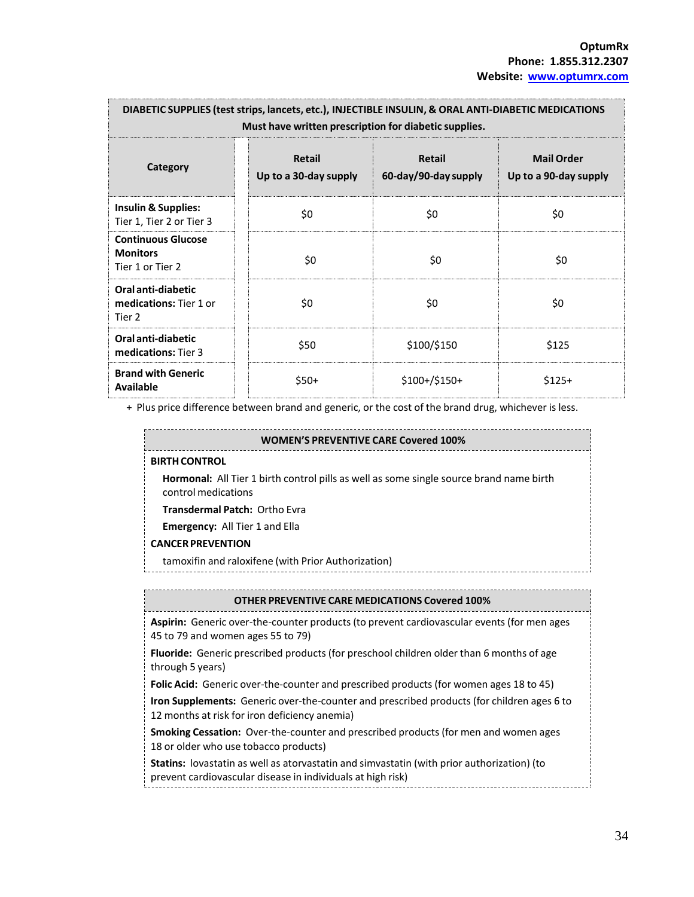**OptumRx**
**Phone: 1.855.312.2307**
**Website: [www.optumrx.com](http://www.optumrx.com)**

| DIABETIC SUPPLIES (test strips, lancets, etc.), INJECTIBLE INSULIN, & ORAL ANTI-DIABETIC MEDICATIONS Must have written prescription for diabetic supplies. | | | |
|---|---|---|---|
| **Category** | **Retail Up to a 30-day supply** | **Retail 60-day/90-day supply** | **Mail Order Up to a 90-day supply** |
| **Insulin & Supplies:** Tier 1, Tier 2 or Tier 3 | $0 | $0 | $0 |
| **Continuous Glucose Monitors** Tier 1 or Tier 2 | $0 | $0 | $0 |
| **Oral anti-diabetic medications:** Tier 1 or Tier 2 | $0 | $0 | $0 |
| **Oral anti-diabetic medications:** Tier 3 | $50 | $100/$150 | $125 |
| **Brand with Generic Available** | $50+ | $100+/$150+ | $125+ |

+ Plus price difference between brand and generic, or the cost of the brand drug, whichever is less.

**WOMEN'S PREVENTIVE CARE Covered 100%**

**BIRTH CONTROL**

**Hormonal:** All Tier 1 birth control pills as well as some single source brand name birth control medications

**Transdermal Patch:** Ortho Evra

**Emergency:** All Tier 1 and Ella

**CANCER PREVENTION**

tamoxifin and raloxifene (with Prior Authorization)

**OTHER PREVENTIVE CARE MEDICATIONS Covered 100%**

**Aspirin:** Generic over-the-counter products (to prevent cardiovascular events (for men ages 45 to 79 and women ages 55 to 79)

**Fluoride:** Generic prescribed products (for preschool children older than 6 months of age through 5 years)

**Folic Acid:** Generic over-the-counter and prescribed products (for women ages 18 to 45)

**Iron Supplements:** Generic over-the-counter and prescribed products (for children ages 6 to 12 months at risk for iron deficiency anemia)

**Smoking Cessation:** Over-the-counter and prescribed products (for men and women ages 18 or older who use tobacco products)

**Statins:** lovastatin as well as atorvastatin and simvastatin (with prior authorization) (to prevent cardiovascular disease in individuals at high risk)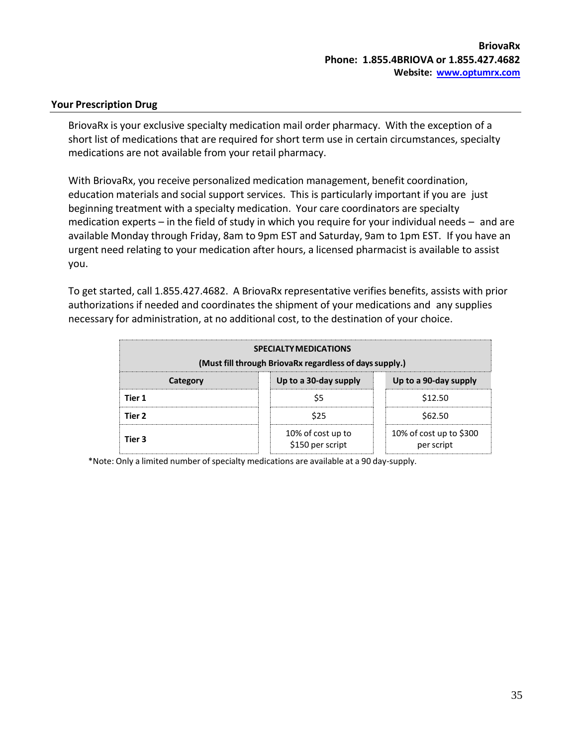**BriovaRx**
**Phone: 1.855.4BRIOVA or 1.855.427.4682**
**Website: [www.optumrx.com](http://www.optumrx.com)**

## Your Prescription Drug

BriovaRx is your exclusive specialty medication mail order pharmacy. With the exception of a short list of medications that are required for short term use in certain circumstances, specialty medications are not available from your retail pharmacy.

With BriovaRx, you receive personalized medication management, benefit coordination, education materials and social support services. This is particularly important if you are just beginning treatment with a specialty medication. Your care coordinators are specialty medication experts – in the field of study in which you require for your individual needs – and are available Monday through Friday, 8am to 9pm EST and Saturday, 9am to 1pm EST. If you have an urgent need relating to your medication after hours, a licensed pharmacist is available to assist you.

To get started, call 1.855.427.4682. A BriovaRx representative verifies benefits, assists with prior authorizations if needed and coordinates the shipment of your medications and any supplies necessary for administration, at no additional cost, to the destination of your choice.

| **SPECIALTY MEDICATIONS (Must fill through BriovaRx regardless of days supply.)** | | |
|---|---|---|
| **Category** | **Up to a 30-day supply** | **Up to a 90-day supply** |
| **Tier 1** | $5 | $12.50 |
| **Tier 2** | $25 | $62.50 |
| **Tier 3** | 10% of cost up to $150 per script | 10% of cost up to $300 per script |

*Note: Only a limited number of specialty medications are available at a 90 day-supply.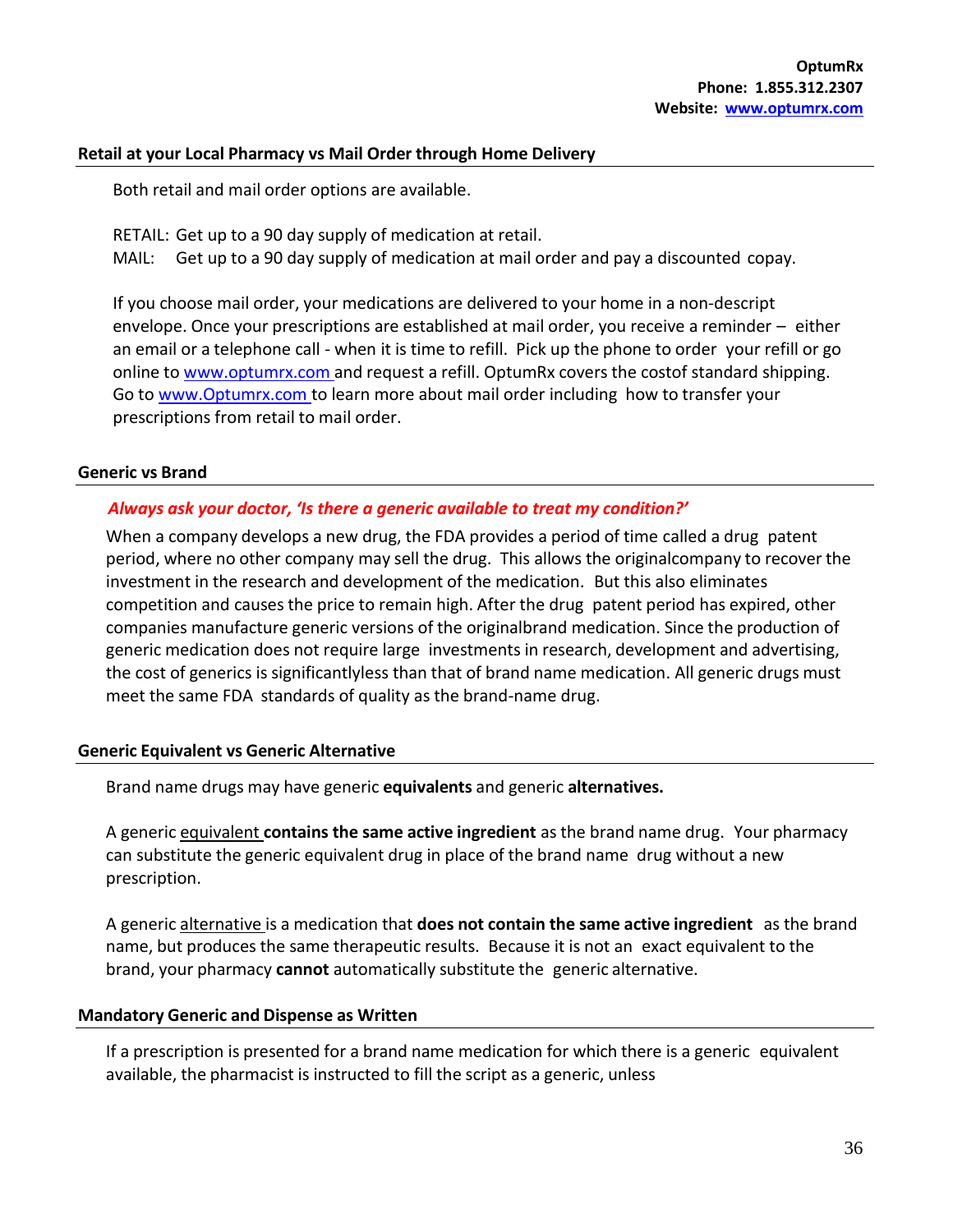**OptumRx**
**Phone: 1.855.312.2307**
**Website: [www.optumrx.com](http://www.optumrx.com)**

## Retail at your Local Pharmacy vs Mail Order through Home Delivery

Both retail and mail order options are available.

RETAIL: Get up to a 90 day supply of medication at retail.
MAIL: Get up to a 90 day supply of medication at mail order and pay a discounted copay.

If you choose mail order, your medications are delivered to your home in a non-descript envelope. Once your prescriptions are established at mail order, you receive a reminder – either an email or a telephone call - when it is time to refill. Pick up the phone to order your refill or go online to www.optumrx.com and request a refill. OptumRx covers the costof standard shipping. Go to www.Optumrx.com to learn more about mail order including how to transfer your prescriptions from retail to mail order.

## Generic vs Brand

***Always ask your doctor, 'Is there a generic available to treat my condition?'***

When a company develops a new drug, the FDA provides a period of time called a drug patent period, where no other company may sell the drug. This allows the originalcompany to recover the investment in the research and development of the medication. But this also eliminates competition and causes the price to remain high. After the drug patent period has expired, other companies manufacture generic versions of the originalbrand medication. Since the production of generic medication does not require large investments in research, development and advertising, the cost of generics is significantlyless than that of brand name medication. All generic drugs must meet the same FDA standards of quality as the brand-name drug.

## Generic Equivalent vs Generic Alternative

Brand name drugs may have generic **equivalents** and generic **alternatives.**

A generic equivalent **contains the same active ingredient** as the brand name drug. Your pharmacy can substitute the generic equivalent drug in place of the brand name drug without a new prescription.

A generic alternative is a medication that **does not contain the same active ingredient** as the brand name, but produces the same therapeutic results. Because it is not an exact equivalent to the brand, your pharmacy **cannot** automatically substitute the generic alternative.

## Mandatory Generic and Dispense as Written

If a prescription is presented for a brand name medication for which there is a generic equivalent available, the pharmacist is instructed to fill the script as a generic, unless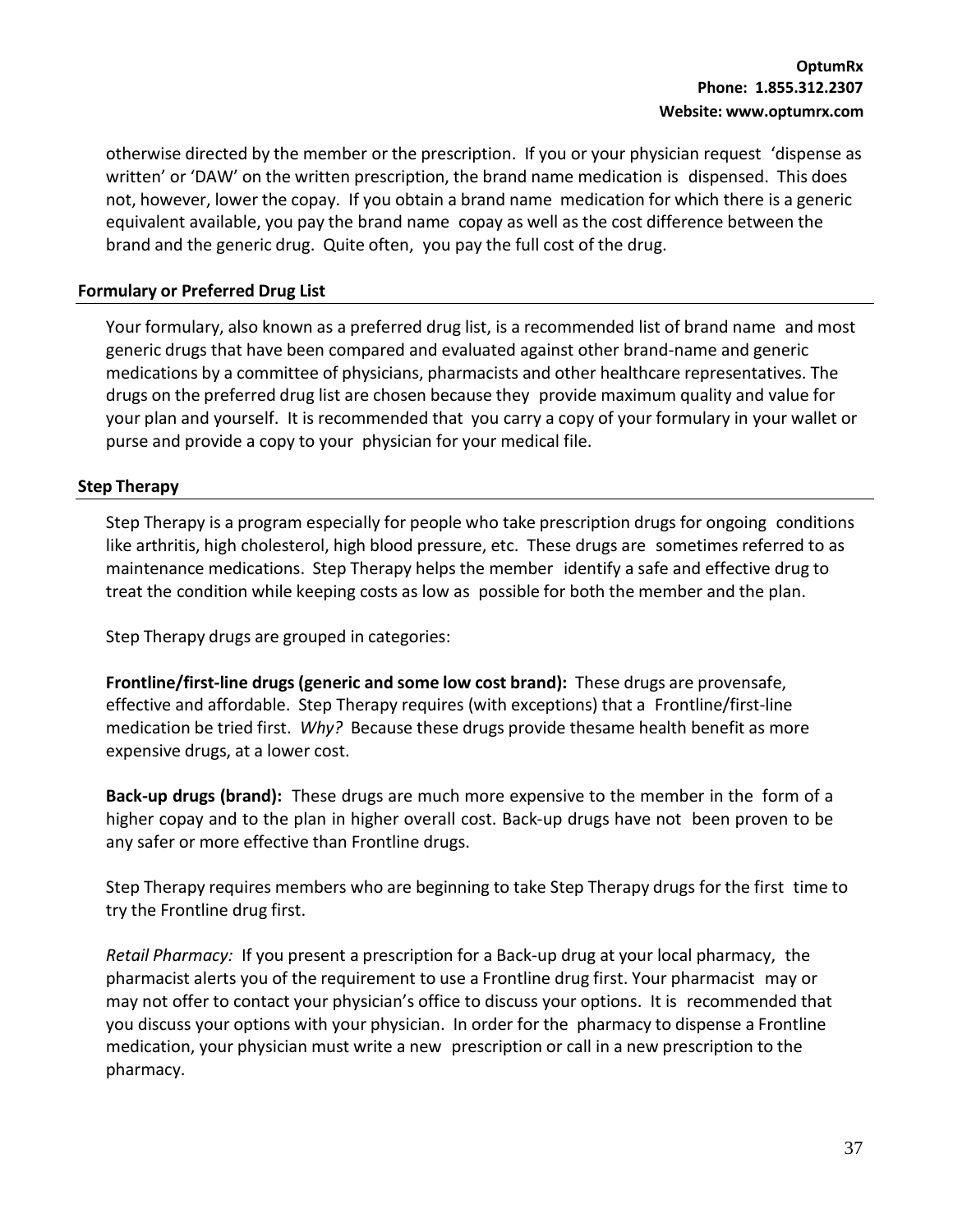otherwise directed by the member or the prescription. If you or your physician request 'dispense as written' or 'DAW' on the written prescription, the brand name medication is dispensed. This does not, however, lower the copay. If you obtain a brand name medication for which there is a generic equivalent available, you pay the brand name copay as well as the cost difference between the brand and the generic drug. Quite often, you pay the full cost of the drug.

### Formulary or Preferred Drug List

Your formulary, also known as a preferred drug list, is a recommended list of brand name and most generic drugs that have been compared and evaluated against other brand-name and generic medications by a committee of physicians, pharmacists and other healthcare representatives. The drugs on the preferred drug list are chosen because they provide maximum quality and value for your plan and yourself. It is recommended that you carry a copy of your formulary in your wallet or purse and provide a copy to your physician for your medical file.

### Step Therapy

Step Therapy is a program especially for people who take prescription drugs for ongoing conditions like arthritis, high cholesterol, high blood pressure, etc. These drugs are sometimes referred to as maintenance medications. Step Therapy helps the member identify a safe and effective drug to treat the condition while keeping costs as low as possible for both the member and the plan.

Step Therapy drugs are grouped in categories:

**Frontline/first-line drugs (generic and some low cost brand):** These drugs are provensafe, effective and affordable. Step Therapy requires (with exceptions) that a Frontline/first-line medication be tried first. *Why?* Because these drugs provide thesame health benefit as more expensive drugs, at a lower cost.

**Back-up drugs (brand):** These drugs are much more expensive to the member in the form of a higher copay and to the plan in higher overall cost. Back-up drugs have not been proven to be any safer or more effective than Frontline drugs.

Step Therapy requires members who are beginning to take Step Therapy drugs for the first time to try the Frontline drug first.

*Retail Pharmacy:* If you present a prescription for a Back-up drug at your local pharmacy, the pharmacist alerts you of the requirement to use a Frontline drug first. Your pharmacist may or may not offer to contact your physician's office to discuss your options. It is recommended that you discuss your options with your physician. In order for the pharmacy to dispense a Frontline medication, your physician must write a new prescription or call in a new prescription to the pharmacy.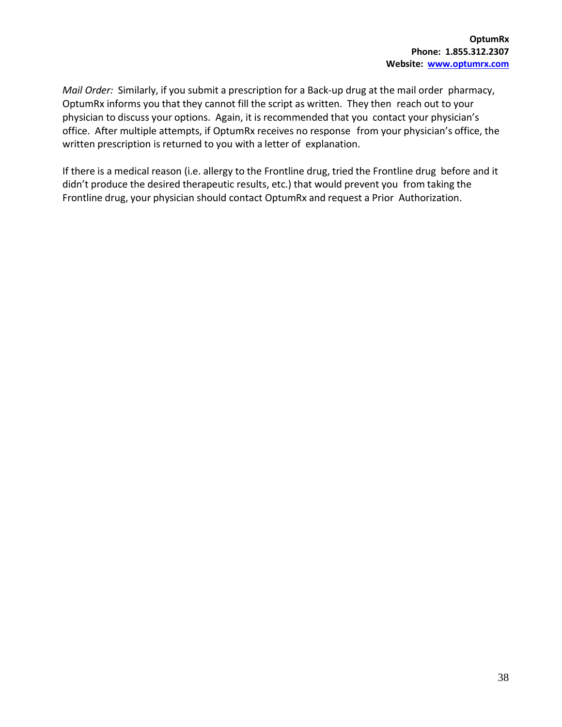**OptumRx**
**Phone: 1.855.312.2307**
**Website: [www.optumrx.com](http://www.optumrx.com)**

*Mail Order:* Similarly, if you submit a prescription for a Back-up drug at the mail order pharmacy, OptumRx informs you that they cannot fill the script as written. They then reach out to your physician to discuss your options. Again, it is recommended that you contact your physician's office. After multiple attempts, if OptumRx receives no response from your physician's office, the written prescription is returned to you with a letter of explanation.

If there is a medical reason (i.e. allergy to the Frontline drug, tried the Frontline drug before and it didn't produce the desired therapeutic results, etc.) that would prevent you from taking the Frontline drug, your physician should contact OptumRx and request a Prior Authorization.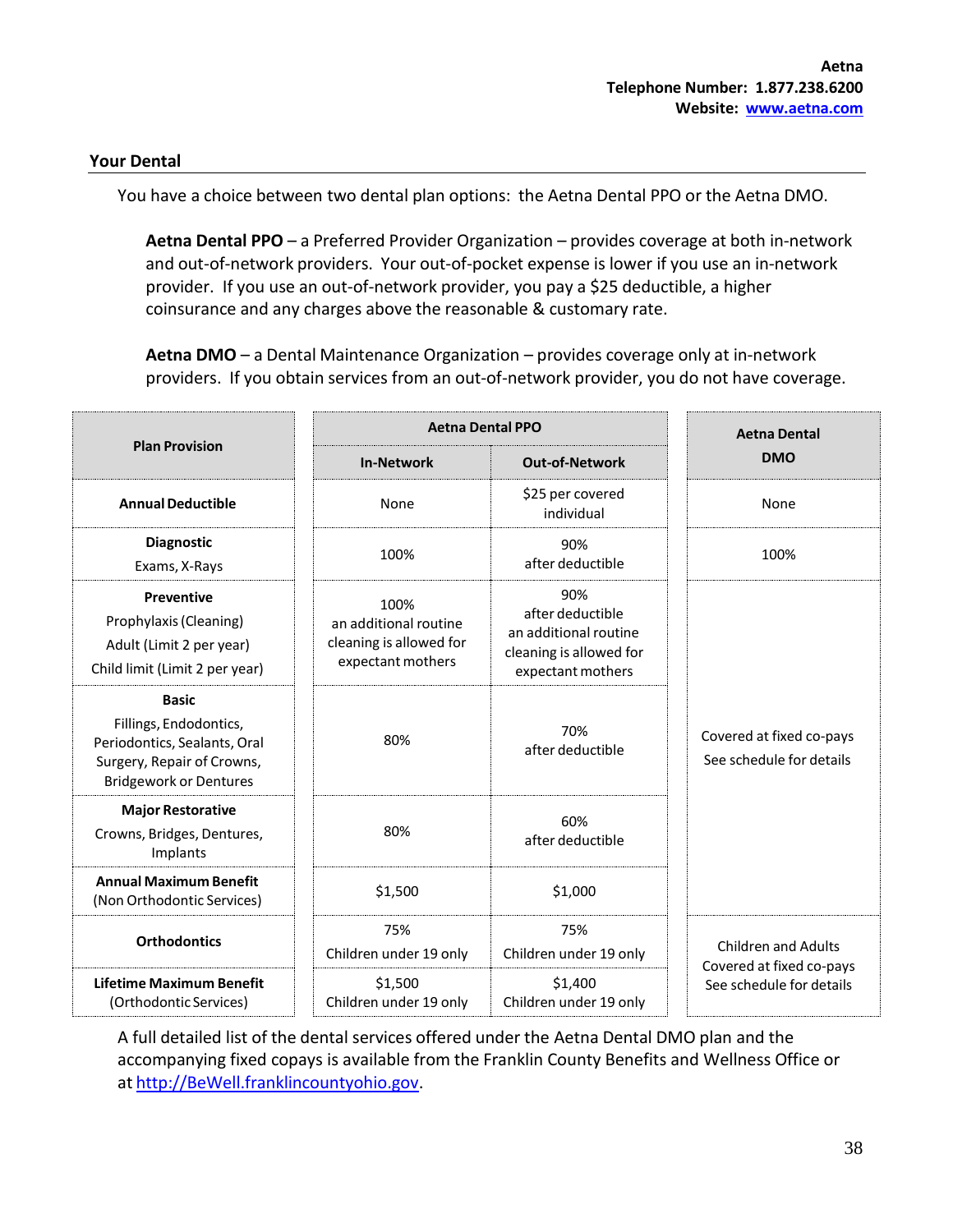**Aetna**
**Telephone Number: 1.877.238.6200**
**Website: [www.aetna.com](http://www.aetna.com)**

## Your Dental

You have a choice between two dental plan options: the Aetna Dental PPO or the Aetna DMO.

**Aetna Dental PPO** – a Preferred Provider Organization – provides coverage at both in-network and out-of-network providers. Your out-of-pocket expense is lower if you use an in-network provider. If you use an out-of-network provider, you pay a $25 deductible, a higher coinsurance and any charges above the reasonable & customary rate.

**Aetna DMO** – a Dental Maintenance Organization – provides coverage only at in-network providers. If you obtain services from an out-of-network provider, you do not have coverage.

| Plan Provision | Aetna Dental PPO | | Aetna Dental DMO |
|---|---|---|---|
| | In-Network | Out-of-Network | |
| **Annual Deductible** | None | $25 per covered individual | None |
| **Diagnostic** Exams, X-Rays | 100% | 90% after deductible | 100% |
| **Preventive** Prophylaxis (Cleaning) Adult (Limit 2 per year) Child limit (Limit 2 per year) | 100% an additional routine cleaning is allowed for expectant mothers | 90% after deductible an additional routine cleaning is allowed for expectant mothers | Covered at fixed co-pays See schedule for details |
| **Basic** Fillings, Endodontics, Periodontics, Sealants, Oral Surgery, Repair of Crowns, Bridgework or Dentures | 80% | 70% after deductible | |
| **Major Restorative** Crowns, Bridges, Dentures, Implants | 80% | 60% after deductible | |
| **Annual Maximum Benefit** (Non Orthodontic Services) | $1,500 | $1,000 | |
| **Orthodontics** | 75% Children under 19 only | 75% Children under 19 only | Children and Adults Covered at fixed co-pays See schedule for details |
| **Lifetime Maximum Benefit** (Orthodontic Services) | $1,500 Children under 19 only | $1,400 Children under 19 only | |

A full detailed list of the dental services offered under the Aetna Dental DMO plan and the accompanying fixed copays is available from the Franklin County Benefits and Wellness Office or at [http://BeWell.franklincountyohio.gov](http://BeWell.franklincountyohio.gov).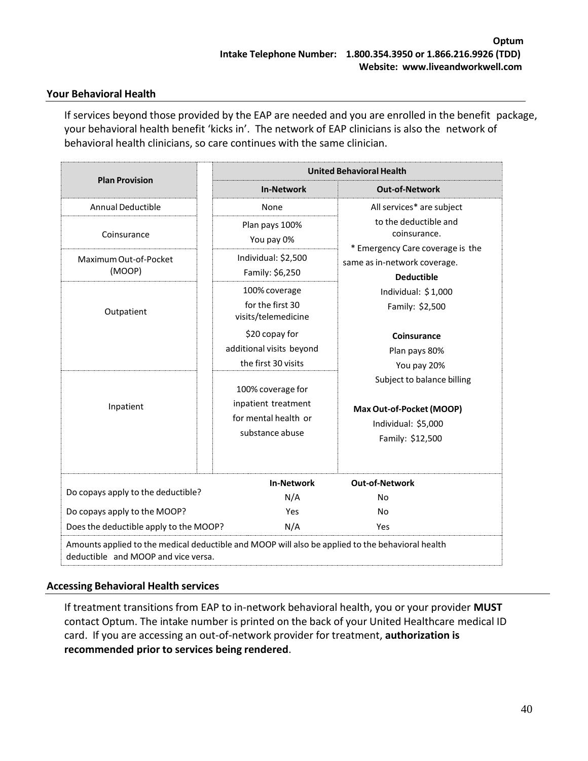**Optum**
**Intake Telephone Number: 1.800.354.3950 or 1.866.216.9926 (TDD)**
**Website: www.liveandworkwell.com**

## Your Behavioral Health

If services beyond those provided by the EAP are needed and you are enrolled in the benefit package, your behavioral health benefit 'kicks in'. The network of EAP clinicians is also the network of behavioral health clinicians, so care continues with the same clinician.

| Plan Provision | United Behavioral Health | |
|---|---|---|
| | **In-Network** | **Out-of-Network** |
| Annual Deductible | None | All services* are subject to the deductible and coinsurance.<br>* Emergency Care coverage is the same as in-network coverage.<br>**Deductible**<br>Individual: $ 1,000<br>Family: $2,500<br>**Coinsurance**<br>Plan pays 80%<br>You pay 20%<br>Subject to balance billing<br>**Max Out-of-Pocket (MOOP)**<br>Individual: $5,000<br>Family: $12,500 |
| Coinsurance | Plan pays 100%<br>You pay 0% | |
| Maximum Out-of-Pocket (MOOP) | Individual: $2,500<br>Family: $6,250 | |
| Outpatient | 100% coverage for the first 30 visits/telemedicine<br>$20 copay for additional visits beyond the first 30 visits | |
| Inpatient | 100% coverage for inpatient treatment for mental health or substance abuse | |

| | In-Network | Out-of-Network |
|---|---|---|
| Do copays apply to the deductible? | N/A | No |
| Do copays apply to the MOOP? | Yes | No |
| Does the deductible apply to the MOOP? | N/A | Yes |

Amounts applied to the medical deductible and MOOP will also be applied to the behavioral health deductible and MOOP and vice versa.

## Accessing Behavioral Health services

If treatment transitions from EAP to in-network behavioral health, you or your provider **MUST** contact Optum. The intake number is printed on the back of your United Healthcare medical ID card. If you are accessing an out-of-network provider for treatment, **authorization is recommended prior to services being rendered**.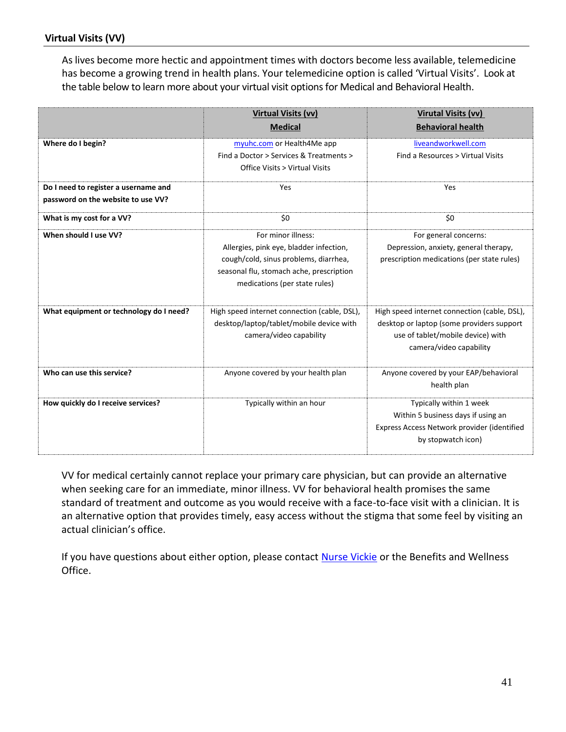## Virtual Visits (VV)

As lives become more hectic and appointment times with doctors become less available, telemedicine has become a growing trend in health plans. Your telemedicine option is called 'Virtual Visits'. Look at the table below to learn more about your virtual visit options for Medical and Behavioral Health.

| | Virtual Visits (vv) Medical | Virutal Visits (vv) Behavioral health |
|---|---|---|
| **Where do I begin?** | myuhc.com or Health4Me app<br>Find a Doctor > Services & Treatments > Office Visits > Virtual Visits | liveandworkwell.com<br>Find a Resources > Virtual Visits |
| **Do I need to register a username and password on the website to use VV?** | Yes | Yes |
| **What is my cost for a VV?** | $0 | $0 |
| **When should I use VV?** | For minor illness:<br>Allergies, pink eye, bladder infection, cough/cold, sinus problems, diarrhea, seasonal flu, stomach ache, prescription medications (per state rules) | For general concerns:<br>Depression, anxiety, general therapy, prescription medications (per state rules) |
| **What equipment or technology do I need?** | High speed internet connection (cable, DSL), desktop/laptop/tablet/mobile device with camera/video capability | High speed internet connection (cable, DSL), desktop or laptop (some providers support use of tablet/mobile device) with camera/video capability |
| **Who can use this service?** | Anyone covered by your health plan | Anyone covered by your EAP/behavioral health plan |
| **How quickly do I receive services?** | Typically within an hour | Typically within 1 week<br>Within 5 business days if using an Express Access Network provider (identified by stopwatch icon) |

VV for medical certainly cannot replace your primary care physician, but can provide an alternative when seeking care for an immediate, minor illness. VV for behavioral health promises the same standard of treatment and outcome as you would receive with a face-to-face visit with a clinician. It is an alternative option that provides timely, easy access without the stigma that some feel by visiting an actual clinician's office.

If you have questions about either option, please contact Nurse Vickie or the Benefits and Wellness Office.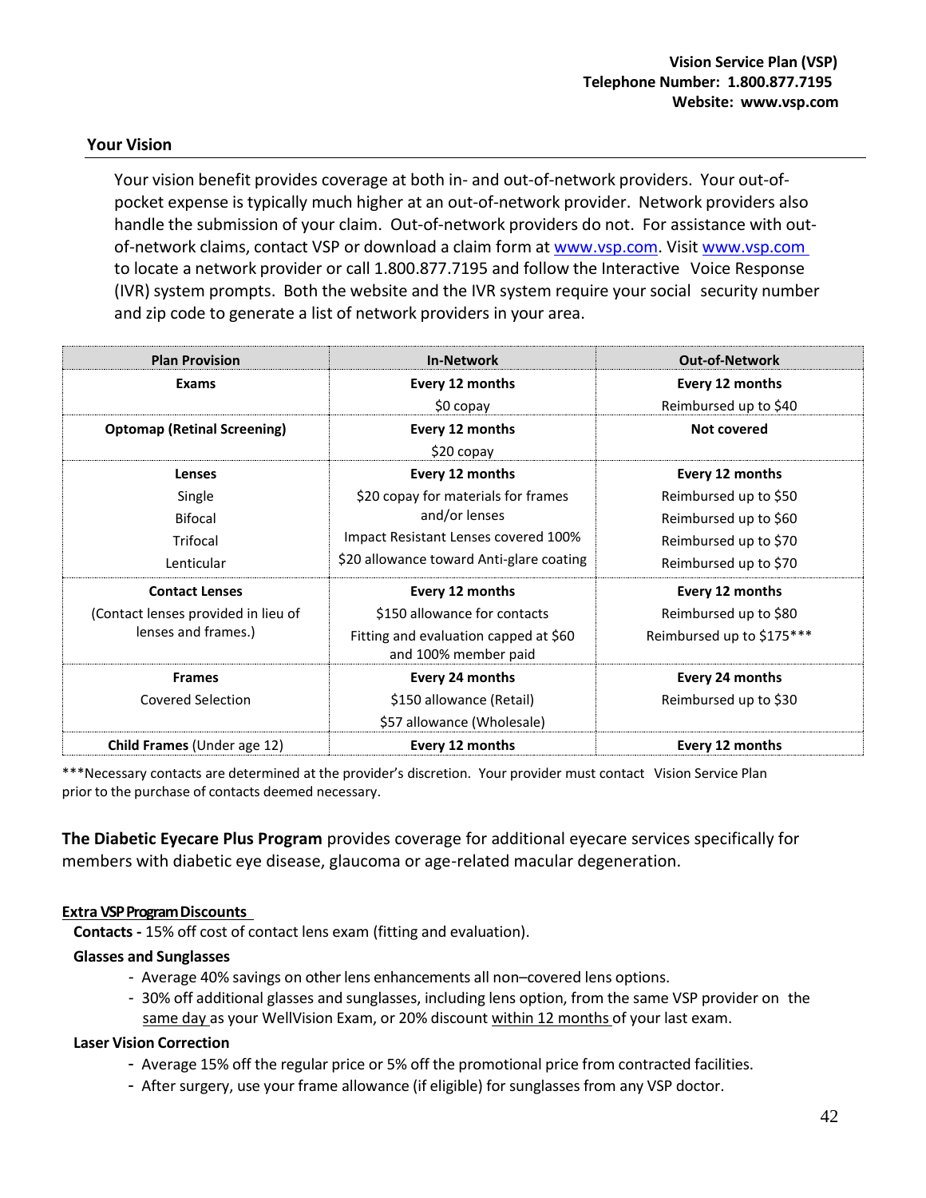**Vision Service Plan (VSP)**
**Telephone Number: 1.800.877.7195**
**Website: www.vsp.com**

## Your Vision

Your vision benefit provides coverage at both in- and out-of-network providers. Your out-of-pocket expense is typically much higher at an out-of-network provider. Network providers also handle the submission of your claim. Out-of-network providers do not. For assistance with out-of-network claims, contact VSP or download a claim form at www.vsp.com. Visit www.vsp.com to locate a network provider or call 1.800.877.7195 and follow the Interactive Voice Response (IVR) system prompts. Both the website and the IVR system require your social security number and zip code to generate a list of network providers in your area.

| Plan Provision | In-Network | Out-of-Network |
|---|---|---|
| **Exams** | **Every 12 months**<br>$0 copay | **Every 12 months**<br>Reimbursed up to $40 |
| **Optomap (Retinal Screening)** | **Every 12 months**<br>$20 copay | **Not covered** |
| **Lenses**<br>Single<br>Bifocal<br>Trifocal<br>Lenticular | **Every 12 months**<br>$20 copay for materials for frames and/or lenses<br>Impact Resistant Lenses covered 100%<br>$20 allowance toward Anti-glare coating | **Every 12 months**<br>Reimbursed up to $50<br>Reimbursed up to $60<br>Reimbursed up to $70<br>Reimbursed up to $70 |
| **Contact Lenses**<br>(Contact lenses provided in lieu of lenses and frames.) | **Every 12 months**<br>$150 allowance for contacts<br>Fitting and evaluation capped at $60 and 100% member paid | **Every 12 months**<br>Reimbursed up to $80<br>Reimbursed up to $175*** |
| **Frames**<br>Covered Selection | **Every 24 months**<br>$150 allowance (Retail)<br>$57 allowance (Wholesale) | **Every 24 months**<br>Reimbursed up to $30 |
| **Child Frames** (Under age 12) | **Every 12 months** | **Every 12 months** |

***Necessary contacts are determined at the provider's discretion. Your provider must contact Vision Service Plan prior to the purchase of contacts deemed necessary.

**The Diabetic Eyecare Plus Program** provides coverage for additional eyecare services specifically for members with diabetic eye disease, glaucoma or age-related macular degeneration.

**Extra VSP Program Discounts**

**Contacts -** 15% off cost of contact lens exam (fitting and evaluation).

**Glasses and Sunglasses**

- Average 40% savings on other lens enhancements all non–covered lens options.
- 30% off additional glasses and sunglasses, including lens option, from the same VSP provider on the same day as your WellVision Exam, or 20% discount within 12 months of your last exam.

**Laser Vision Correction**

- Average 15% off the regular price or 5% off the promotional price from contracted facilities.
- After surgery, use your frame allowance (if eligible) for sunglasses from any VSP doctor.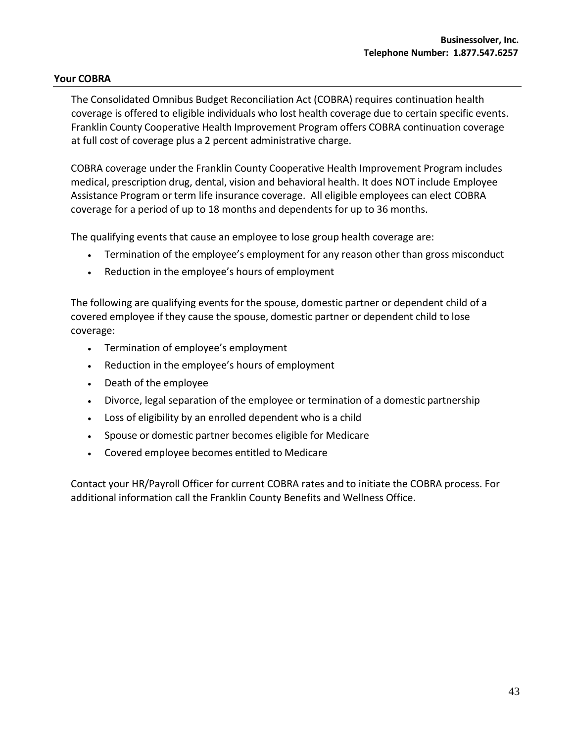**Businessolver, Inc.**
**Telephone Number: 1.877.547.6257**

## Your COBRA

The Consolidated Omnibus Budget Reconciliation Act (COBRA) requires continuation health coverage is offered to eligible individuals who lost health coverage due to certain specific events. Franklin County Cooperative Health Improvement Program offers COBRA continuation coverage at full cost of coverage plus a 2 percent administrative charge.

COBRA coverage under the Franklin County Cooperative Health Improvement Program includes medical, prescription drug, dental, vision and behavioral health. It does NOT include Employee Assistance Program or term life insurance coverage. All eligible employees can elect COBRA coverage for a period of up to 18 months and dependents for up to 36 months.

The qualifying events that cause an employee to lose group health coverage are:

- Termination of the employee's employment for any reason other than gross misconduct
- Reduction in the employee's hours of employment

The following are qualifying events for the spouse, domestic partner or dependent child of a covered employee if they cause the spouse, domestic partner or dependent child to lose coverage:

- Termination of employee's employment
- Reduction in the employee's hours of employment
- Death of the employee
- Divorce, legal separation of the employee or termination of a domestic partnership
- Loss of eligibility by an enrolled dependent who is a child
- Spouse or domestic partner becomes eligible for Medicare
- Covered employee becomes entitled to Medicare

Contact your HR/Payroll Officer for current COBRA rates and to initiate the COBRA process. For additional information call the Franklin County Benefits and Wellness Office.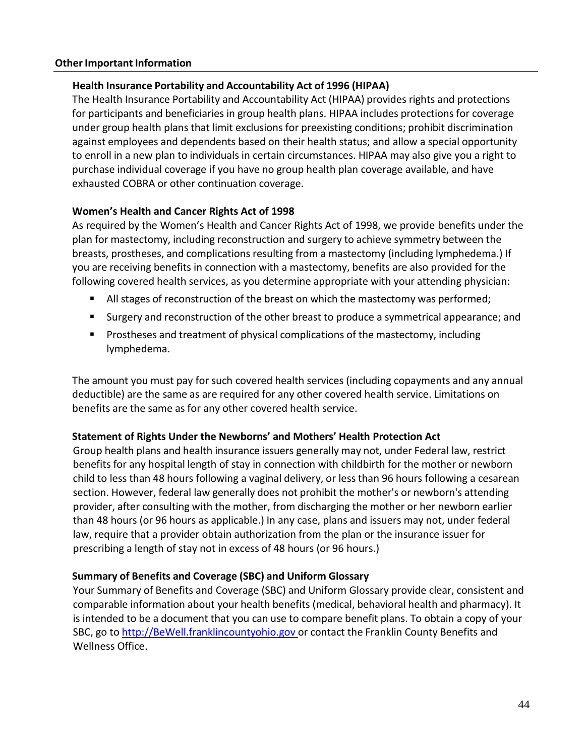## Other Important Information

### Health Insurance Portability and Accountability Act of 1996 (HIPAA)

The Health Insurance Portability and Accountability Act (HIPAA) provides rights and protections for participants and beneficiaries in group health plans. HIPAA includes protections for coverage under group health plans that limit exclusions for preexisting conditions; prohibit discrimination against employees and dependents based on their health status; and allow a special opportunity to enroll in a new plan to individuals in certain circumstances. HIPAA may also give you a right to purchase individual coverage if you have no group health plan coverage available, and have exhausted COBRA or other continuation coverage.

### Women's Health and Cancer Rights Act of 1998

As required by the Women's Health and Cancer Rights Act of 1998, we provide benefits under the plan for mastectomy, including reconstruction and surgery to achieve symmetry between the breasts, prostheses, and complications resulting from a mastectomy (including lymphedema.) If you are receiving benefits in connection with a mastectomy, benefits are also provided for the following covered health services, as you determine appropriate with your attending physician:

- All stages of reconstruction of the breast on which the mastectomy was performed;
- Surgery and reconstruction of the other breast to produce a symmetrical appearance; and
- Prostheses and treatment of physical complications of the mastectomy, including lymphedema.

The amount you must pay for such covered health services (including copayments and any annual deductible) are the same as are required for any other covered health service. Limitations on benefits are the same as for any other covered health service.

### Statement of Rights Under the Newborns' and Mothers' Health Protection Act

Group health plans and health insurance issuers generally may not, under Federal law, restrict benefits for any hospital length of stay in connection with childbirth for the mother or newborn child to less than 48 hours following a vaginal delivery, or less than 96 hours following a cesarean section. However, federal law generally does not prohibit the mother's or newborn's attending provider, after consulting with the mother, from discharging the mother or her newborn earlier than 48 hours (or 96 hours as applicable.) In any case, plans and issuers may not, under federal law, require that a provider obtain authorization from the plan or the insurance issuer for prescribing a length of stay not in excess of 48 hours (or 96 hours.)

### Summary of Benefits and Coverage (SBC) and Uniform Glossary

Your Summary of Benefits and Coverage (SBC) and Uniform Glossary provide clear, consistent and comparable information about your health benefits (medical, behavioral health and pharmacy). It is intended to be a document that you can use to compare benefit plans. To obtain a copy of your SBC, go to [http://BeWell.franklincountyohio.gov](http://BeWell.franklincountyohio.gov) or contact the Franklin County Benefits and Wellness Office.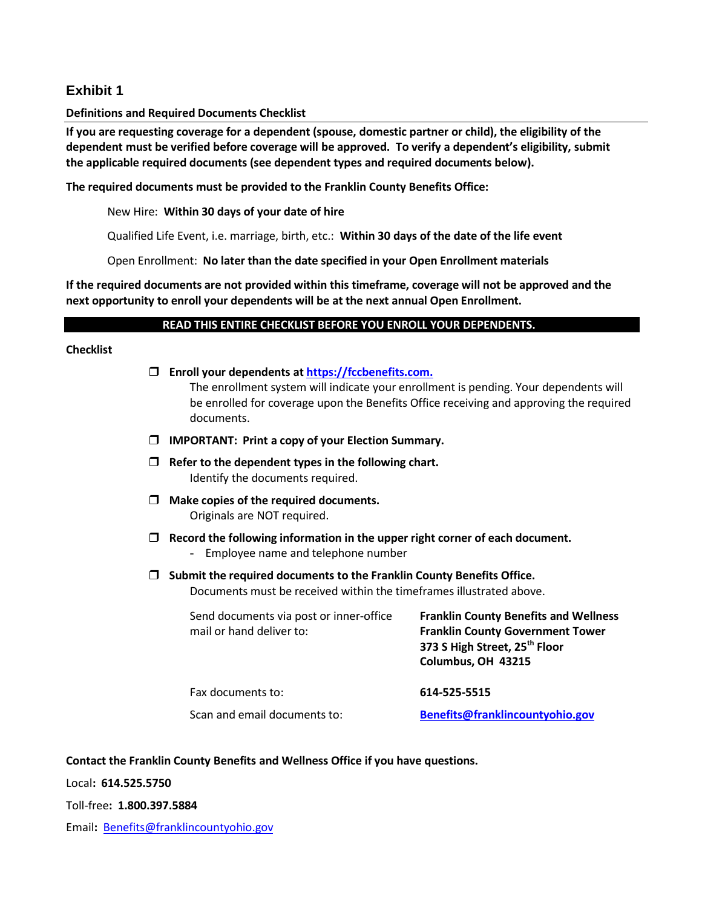## Exhibit 1

**Definitions and Required Documents Checklist**

**If you are requesting coverage for a dependent (spouse, domestic partner or child), the eligibility of the dependent must be verified before coverage will be approved. To verify a dependent's eligibility, submit the applicable required documents (see dependent types and required documents below).**

**The required documents must be provided to the Franklin County Benefits Office:**

> New Hire: **Within 30 days of your date of hire**
>
> Qualified Life Event, i.e. marriage, birth, etc.: **Within 30 days of the date of the life event**
>
> Open Enrollment: **No later than the date specified in your Open Enrollment materials**

**If the required documents are not provided within this timeframe, coverage will not be approved and the next opportunity to enroll your dependents will be at the next annual Open Enrollment.**

**READ THIS ENTIRE CHECKLIST BEFORE YOU ENROLL YOUR DEPENDENTS.**

**Checklist**

- ❒ **Enroll your dependents at [https://fccbenefits.com.](https://fccbenefits.com)**
  The enrollment system will indicate your enrollment is pending. Your dependents will be enrolled for coverage upon the Benefits Office receiving and approving the required documents.
- ❒ **IMPORTANT: Print a copy of your Election Summary.**
- ❒ **Refer to the dependent types in the following chart.**
  Identify the documents required.
- ❒ **Make copies of the required documents.**
  Originals are NOT required.
- ❒ **Record the following information in the upper right corner of each document.**
  - Employee name and telephone number
- ❒ **Submit the required documents to the Franklin County Benefits Office.**
  Documents must be received within the timeframes illustrated above.

| | |
|---|---|
| Send documents via post or inner-office mail or hand deliver to: | **Franklin County Benefits and Wellness**<br>**Franklin County Government Tower**<br>**373 S High Street, 25th Floor**<br>**Columbus, OH 43215** |
| Fax documents to: | **614-525-5515** |
| Scan and email documents to: | **Benefits@franklincountyohio.gov** |

**Contact the Franklin County Benefits and Wellness Office if you have questions.**

Local: **614.525.5750**

Toll-free: **1.800.397.5884**

Email: Benefits@franklincountyohio.gov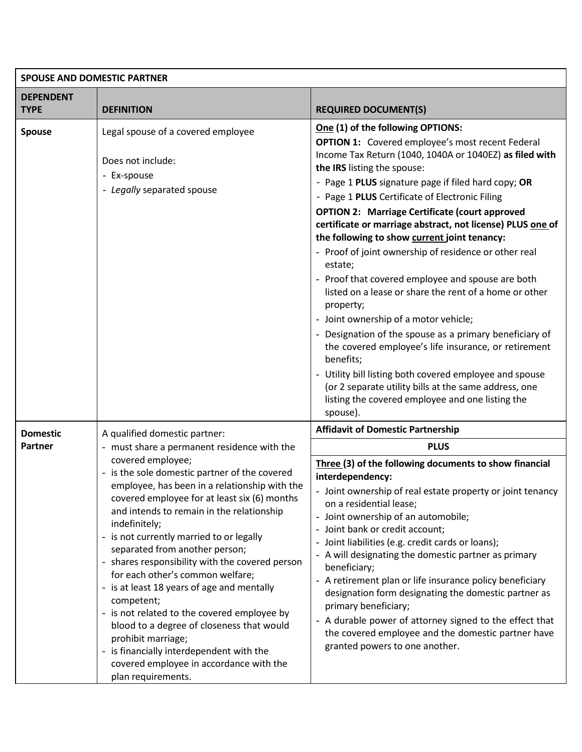| SPOUSE AND DOMESTIC PARTNER | | |
|---|---|---|
| **DEPENDENT TYPE** | **DEFINITION** | **REQUIRED DOCUMENT(S)** |
| **Spouse** | Legal spouse of a covered employee<br><br>Does not include:<br>- Ex-spouse<br>- *Legally* separated spouse | <u>**One**</u> **(1) of the following OPTIONS:**<br>**OPTION 1:** Covered employee's most recent Federal Income Tax Return (1040, 1040A or 1040EZ) **as filed with the IRS** listing the spouse:<br>- Page 1 **PLUS** signature page if filed hard copy; **OR**<br>- Page 1 **PLUS** Certificate of Electronic Filing<br>**OPTION 2: Marriage Certificate (court approved certificate or marriage abstract, not license) PLUS <u>one</u> of the following to show <u>current</u> joint tenancy:**<br>- Proof of joint ownership of residence or other real estate;<br>- Proof that covered employee and spouse are both listed on a lease or share the rent of a home or other property;<br>- Joint ownership of a motor vehicle;<br>- Designation of the spouse as a primary beneficiary of the covered employee's life insurance, or retirement benefits;<br>- Utility bill listing both covered employee and spouse (or 2 separate utility bills at the same address, one listing the covered employee and one listing the spouse). |
| **Domestic Partner** | A qualified domestic partner:<br>- must share a permanent residence with the covered employee;<br>- is the sole domestic partner of the covered employee, has been in a relationship with the covered employee for at least six (6) months and intends to remain in the relationship indefinitely;<br>- is not currently married to or legally separated from another person;<br>- shares responsibility with the covered person for each other's common welfare;<br>- is at least 18 years of age and mentally competent;<br>- is not related to the covered employee by blood to a degree of closeness that would prohibit marriage;<br>- is financially interdependent with the covered employee in accordance with the plan requirements. | **Affidavit of Domestic Partnership**<br><br>**PLUS**<br><br><u>**Three**</u> **(3) of the following documents to show financial interdependency:**<br>- Joint ownership of real estate property or joint tenancy on a residential lease;<br>- Joint ownership of an automobile;<br>- Joint bank or credit account;<br>- Joint liabilities (e.g. credit cards or loans);<br>- A will designating the domestic partner as primary beneficiary;<br>- A retirement plan or life insurance policy beneficiary designation form designating the domestic partner as primary beneficiary;<br>- A durable power of attorney signed to the effect that the covered employee and the domestic partner have granted powers to one another. |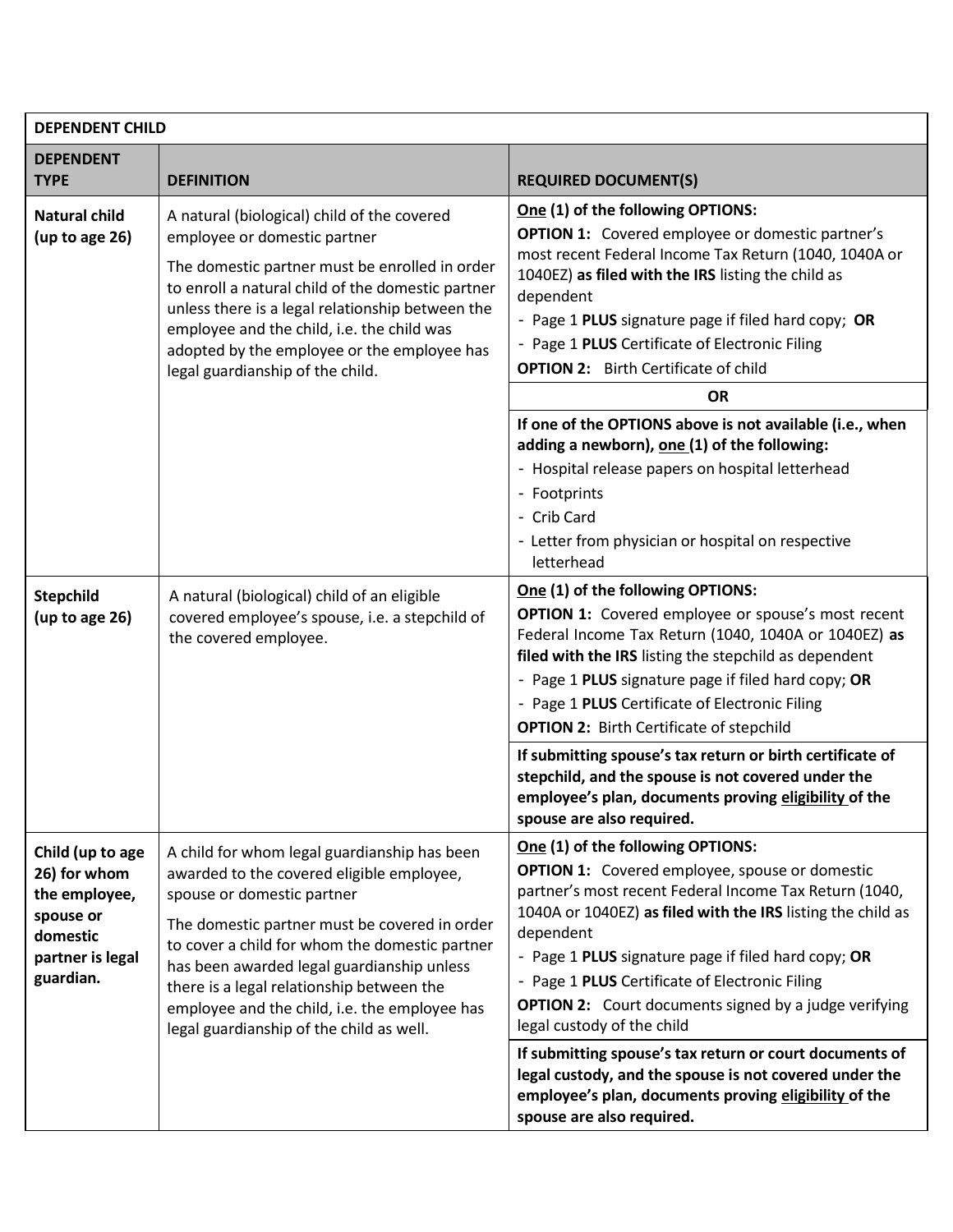| DEPENDENT CHILD | | |
|---|---|---|
| **DEPENDENT TYPE** | **DEFINITION** | **REQUIRED DOCUMENT(S)** |
| **Natural child (up to age 26)** | A natural (biological) child of the covered employee or domestic partner<br><br>The domestic partner must be enrolled in order to enroll a natural child of the domestic partner unless there is a legal relationship between the employee and the child, i.e. the child was adopted by the employee or the employee has legal guardianship of the child. | **One (1) of the following OPTIONS:**<br>**OPTION 1:** Covered employee or domestic partner's most recent Federal Income Tax Return (1040, 1040A or 1040EZ) **as filed with the IRS** listing the child as dependent<br>- Page 1 **PLUS** signature page if filed hard copy; **OR**<br>- Page 1 **PLUS** Certificate of Electronic Filing<br>**OPTION 2:** Birth Certificate of child<br><br>**OR**<br><br>**If one of the OPTIONS above is not available (i.e., when adding a newborn), one (1) of the following:**<br>- Hospital release papers on hospital letterhead<br>- Footprints<br>- Crib Card<br>- Letter from physician or hospital on respective letterhead |
| **Stepchild (up to age 26)** | A natural (biological) child of an eligible covered employee's spouse, i.e. a stepchild of the covered employee. | **One (1) of the following OPTIONS:**<br>**OPTION 1:** Covered employee or spouse's most recent Federal Income Tax Return (1040, 1040A or 1040EZ) **as filed with the IRS** listing the stepchild as dependent<br>- Page 1 **PLUS** signature page if filed hard copy; **OR**<br>- Page 1 **PLUS** Certificate of Electronic Filing<br>**OPTION 2:** Birth Certificate of stepchild<br><br>**If submitting spouse's tax return or birth certificate of stepchild, and the spouse is not covered under the employee's plan, documents proving eligibility of the spouse are also required.** |
| **Child (up to age 26) for whom the employee, spouse or domestic partner is legal guardian.** | A child for whom legal guardianship has been awarded to the covered eligible employee, spouse or domestic partner<br><br>The domestic partner must be covered in order to cover a child for whom the domestic partner has been awarded legal guardianship unless there is a legal relationship between the employee and the child, i.e. the employee has legal guardianship of the child as well. | **One (1) of the following OPTIONS:**<br>**OPTION 1:** Covered employee, spouse or domestic partner's most recent Federal Income Tax Return (1040, 1040A or 1040EZ) **as filed with the IRS** listing the child as dependent<br>- Page 1 **PLUS** signature page if filed hard copy; **OR**<br>- Page 1 **PLUS** Certificate of Electronic Filing<br>**OPTION 2:** Court documents signed by a judge verifying legal custody of the child<br><br>**If submitting spouse's tax return or court documents of legal custody, and the spouse is not covered under the employee's plan, documents proving eligibility of the spouse are also required.** |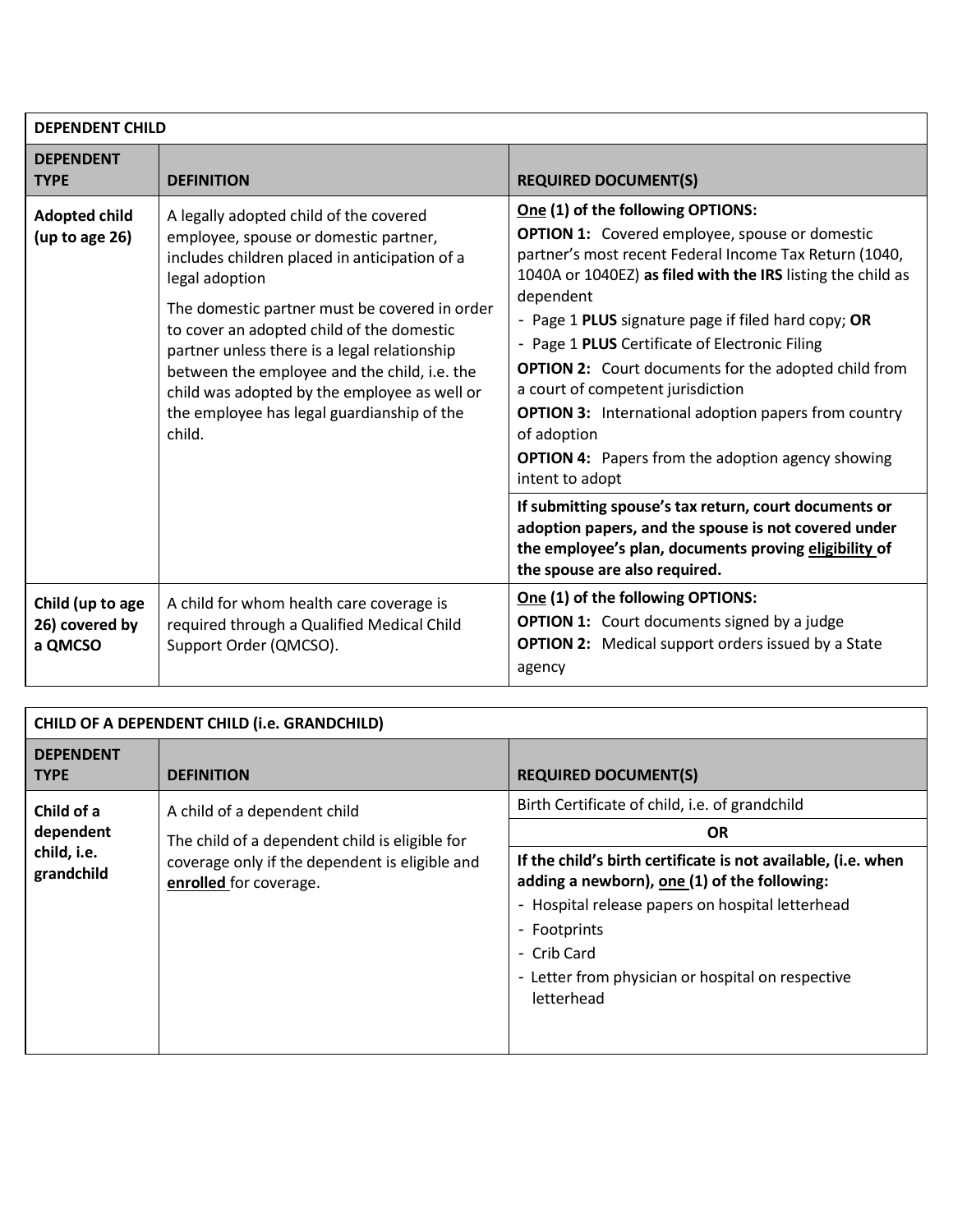| DEPENDENT CHILD | | |
|---|---|---|
| **DEPENDENT TYPE** | **DEFINITION** | **REQUIRED DOCUMENT(S)** |
| **Adopted child (up to age 26)** | A legally adopted child of the covered employee, spouse or domestic partner, includes children placed in anticipation of a legal adoption<br><br>The domestic partner must be covered in order to cover an adopted child of the domestic partner unless there is a legal relationship between the employee and the child, i.e. the child was adopted by the employee as well or the employee has legal guardianship of the child. | **One (1) of the following OPTIONS:**<br>**OPTION 1:** Covered employee, spouse or domestic partner's most recent Federal Income Tax Return (1040, 1040A or 1040EZ) **as filed with the IRS** listing the child as dependent<br>- Page 1 **PLUS** signature page if filed hard copy; **OR**<br>- Page 1 **PLUS** Certificate of Electronic Filing<br>**OPTION 2:** Court documents for the adopted child from a court of competent jurisdiction<br>**OPTION 3:** International adoption papers from country of adoption<br>**OPTION 4:** Papers from the adoption agency showing intent to adopt<br><br>**If submitting spouse's tax return, court documents or adoption papers, and the spouse is not covered under the employee's plan, documents proving eligibility of the spouse are also required.** |
| **Child (up to age 26) covered by a QMCSO** | A child for whom health care coverage is required through a Qualified Medical Child Support Order (QMCSO). | **One (1) of the following OPTIONS:**<br>**OPTION 1:** Court documents signed by a judge<br>**OPTION 2:** Medical support orders issued by a State agency |

| CHILD OF A DEPENDENT CHILD (i.e. GRANDCHILD) | | |
|---|---|---|
| **DEPENDENT TYPE** | **DEFINITION** | **REQUIRED DOCUMENT(S)** |
| **Child of a dependent child, i.e. grandchild** | A child of a dependent child<br><br>The child of a dependent child is eligible for coverage only if the dependent is eligible and **enrolled** for coverage. | Birth Certificate of child, i.e. of grandchild<br><br>**OR**<br><br>**If the child's birth certificate is not available, (i.e. when adding a newborn), one (1) of the following:**<br>- Hospital release papers on hospital letterhead<br>- Footprints<br>- Crib Card<br>- Letter from physician or hospital on respective letterhead |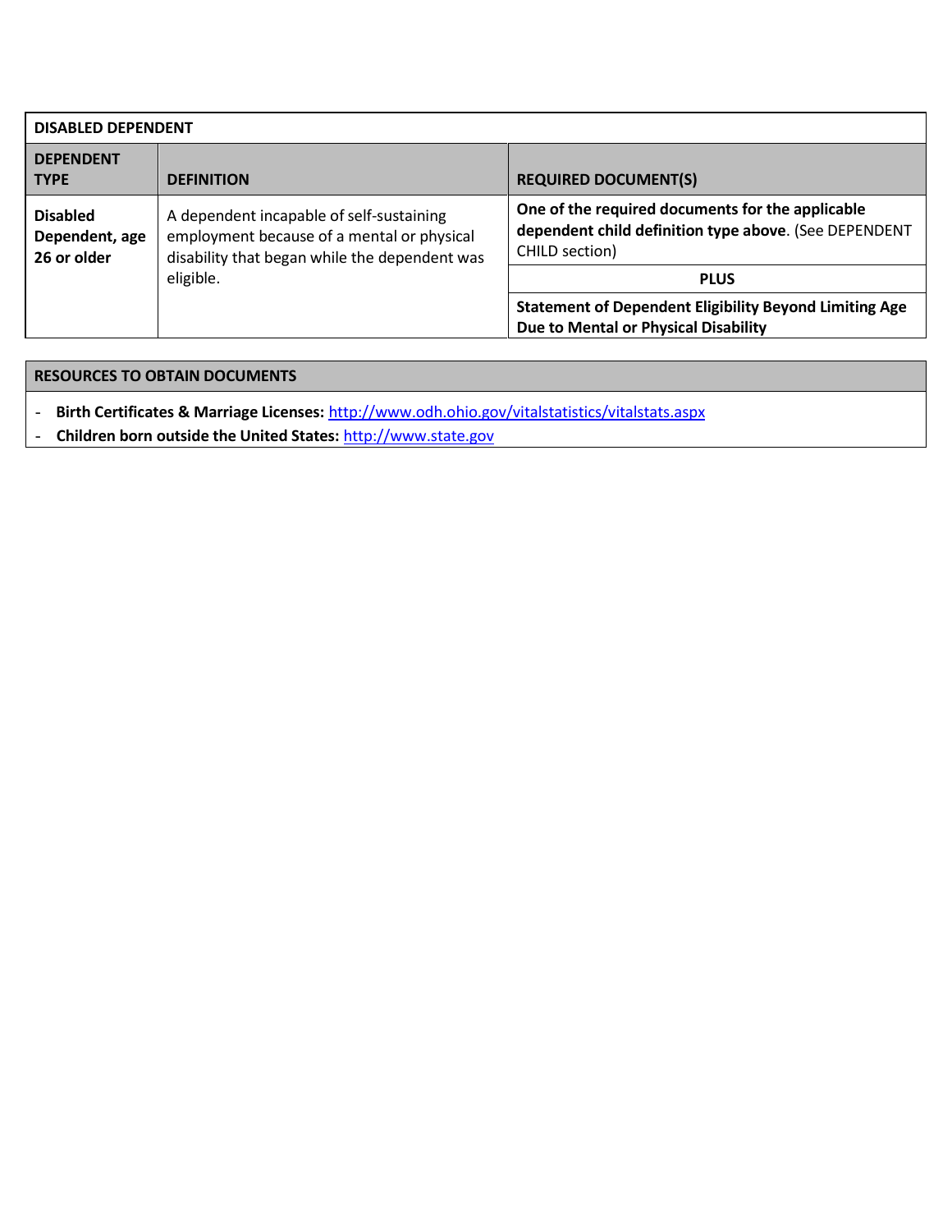| DISABLED DEPENDENT | | |
|---|---|---|
| **DEPENDENT TYPE** | **DEFINITION** | **REQUIRED DOCUMENT(S)** |
| **Disabled Dependent, age 26 or older** | A dependent incapable of self-sustaining employment because of a mental or physical disability that began while the dependent was eligible. | **One of the required documents for the applicable dependent child definition type above**. (See DEPENDENT CHILD section)<br><br>**PLUS**<br><br>**Statement of Dependent Eligibility Beyond Limiting Age Due to Mental or Physical Disability** |

**RESOURCES TO OBTAIN DOCUMENTS**

- **Birth Certificates & Marriage Licenses:** http://www.odh.ohio.gov/vitalstatistics/vitalstats.aspx
- **Children born outside the United States:** http://www.state.gov